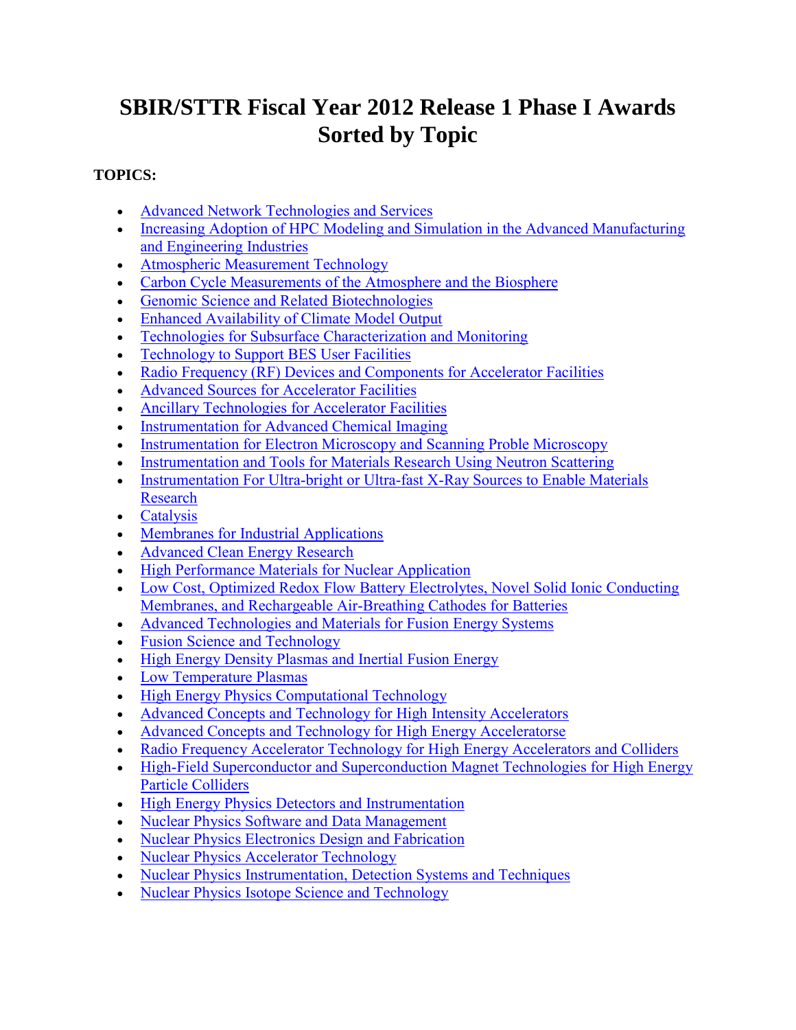# SBIR/STTR Fiscal Year 2012 Release 1 Phase I Awards Sorted by Topic

**TOPICS:**

- Advanced Network Technologies and Services
- Increasing Adoption of HPC Modeling and Simulation in the Advanced Manufacturing and Engineering Industries
- Atmospheric Measurement Technology
- Carbon Cycle Measurements of the Atmosphere and the Biosphere
- Genomic Science and Related Biotechnologies
- Enhanced Availability of Climate Model Output
- Technologies for Subsurface Characterization and Monitoring
- Technology to Support BES User Facilities
- Radio Frequency (RF) Devices and Components for Accelerator Facilities
- Advanced Sources for Accelerator Facilities
- Ancillary Technologies for Accelerator Facilities
- Instrumentation for Advanced Chemical Imaging
- Instrumentation for Electron Microscopy and Scanning Proble Microscopy
- Instrumentation and Tools for Materials Research Using Neutron Scattering
- Instrumentation For Ultra-bright or Ultra-fast X-Ray Sources to Enable Materials Research
- Catalysis
- Membranes for Industrial Applications
- Advanced Clean Energy Research
- High Performance Materials for Nuclear Application
- Low Cost, Optimized Redox Flow Battery Electrolytes, Novel Solid Ionic Conducting Membranes, and Rechargeable Air-Breathing Cathodes for Batteries
- Advanced Technologies and Materials for Fusion Energy Systems
- Fusion Science and Technology
- High Energy Density Plasmas and Inertial Fusion Energy
- Low Temperature Plasmas
- High Energy Physics Computational Technology
- Advanced Concepts and Technology for High Intensity Accelerators
- Advanced Concepts and Technology for High Energy Acceleratorse
- Radio Frequency Accelerator Technology for High Energy Accelerators and Colliders
- High-Field Superconductor and Superconduction Magnet Technologies for High Energy Particle Colliders
- High Energy Physics Detectors and Instrumentation
- Nuclear Physics Software and Data Management
- Nuclear Physics Electronics Design and Fabrication
- Nuclear Physics Accelerator Technology
- Nuclear Physics Instrumentation, Detection Systems and Techniques
- Nuclear Physics Isotope Science and Technology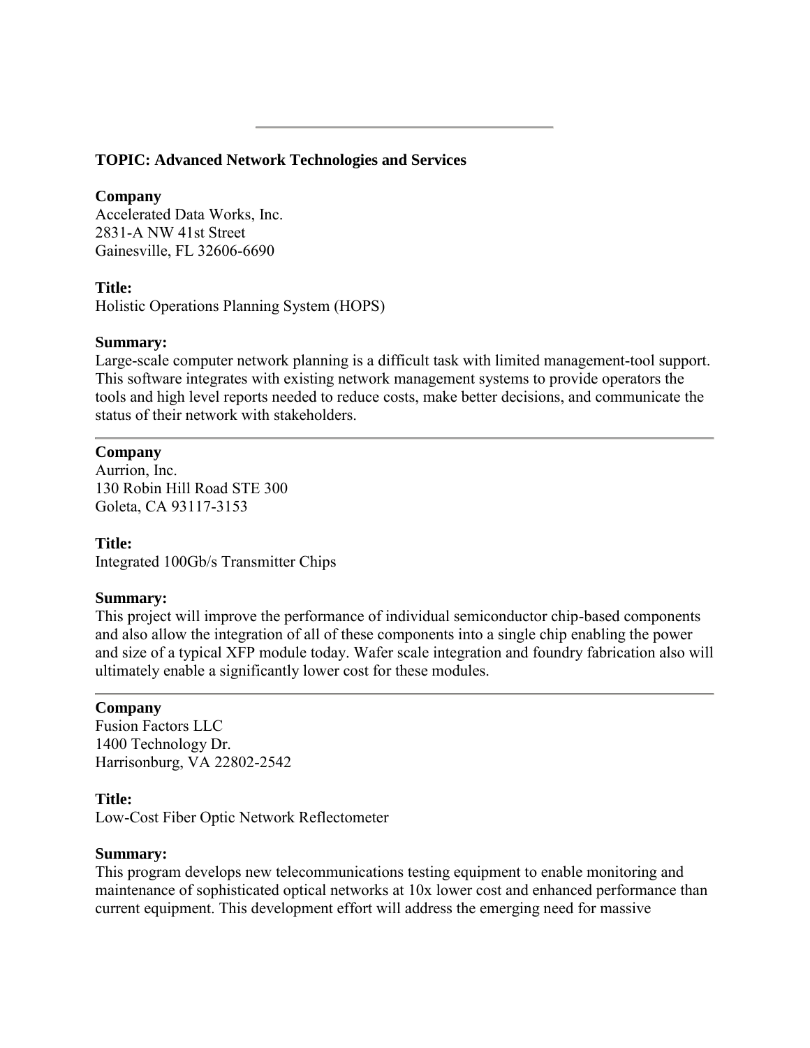---

**TOPIC: Advanced Network Technologies and Services**

**Company**
Accelerated Data Works, Inc.
2831-A NW 41st Street
Gainesville, FL 32606-6690

**Title:**
Holistic Operations Planning System (HOPS)

**Summary:**
Large-scale computer network planning is a difficult task with limited management-tool support. This software integrates with existing network management systems to provide operators the tools and high level reports needed to reduce costs, make better decisions, and communicate the status of their network with stakeholders.

---

**Company**
Aurrion, Inc.
130 Robin Hill Road STE 300
Goleta, CA 93117-3153

**Title:**
Integrated 100Gb/s Transmitter Chips

**Summary:**
This project will improve the performance of individual semiconductor chip-based components and also allow the integration of all of these components into a single chip enabling the power and size of a typical XFP module today. Wafer scale integration and foundry fabrication also will ultimately enable a significantly lower cost for these modules.

---

**Company**
Fusion Factors LLC
1400 Technology Dr.
Harrisonburg, VA 22802-2542

**Title:**
Low-Cost Fiber Optic Network Reflectometer

**Summary:**
This program develops new telecommunications testing equipment to enable monitoring and maintenance of sophisticated optical networks at 10x lower cost and enhanced performance than current equipment. This development effort will address the emerging need for massive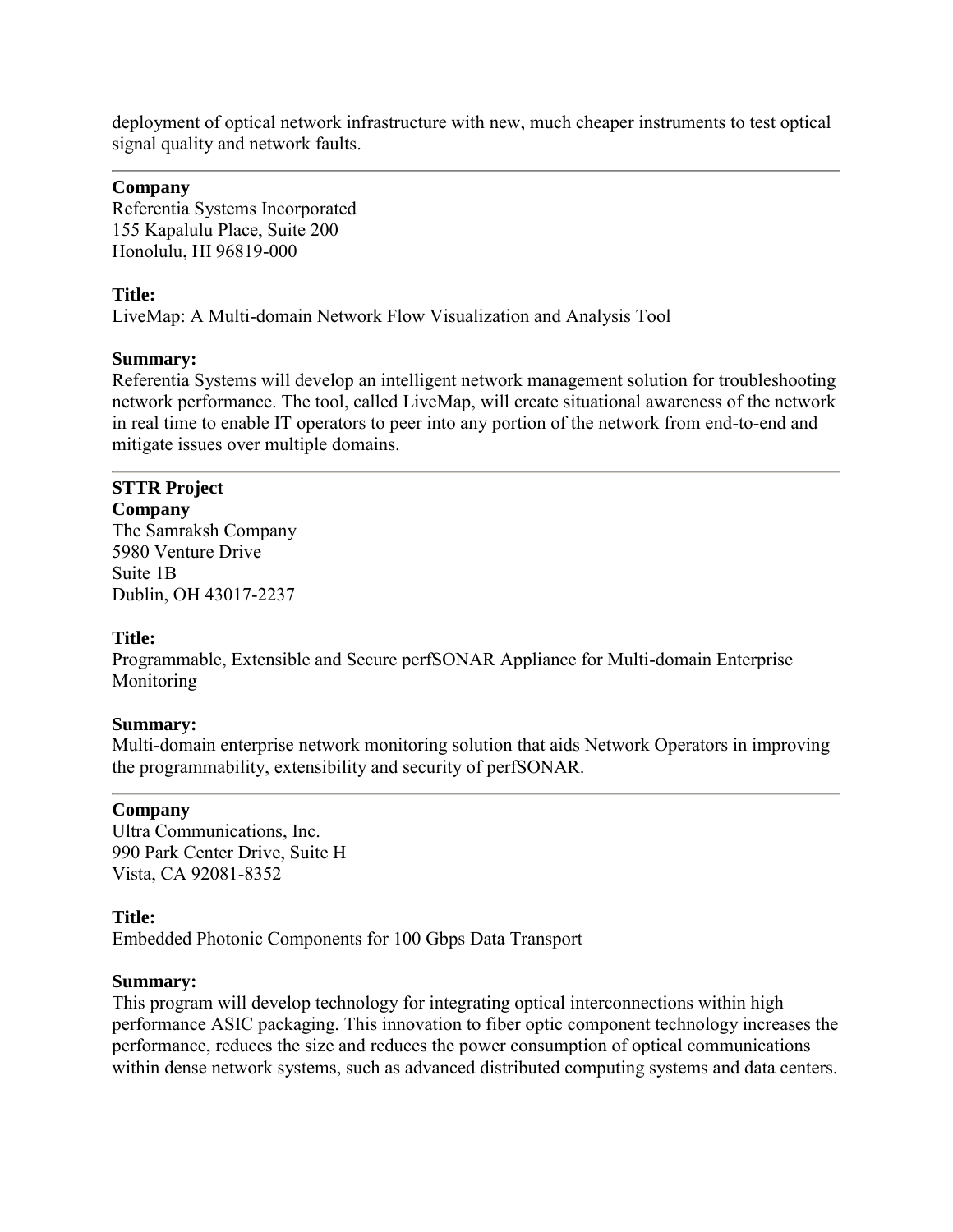deployment of optical network infrastructure with new, much cheaper instruments to test optical signal quality and network faults.

---

**Company**
Referentia Systems Incorporated
155 Kapalulu Place, Suite 200
Honolulu, HI 96819-000

**Title:**
LiveMap: A Multi-domain Network Flow Visualization and Analysis Tool

**Summary:**
Referentia Systems will develop an intelligent network management solution for troubleshooting network performance. The tool, called LiveMap, will create situational awareness of the network in real time to enable IT operators to peer into any portion of the network from end-to-end and mitigate issues over multiple domains.

---

**STTR Project**
**Company**
The Samraksh Company
5980 Venture Drive
Suite 1B
Dublin, OH 43017-2237

**Title:**
Programmable, Extensible and Secure perfSONAR Appliance for Multi-domain Enterprise Monitoring

**Summary:**
Multi-domain enterprise network monitoring solution that aids Network Operators in improving the programmability, extensibility and security of perfSONAR.

---

**Company**
Ultra Communications, Inc.
990 Park Center Drive, Suite H
Vista, CA 92081-8352

**Title:**
Embedded Photonic Components for 100 Gbps Data Transport

**Summary:**
This program will develop technology for integrating optical interconnections within high performance ASIC packaging. This innovation to fiber optic component technology increases the performance, reduces the size and reduces the power consumption of optical communications within dense network systems, such as advanced distributed computing systems and data centers.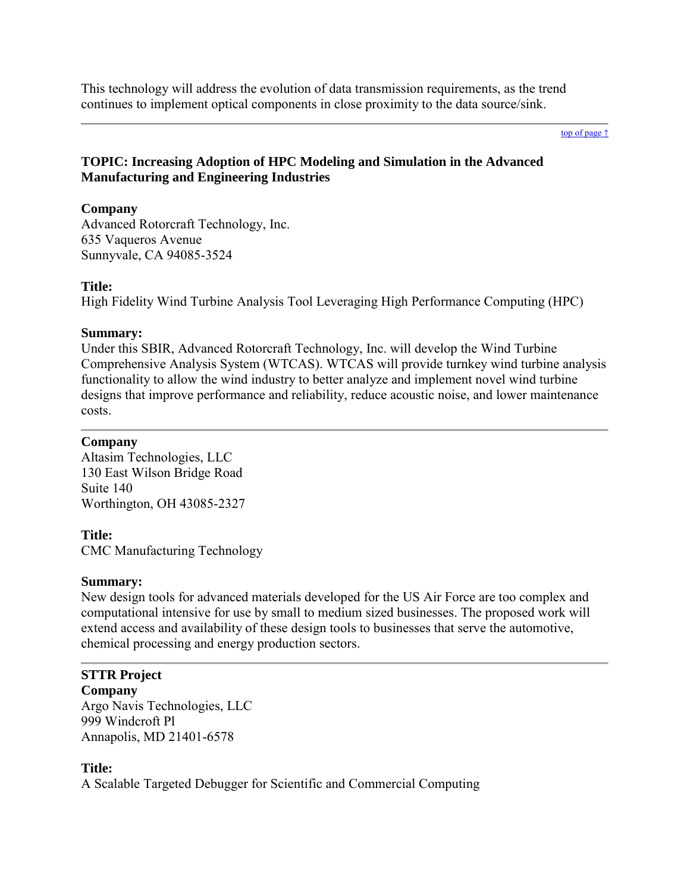This technology will address the evolution of data transmission requirements, as the trend continues to implement optical components in close proximity to the data source/sink.

---

top of page ↑

### TOPIC: Increasing Adoption of HPC Modeling and Simulation in the Advanced Manufacturing and Engineering Industries

**Company**
Advanced Rotorcraft Technology, Inc.
635 Vaqueros Avenue
Sunnyvale, CA 94085-3524

**Title:**
High Fidelity Wind Turbine Analysis Tool Leveraging High Performance Computing (HPC)

**Summary:**
Under this SBIR, Advanced Rotorcraft Technology, Inc. will develop the Wind Turbine Comprehensive Analysis System (WTCAS). WTCAS will provide turnkey wind turbine analysis functionality to allow the wind industry to better analyze and implement novel wind turbine designs that improve performance and reliability, reduce acoustic noise, and lower maintenance costs.

---

**Company**
Altasim Technologies, LLC
130 East Wilson Bridge Road
Suite 140
Worthington, OH 43085-2327

**Title:**
CMC Manufacturing Technology

**Summary:**
New design tools for advanced materials developed for the US Air Force are too complex and computational intensive for use by small to medium sized businesses. The proposed work will extend access and availability of these design tools to businesses that serve the automotive, chemical processing and energy production sectors.

---

**STTR Project**
**Company**
Argo Navis Technologies, LLC
999 Windcroft Pl
Annapolis, MD 21401-6578

**Title:**
A Scalable Targeted Debugger for Scientific and Commercial Computing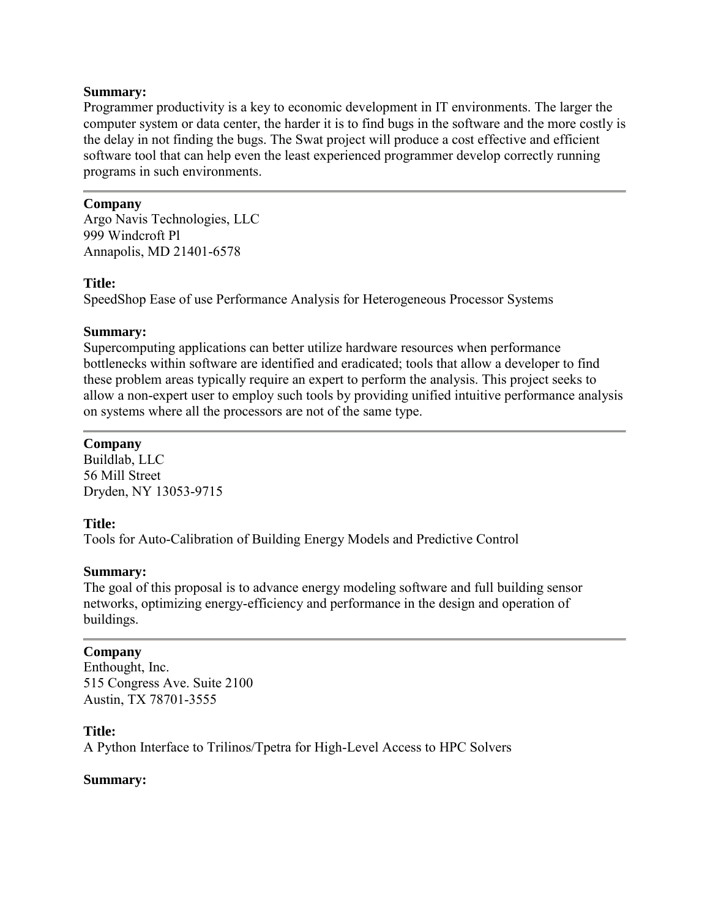**Summary:**
Programmer productivity is a key to economic development in IT environments. The larger the computer system or data center, the harder it is to find bugs in the software and the more costly is the delay in not finding the bugs. The Swat project will produce a cost effective and efficient software tool that can help even the least experienced programmer develop correctly running programs in such environments.

---

**Company**
Argo Navis Technologies, LLC
999 Windcroft Pl
Annapolis, MD 21401-6578

**Title:**
SpeedShop Ease of use Performance Analysis for Heterogeneous Processor Systems

**Summary:**
Supercomputing applications can better utilize hardware resources when performance bottlenecks within software are identified and eradicated; tools that allow a developer to find these problem areas typically require an expert to perform the analysis. This project seeks to allow a non-expert user to employ such tools by providing unified intuitive performance analysis on systems where all the processors are not of the same type.

---

**Company**
Buildlab, LLC
56 Mill Street
Dryden, NY 13053-9715

**Title:**
Tools for Auto-Calibration of Building Energy Models and Predictive Control

**Summary:**
The goal of this proposal is to advance energy modeling software and full building sensor networks, optimizing energy-efficiency and performance in the design and operation of buildings.

---

**Company**
Enthought, Inc.
515 Congress Ave. Suite 2100
Austin, TX 78701-3555

**Title:**
A Python Interface to Trilinos/Tpetra for High-Level Access to HPC Solvers

**Summary:**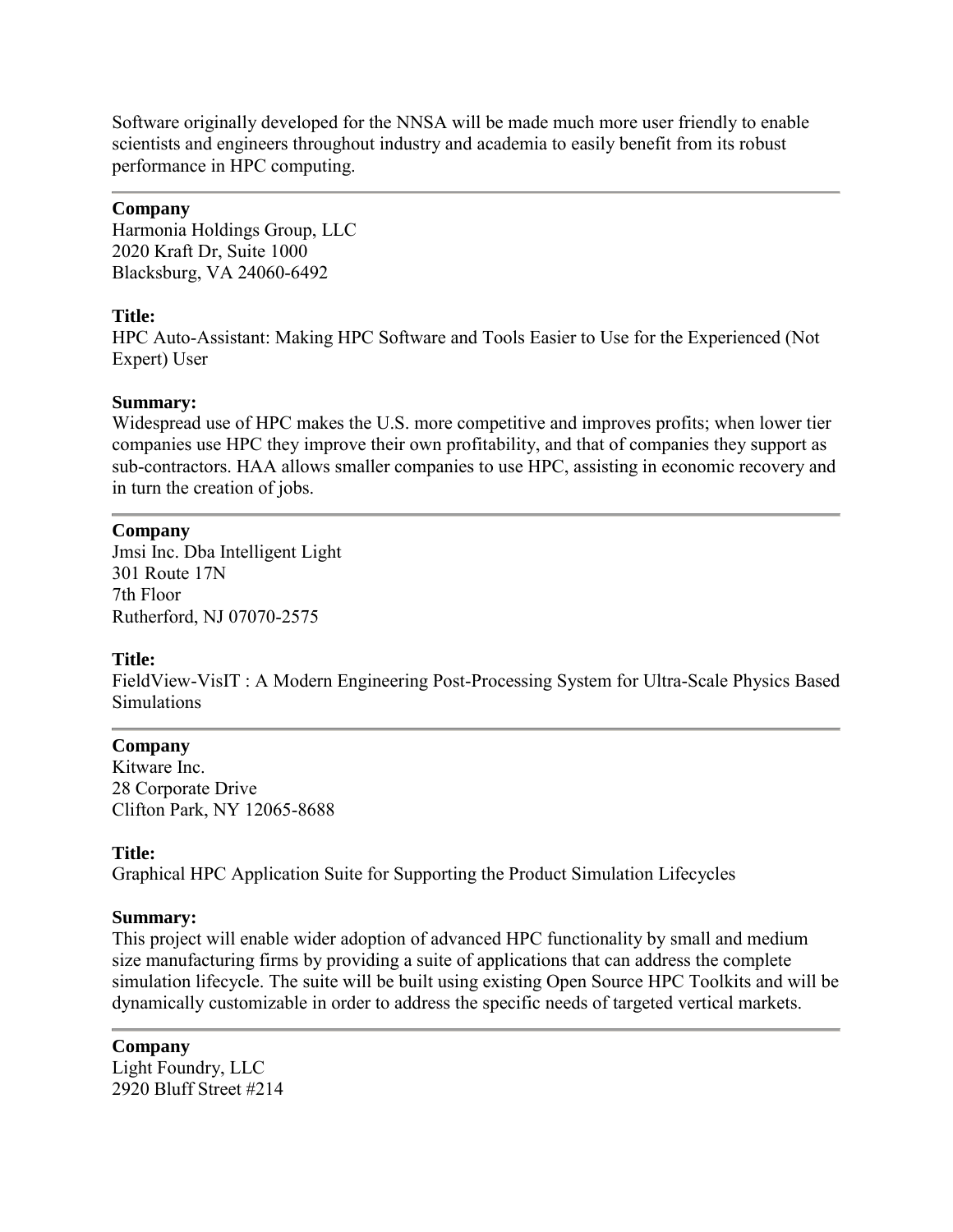Software originally developed for the NNSA will be made much more user friendly to enable scientists and engineers throughout industry and academia to easily benefit from its robust performance in HPC computing.

---

**Company**
Harmonia Holdings Group, LLC
2020 Kraft Dr, Suite 1000
Blacksburg, VA 24060-6492

**Title:**
HPC Auto-Assistant: Making HPC Software and Tools Easier to Use for the Experienced (Not Expert) User

**Summary:**
Widespread use of HPC makes the U.S. more competitive and improves profits; when lower tier companies use HPC they improve their own profitability, and that of companies they support as sub-contractors. HAA allows smaller companies to use HPC, assisting in economic recovery and in turn the creation of jobs.

---

**Company**
Jmsi Inc. Dba Intelligent Light
301 Route 17N
7th Floor
Rutherford, NJ 07070-2575

**Title:**
FieldView-VisIT : A Modern Engineering Post-Processing System for Ultra-Scale Physics Based Simulations

---

**Company**
Kitware Inc.
28 Corporate Drive
Clifton Park, NY 12065-8688

**Title:**
Graphical HPC Application Suite for Supporting the Product Simulation Lifecycles

**Summary:**
This project will enable wider adoption of advanced HPC functionality by small and medium size manufacturing firms by providing a suite of applications that can address the complete simulation lifecycle. The suite will be built using existing Open Source HPC Toolkits and will be dynamically customizable in order to address the specific needs of targeted vertical markets.

---

**Company**
Light Foundry, LLC
2920 Bluff Street #214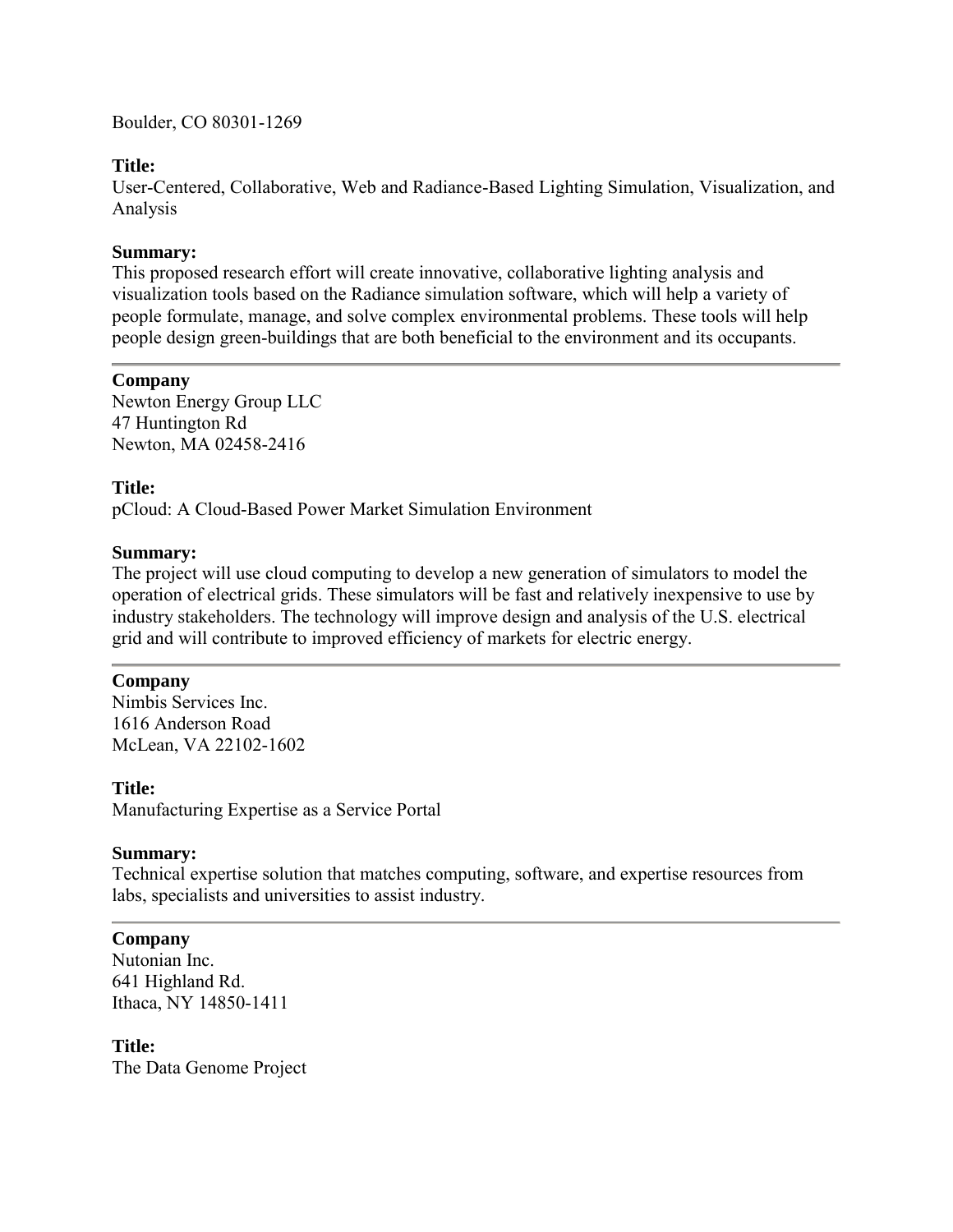Boulder, CO 80301-1269

**Title:**
User-Centered, Collaborative, Web and Radiance-Based Lighting Simulation, Visualization, and Analysis

**Summary:**
This proposed research effort will create innovative, collaborative lighting analysis and visualization tools based on the Radiance simulation software, which will help a variety of people formulate, manage, and solve complex environmental problems. These tools will help people design green-buildings that are both beneficial to the environment and its occupants.

---

**Company**
Newton Energy Group LLC
47 Huntington Rd
Newton, MA 02458-2416

**Title:**
pCloud: A Cloud-Based Power Market Simulation Environment

**Summary:**
The project will use cloud computing to develop a new generation of simulators to model the operation of electrical grids. These simulators will be fast and relatively inexpensive to use by industry stakeholders. The technology will improve design and analysis of the U.S. electrical grid and will contribute to improved efficiency of markets for electric energy.

---

**Company**
Nimbis Services Inc.
1616 Anderson Road
McLean, VA 22102-1602

**Title:**
Manufacturing Expertise as a Service Portal

**Summary:**
Technical expertise solution that matches computing, software, and expertise resources from labs, specialists and universities to assist industry.

---

**Company**
Nutonian Inc.
641 Highland Rd.
Ithaca, NY 14850-1411

**Title:**
The Data Genome Project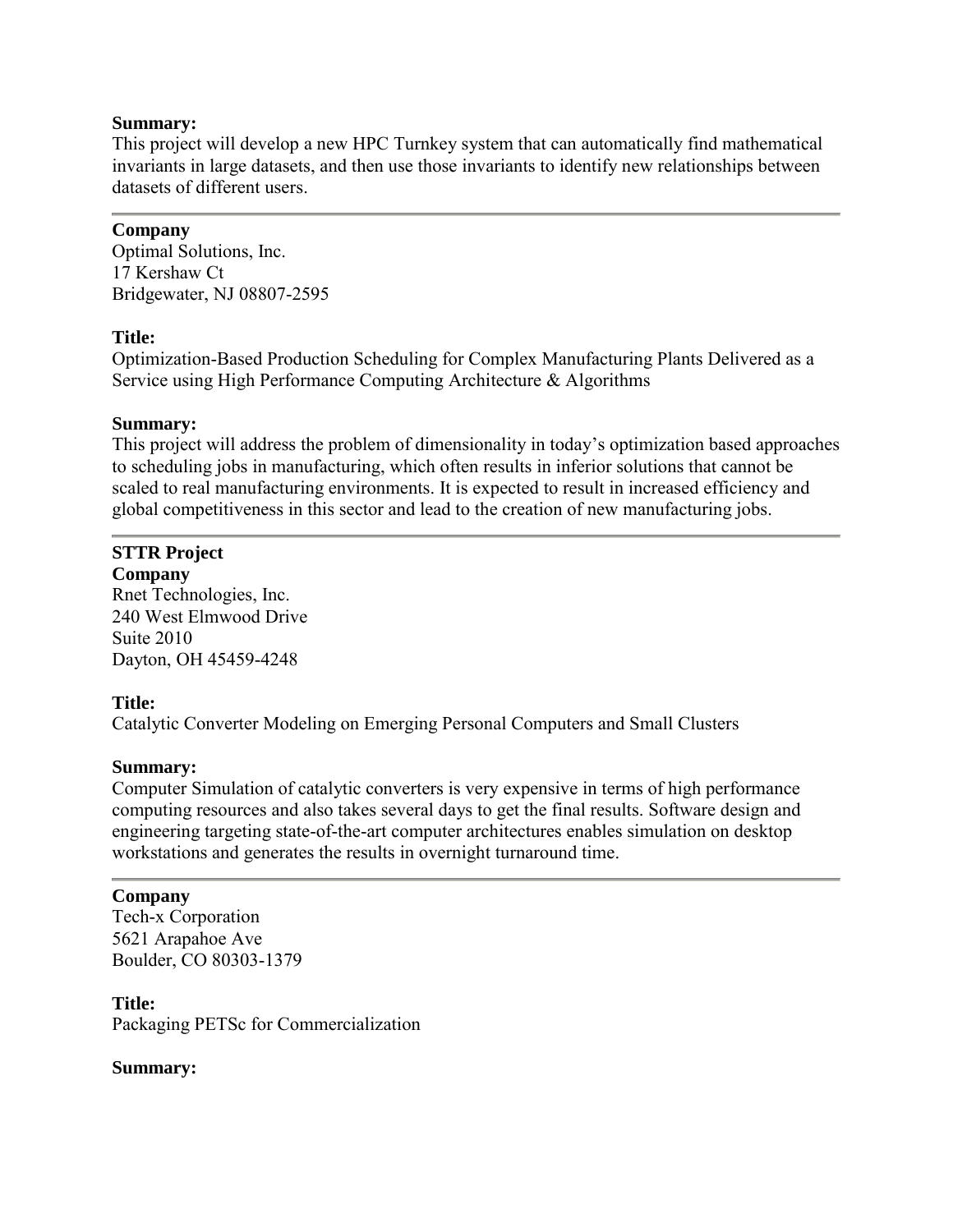**Summary:**
This project will develop a new HPC Turnkey system that can automatically find mathematical invariants in large datasets, and then use those invariants to identify new relationships between datasets of different users.

---

**Company**
Optimal Solutions, Inc.
17 Kershaw Ct
Bridgewater, NJ 08807-2595

**Title:**
Optimization-Based Production Scheduling for Complex Manufacturing Plants Delivered as a Service using High Performance Computing Architecture & Algorithms

**Summary:**
This project will address the problem of dimensionality in today's optimization based approaches to scheduling jobs in manufacturing, which often results in inferior solutions that cannot be scaled to real manufacturing environments. It is expected to result in increased efficiency and global competitiveness in this sector and lead to the creation of new manufacturing jobs.

---

**STTR Project**
**Company**
Rnet Technologies, Inc.
240 West Elmwood Drive
Suite 2010
Dayton, OH 45459-4248

**Title:**
Catalytic Converter Modeling on Emerging Personal Computers and Small Clusters

**Summary:**
Computer Simulation of catalytic converters is very expensive in terms of high performance computing resources and also takes several days to get the final results. Software design and engineering targeting state-of-the-art computer architectures enables simulation on desktop workstations and generates the results in overnight turnaround time.

---

**Company**
Tech-x Corporation
5621 Arapahoe Ave
Boulder, CO 80303-1379

**Title:**
Packaging PETSc for Commercialization

**Summary:**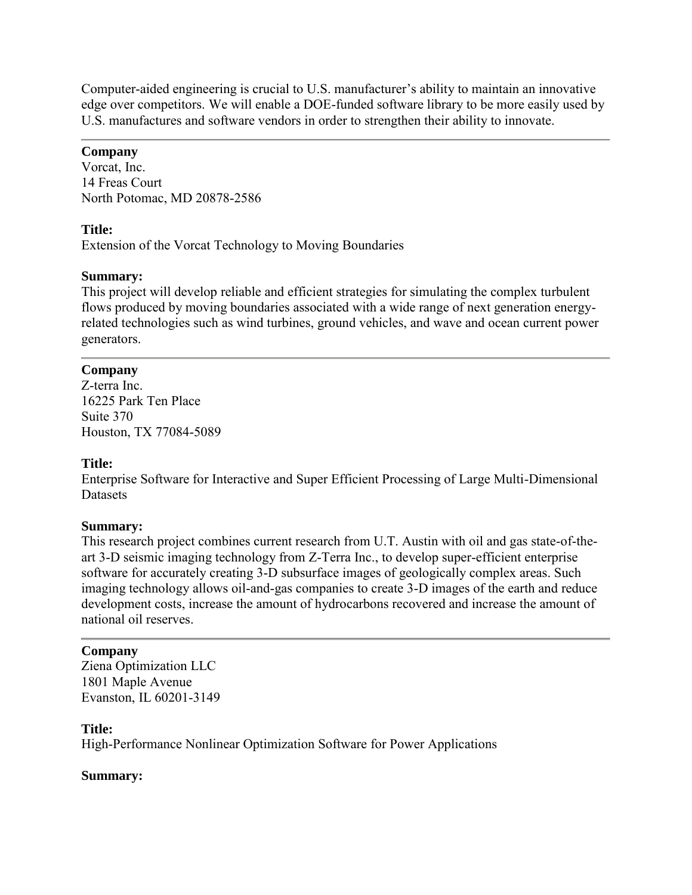Computer-aided engineering is crucial to U.S. manufacturer's ability to maintain an innovative edge over competitors. We will enable a DOE-funded software library to be more easily used by U.S. manufactures and software vendors in order to strengthen their ability to innovate.

---

**Company**
Vorcat, Inc.
14 Freas Court
North Potomac, MD 20878-2586

**Title:**
Extension of the Vorcat Technology to Moving Boundaries

**Summary:**
This project will develop reliable and efficient strategies for simulating the complex turbulent flows produced by moving boundaries associated with a wide range of next generation energy-related technologies such as wind turbines, ground vehicles, and wave and ocean current power generators.

---

**Company**
Z-terra Inc.
16225 Park Ten Place
Suite 370
Houston, TX 77084-5089

**Title:**
Enterprise Software for Interactive and Super Efficient Processing of Large Multi-Dimensional Datasets

**Summary:**
This research project combines current research from U.T. Austin with oil and gas state-of-the-art 3-D seismic imaging technology from Z-Terra Inc., to develop super-efficient enterprise software for accurately creating 3-D subsurface images of geologically complex areas. Such imaging technology allows oil-and-gas companies to create 3-D images of the earth and reduce development costs, increase the amount of hydrocarbons recovered and increase the amount of national oil reserves.

---

**Company**
Ziena Optimization LLC
1801 Maple Avenue
Evanston, IL 60201-3149

**Title:**
High-Performance Nonlinear Optimization Software for Power Applications

**Summary:**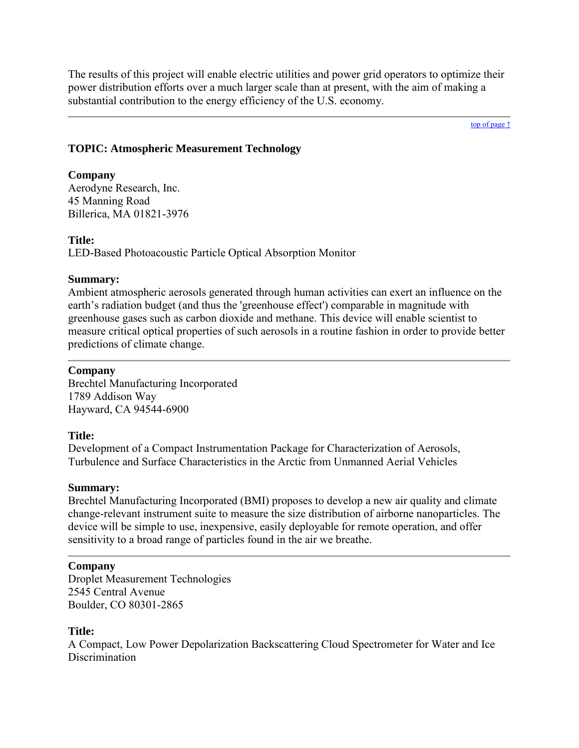The results of this project will enable electric utilities and power grid operators to optimize their power distribution efforts over a much larger scale than at present, with the aim of making a substantial contribution to the energy efficiency of the U.S. economy.

---

top of page ↑

### TOPIC: Atmospheric Measurement Technology

**Company**
Aerodyne Research, Inc.
45 Manning Road
Billerica, MA 01821-3976

**Title:**
LED-Based Photoacoustic Particle Optical Absorption Monitor

**Summary:**
Ambient atmospheric aerosols generated through human activities can exert an influence on the earth's radiation budget (and thus the 'greenhouse effect') comparable in magnitude with greenhouse gases such as carbon dioxide and methane. This device will enable scientist to measure critical optical properties of such aerosols in a routine fashion in order to provide better predictions of climate change.

---

**Company**
Brechtel Manufacturing Incorporated
1789 Addison Way
Hayward, CA 94544-6900

**Title:**
Development of a Compact Instrumentation Package for Characterization of Aerosols, Turbulence and Surface Characteristics in the Arctic from Unmanned Aerial Vehicles

**Summary:**
Brechtel Manufacturing Incorporated (BMI) proposes to develop a new air quality and climate change-relevant instrument suite to measure the size distribution of airborne nanoparticles. The device will be simple to use, inexpensive, easily deployable for remote operation, and offer sensitivity to a broad range of particles found in the air we breathe.

---

**Company**
Droplet Measurement Technologies
2545 Central Avenue
Boulder, CO 80301-2865

**Title:**
A Compact, Low Power Depolarization Backscattering Cloud Spectrometer for Water and Ice Discrimination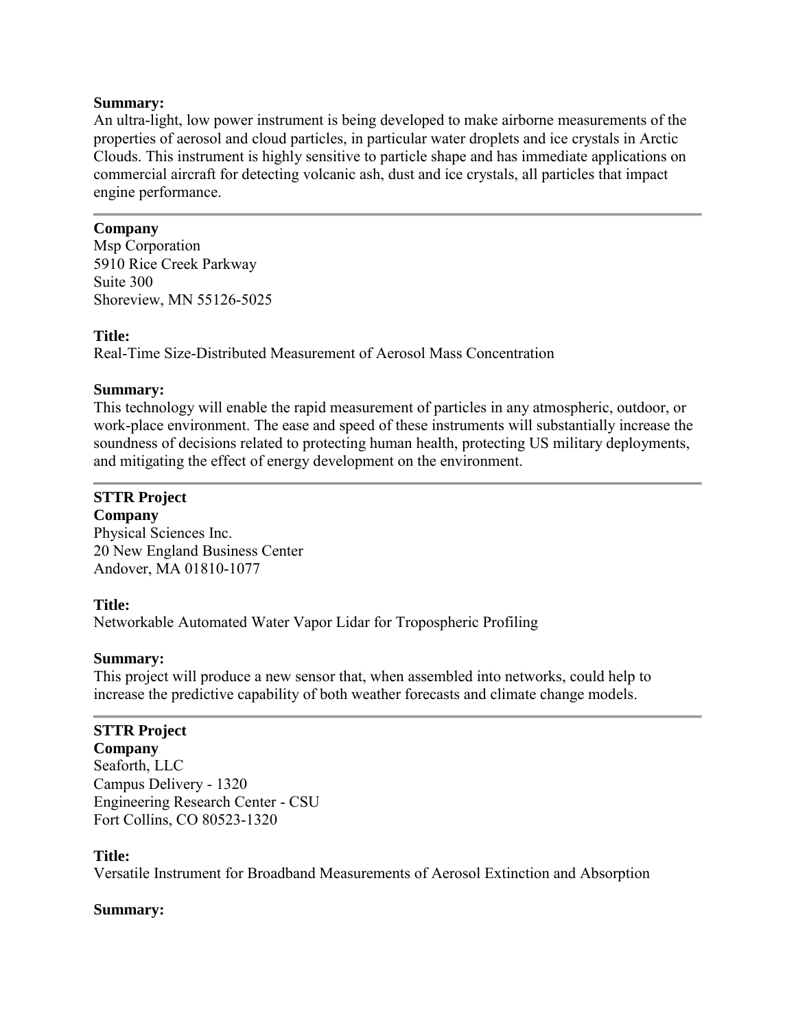**Summary:**
An ultra-light, low power instrument is being developed to make airborne measurements of the properties of aerosol and cloud particles, in particular water droplets and ice crystals in Arctic Clouds. This instrument is highly sensitive to particle shape and has immediate applications on commercial aircraft for detecting volcanic ash, dust and ice crystals, all particles that impact engine performance.

---

**Company**
Msp Corporation
5910 Rice Creek Parkway
Suite 300
Shoreview, MN 55126-5025

**Title:**
Real-Time Size-Distributed Measurement of Aerosol Mass Concentration

**Summary:**
This technology will enable the rapid measurement of particles in any atmospheric, outdoor, or work-place environment. The ease and speed of these instruments will substantially increase the soundness of decisions related to protecting human health, protecting US military deployments, and mitigating the effect of energy development on the environment.

---

**STTR Project**
**Company**
Physical Sciences Inc.
20 New England Business Center
Andover, MA 01810-1077

**Title:**
Networkable Automated Water Vapor Lidar for Tropospheric Profiling

**Summary:**
This project will produce a new sensor that, when assembled into networks, could help to increase the predictive capability of both weather forecasts and climate change models.

---

**STTR Project**
**Company**
Seaforth, LLC
Campus Delivery - 1320
Engineering Research Center - CSU
Fort Collins, CO 80523-1320

**Title:**
Versatile Instrument for Broadband Measurements of Aerosol Extinction and Absorption

**Summary:**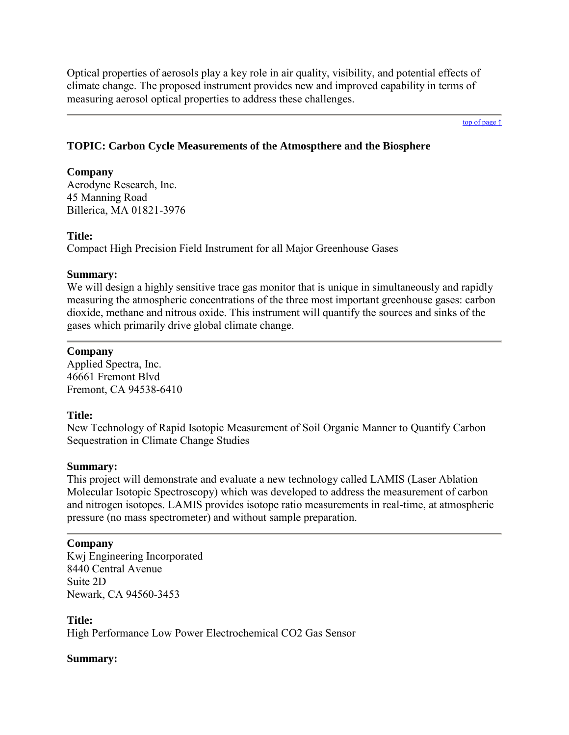Optical properties of aerosols play a key role in air quality, visibility, and potential effects of climate change. The proposed instrument provides new and improved capability in terms of measuring aerosol optical properties to address these challenges.

---

top of page ↑

### TOPIC: Carbon Cycle Measurements of the Atmospthere and the Biosphere

**Company**
Aerodyne Research, Inc.
45 Manning Road
Billerica, MA 01821-3976

**Title:**
Compact High Precision Field Instrument for all Major Greenhouse Gases

**Summary:**
We will design a highly sensitive trace gas monitor that is unique in simultaneously and rapidly measuring the atmospheric concentrations of the three most important greenhouse gases: carbon dioxide, methane and nitrous oxide. This instrument will quantify the sources and sinks of the gases which primarily drive global climate change.

---

**Company**
Applied Spectra, Inc.
46661 Fremont Blvd
Fremont, CA 94538-6410

**Title:**
New Technology of Rapid Isotopic Measurement of Soil Organic Manner to Quantify Carbon Sequestration in Climate Change Studies

**Summary:**
This project will demonstrate and evaluate a new technology called LAMIS (Laser Ablation Molecular Isotopic Spectroscopy) which was developed to address the measurement of carbon and nitrogen isotopes. LAMIS provides isotope ratio measurements in real-time, at atmospheric pressure (no mass spectrometer) and without sample preparation.

---

**Company**
Kwj Engineering Incorporated
8440 Central Avenue
Suite 2D
Newark, CA 94560-3453

**Title:**
High Performance Low Power Electrochemical CO2 Gas Sensor

**Summary:**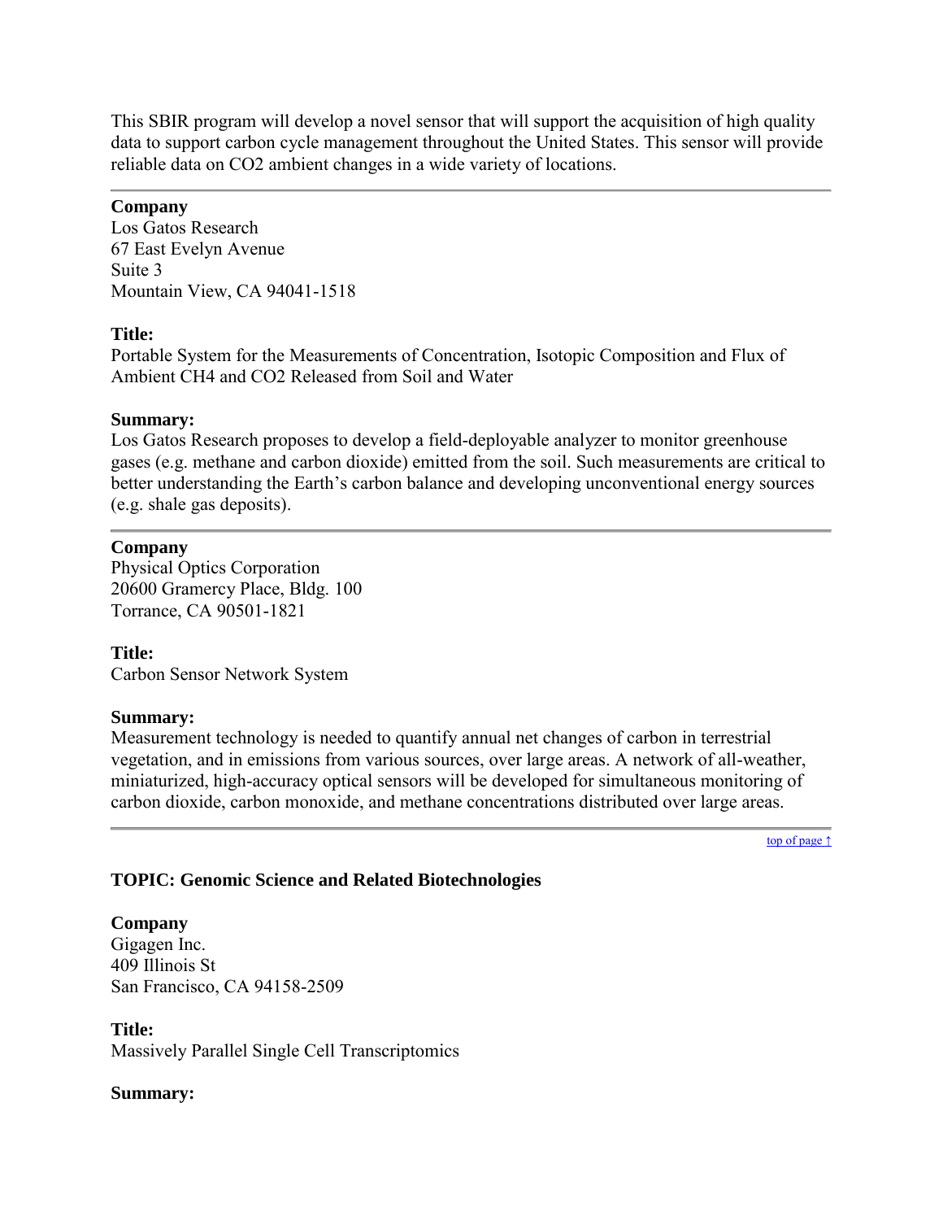This SBIR program will develop a novel sensor that will support the acquisition of high quality data to support carbon cycle management throughout the United States. This sensor will provide reliable data on $CO_2$ ambient changes in a wide variety of locations.

---

**Company**
Los Gatos Research
67 East Evelyn Avenue
Suite 3
Mountain View, CA 94041-1518

**Title:**
Portable System for the Measurements of Concentration, Isotopic Composition and Flux of Ambient $CH_4$ and $CO_2$ Released from Soil and Water

**Summary:**
Los Gatos Research proposes to develop a field-deployable analyzer to monitor greenhouse gases (e.g. methane and carbon dioxide) emitted from the soil. Such measurements are critical to better understanding the Earth's carbon balance and developing unconventional energy sources (e.g. shale gas deposits).

---

**Company**
Physical Optics Corporation
20600 Gramercy Place, Bldg. 100
Torrance, CA 90501-1821

**Title:**
Carbon Sensor Network System

**Summary:**
Measurement technology is needed to quantify annual net changes of carbon in terrestrial vegetation, and in emissions from various sources, over large areas. A network of all-weather, miniaturized, high-accuracy optical sensors will be developed for simultaneous monitoring of carbon dioxide, carbon monoxide, and methane concentrations distributed over large areas.

---

top of page ↑

**TOPIC: Genomic Science and Related Biotechnologies**

**Company**
Gigagen Inc.
409 Illinois St
San Francisco, CA 94158-2509

**Title:**
Massively Parallel Single Cell Transcriptomics

**Summary:**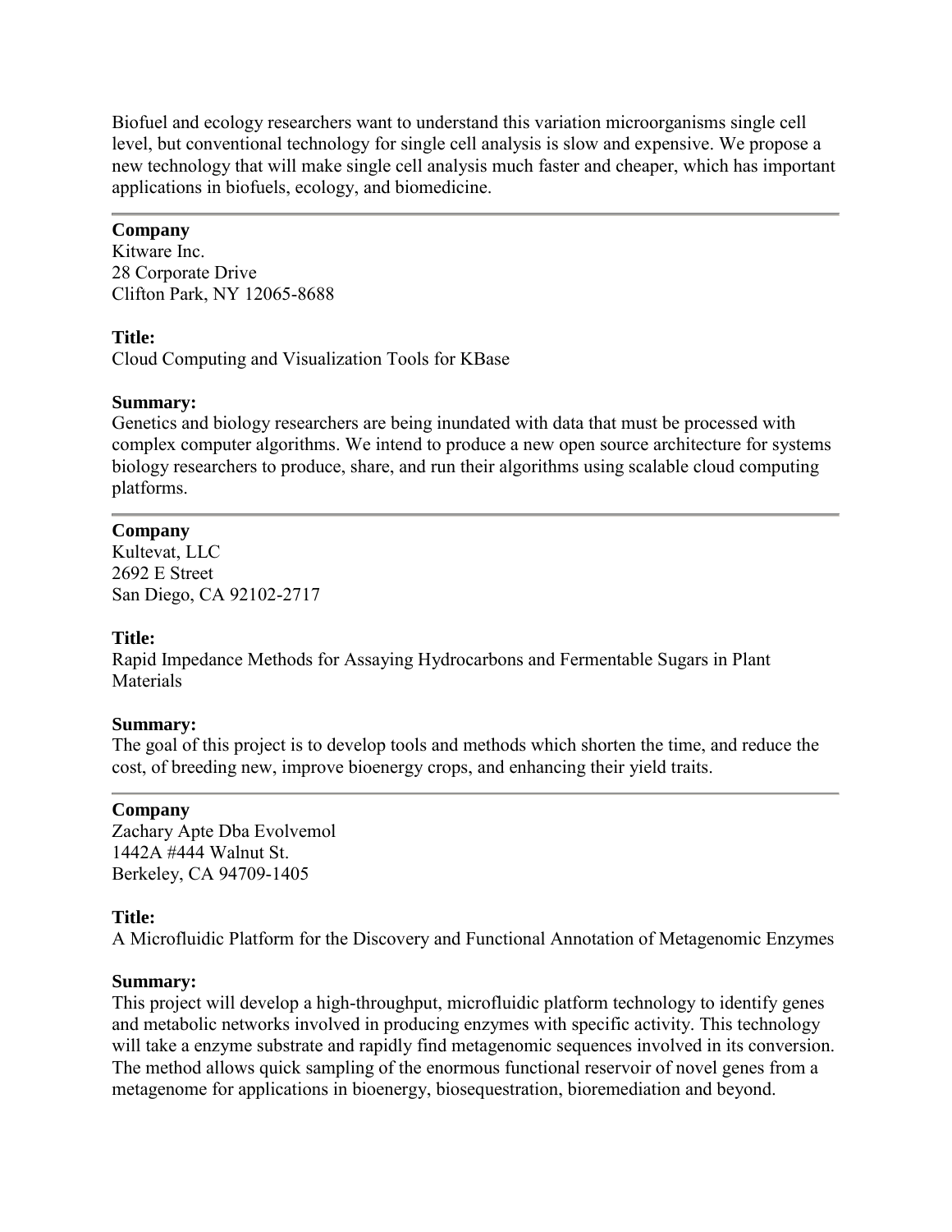Biofuel and ecology researchers want to understand this variation microorganisms single cell level, but conventional technology for single cell analysis is slow and expensive. We propose a new technology that will make single cell analysis much faster and cheaper, which has important applications in biofuels, ecology, and biomedicine.

---

**Company**
Kitware Inc.
28 Corporate Drive
Clifton Park, NY 12065-8688

**Title:**
Cloud Computing and Visualization Tools for KBase

**Summary:**
Genetics and biology researchers are being inundated with data that must be processed with complex computer algorithms. We intend to produce a new open source architecture for systems biology researchers to produce, share, and run their algorithms using scalable cloud computing platforms.

---

**Company**
Kultevat, LLC
2692 E Street
San Diego, CA 92102-2717

**Title:**
Rapid Impedance Methods for Assaying Hydrocarbons and Fermentable Sugars in Plant Materials

**Summary:**
The goal of this project is to develop tools and methods which shorten the time, and reduce the cost, of breeding new, improve bioenergy crops, and enhancing their yield traits.

---

**Company**
Zachary Apte Dba Evolvemol
1442A #444 Walnut St.
Berkeley, CA 94709-1405

**Title:**
A Microfluidic Platform for the Discovery and Functional Annotation of Metagenomic Enzymes

**Summary:**
This project will develop a high-throughput, microfluidic platform technology to identify genes and metabolic networks involved in producing enzymes with specific activity. This technology will take a enzyme substrate and rapidly find metagenomic sequences involved in its conversion. The method allows quick sampling of the enormous functional reservoir of novel genes from a metagenome for applications in bioenergy, biosequestration, bioremediation and beyond.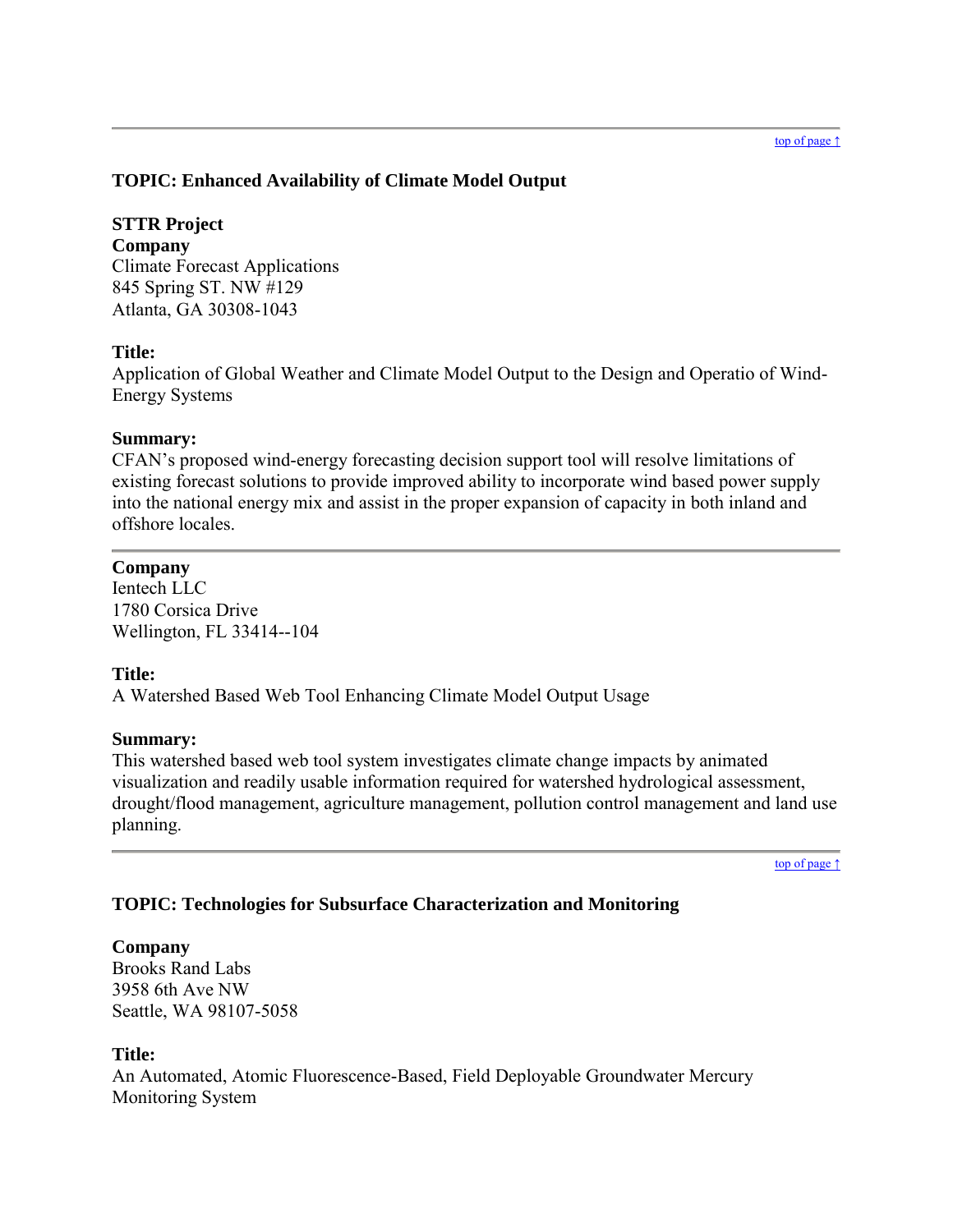---

[top of page ↑]

### TOPIC: Enhanced Availability of Climate Model Output

**STTR Project**
**Company**
Climate Forecast Applications
845 Spring ST. NW #129
Atlanta, GA 30308-1043

**Title:**
Application of Global Weather and Climate Model Output to the Design and Operatio of Wind-Energy Systems

**Summary:**
CFAN's proposed wind-energy forecasting decision support tool will resolve limitations of existing forecast solutions to provide improved ability to incorporate wind based power supply into the national energy mix and assist in the proper expansion of capacity in both inland and offshore locales.

---

**Company**
Ientech LLC
1780 Corsica Drive
Wellington, FL 33414--104

**Title:**
A Watershed Based Web Tool Enhancing Climate Model Output Usage

**Summary:**
This watershed based web tool system investigates climate change impacts by animated visualization and readily usable information required for watershed hydrological assessment, drought/flood management, agriculture management, pollution control management and land use planning.

---

[top of page ↑]

### TOPIC: Technologies for Subsurface Characterization and Monitoring

**Company**
Brooks Rand Labs
3958 6th Ave NW
Seattle, WA 98107-5058

**Title:**
An Automated, Atomic Fluorescence-Based, Field Deployable Groundwater Mercury Monitoring System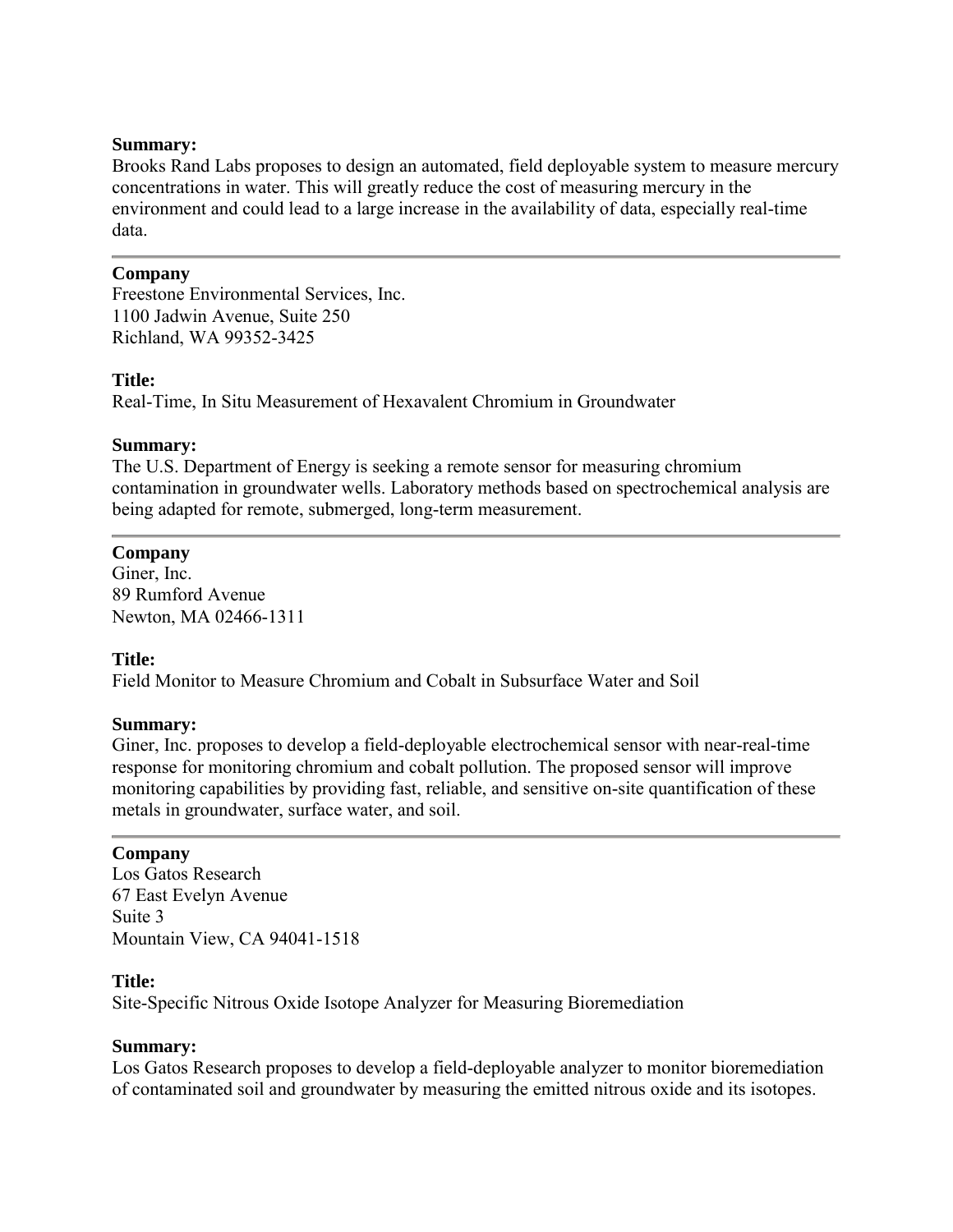**Summary:**
Brooks Rand Labs proposes to design an automated, field deployable system to measure mercury concentrations in water. This will greatly reduce the cost of measuring mercury in the environment and could lead to a large increase in the availability of data, especially real-time data.

---

**Company**
Freestone Environmental Services, Inc.
1100 Jadwin Avenue, Suite 250
Richland, WA 99352-3425

**Title:**
Real-Time, In Situ Measurement of Hexavalent Chromium in Groundwater

**Summary:**
The U.S. Department of Energy is seeking a remote sensor for measuring chromium contamination in groundwater wells. Laboratory methods based on spectrochemical analysis are being adapted for remote, submerged, long-term measurement.

---

**Company**
Giner, Inc.
89 Rumford Avenue
Newton, MA 02466-1311

**Title:**
Field Monitor to Measure Chromium and Cobalt in Subsurface Water and Soil

**Summary:**
Giner, Inc. proposes to develop a field-deployable electrochemical sensor with near-real-time response for monitoring chromium and cobalt pollution. The proposed sensor will improve monitoring capabilities by providing fast, reliable, and sensitive on-site quantification of these metals in groundwater, surface water, and soil.

---

**Company**
Los Gatos Research
67 East Evelyn Avenue
Suite 3
Mountain View, CA 94041-1518

**Title:**
Site-Specific Nitrous Oxide Isotope Analyzer for Measuring Bioremediation

**Summary:**
Los Gatos Research proposes to develop a field-deployable analyzer to monitor bioremediation of contaminated soil and groundwater by measuring the emitted nitrous oxide and its isotopes.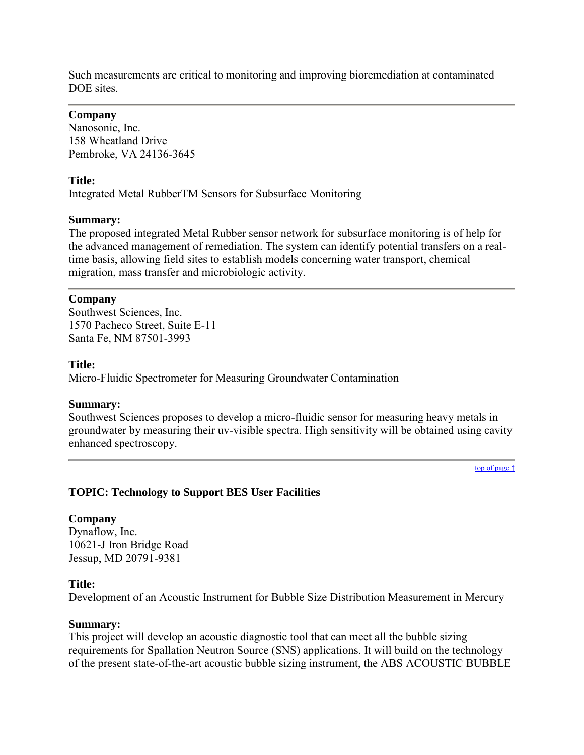Such measurements are critical to monitoring and improving bioremediation at contaminated DOE sites.

---

**Company**
Nanosonic, Inc.
158 Wheatland Drive
Pembroke, VA 24136-3645

**Title:**
Integrated Metal RubberTM Sensors for Subsurface Monitoring

**Summary:**
The proposed integrated Metal Rubber sensor network for subsurface monitoring is of help for the advanced management of remediation. The system can identify potential transfers on a real-time basis, allowing field sites to establish models concerning water transport, chemical migration, mass transfer and microbiologic activity.

---

**Company**
Southwest Sciences, Inc.
1570 Pacheco Street, Suite E-11
Santa Fe, NM 87501-3993

**Title:**
Micro-Fluidic Spectrometer for Measuring Groundwater Contamination

**Summary:**
Southwest Sciences proposes to develop a micro-fluidic sensor for measuring heavy metals in groundwater by measuring their uv-visible spectra. High sensitivity will be obtained using cavity enhanced spectroscopy.

---

top of page ↑

**TOPIC: Technology to Support BES User Facilities**

**Company**
Dynaflow, Inc.
10621-J Iron Bridge Road
Jessup, MD 20791-9381

**Title:**
Development of an Acoustic Instrument for Bubble Size Distribution Measurement in Mercury

**Summary:**
This project will develop an acoustic diagnostic tool that can meet all the bubble sizing requirements for Spallation Neutron Source (SNS) applications. It will build on the technology of the present state-of-the-art acoustic bubble sizing instrument, the ABS ACOUSTIC BUBBLE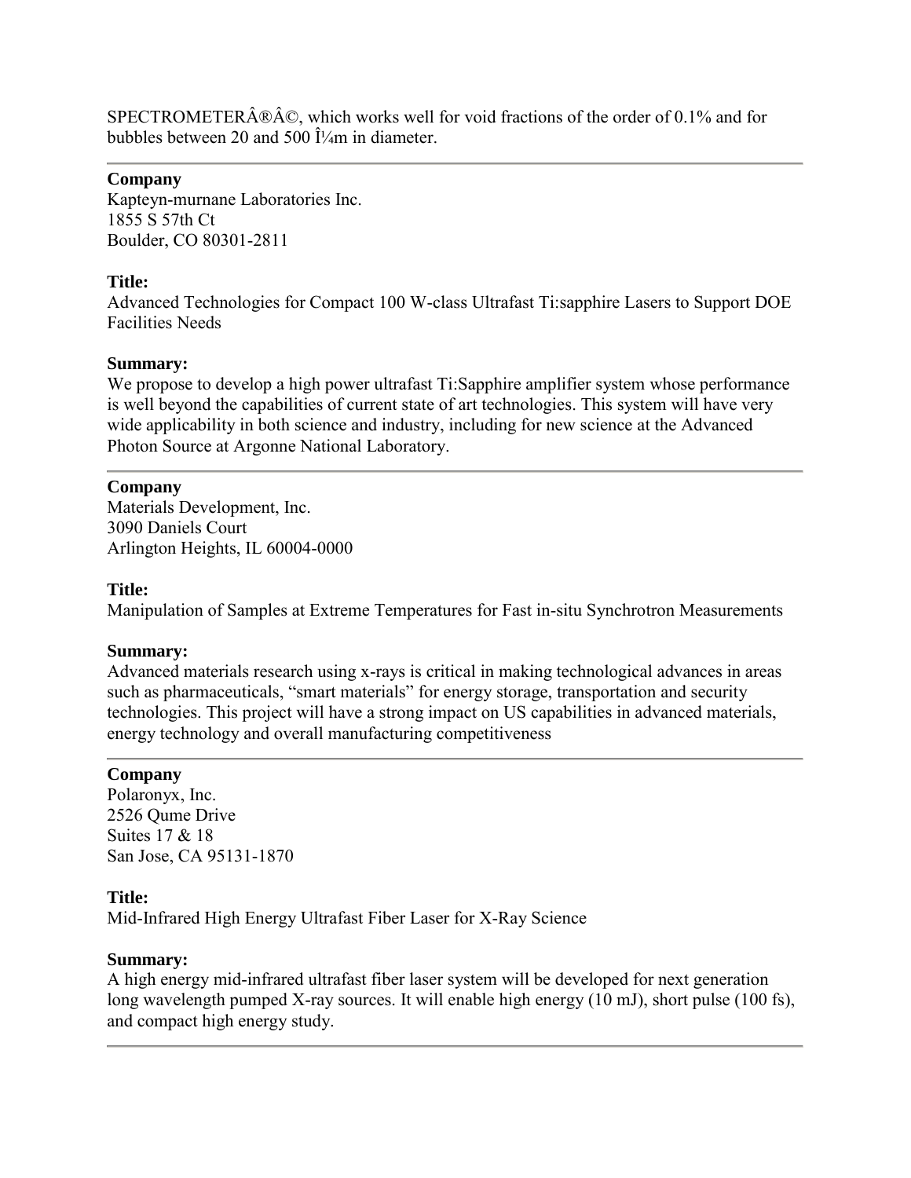SPECTROMETERÂ®Â©, which works well for void fractions of the order of 0.1% and for bubbles between 20 and 500 Î¼m in diameter.

---

**Company**
Kapteyn-murnane Laboratories Inc.
1855 S 57th Ct
Boulder, CO 80301-2811

**Title:**
Advanced Technologies for Compact 100 W-class Ultrafast Ti:sapphire Lasers to Support DOE Facilities Needs

**Summary:**
We propose to develop a high power ultrafast Ti:Sapphire amplifier system whose performance is well beyond the capabilities of current state of art technologies. This system will have very wide applicability in both science and industry, including for new science at the Advanced Photon Source at Argonne National Laboratory.

---

**Company**
Materials Development, Inc.
3090 Daniels Court
Arlington Heights, IL 60004-0000

**Title:**
Manipulation of Samples at Extreme Temperatures for Fast in-situ Synchrotron Measurements

**Summary:**
Advanced materials research using x-rays is critical in making technological advances in areas such as pharmaceuticals, "smart materials" for energy storage, transportation and security technologies. This project will have a strong impact on US capabilities in advanced materials, energy technology and overall manufacturing competitiveness

---

**Company**
Polaronyx, Inc.
2526 Qume Drive
Suites 17 & 18
San Jose, CA 95131-1870

**Title:**
Mid-Infrared High Energy Ultrafast Fiber Laser for X-Ray Science

**Summary:**
A high energy mid-infrared ultrafast fiber laser system will be developed for next generation long wavelength pumped X-ray sources. It will enable high energy (10 mJ), short pulse (100 fs), and compact high energy study.

---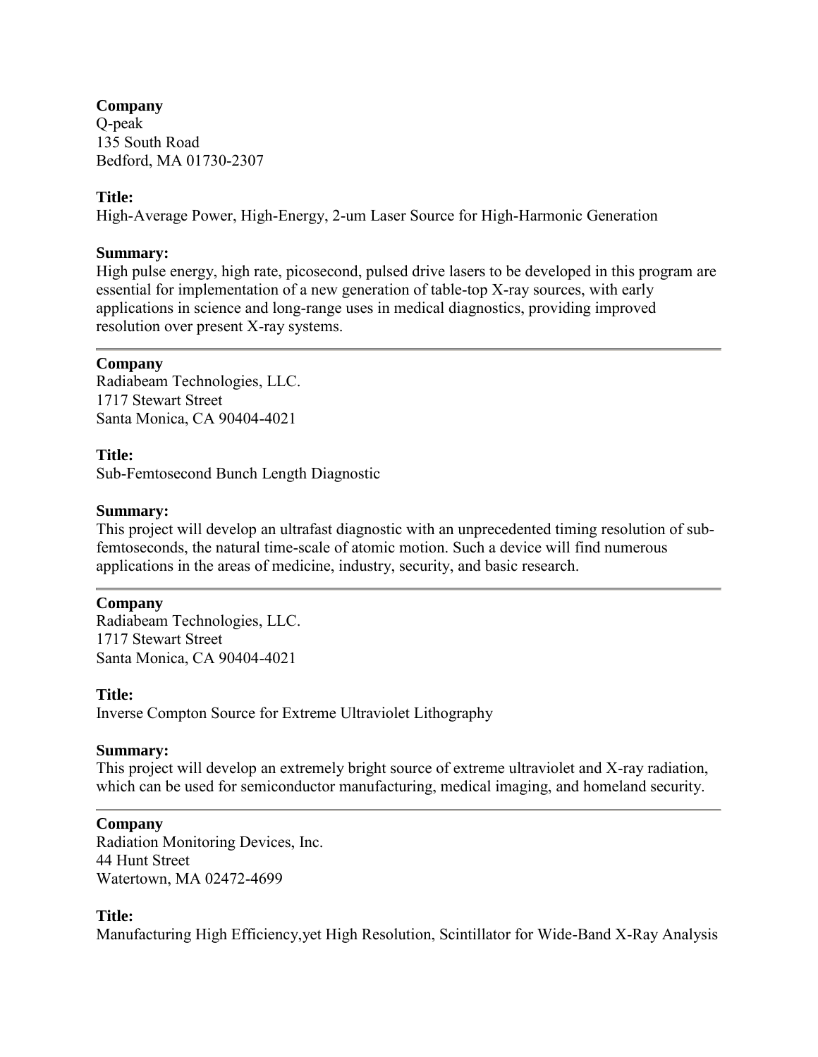**Company**
Q-peak
135 South Road
Bedford, MA 01730-2307

**Title:**
High-Average Power, High-Energy, 2-um Laser Source for High-Harmonic Generation

**Summary:**
High pulse energy, high rate, picosecond, pulsed drive lasers to be developed in this program are essential for implementation of a new generation of table-top X-ray sources, with early applications in science and long-range uses in medical diagnostics, providing improved resolution over present X-ray systems.

---

**Company**
Radiabeam Technologies, LLC.
1717 Stewart Street
Santa Monica, CA 90404-4021

**Title:**
Sub-Femtosecond Bunch Length Diagnostic

**Summary:**
This project will develop an ultrafast diagnostic with an unprecedented timing resolution of sub-femtoseconds, the natural time-scale of atomic motion. Such a device will find numerous applications in the areas of medicine, industry, security, and basic research.

---

**Company**
Radiabeam Technologies, LLC.
1717 Stewart Street
Santa Monica, CA 90404-4021

**Title:**
Inverse Compton Source for Extreme Ultraviolet Lithography

**Summary:**
This project will develop an extremely bright source of extreme ultraviolet and X-ray radiation, which can be used for semiconductor manufacturing, medical imaging, and homeland security.

---

**Company**
Radiation Monitoring Devices, Inc.
44 Hunt Street
Watertown, MA 02472-4699

**Title:**
Manufacturing High Efficiency,yet High Resolution, Scintillator for Wide-Band X-Ray Analysis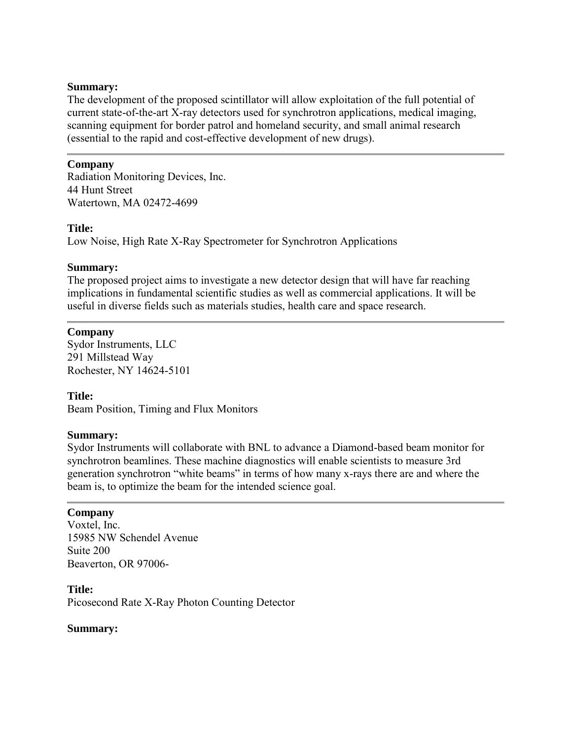**Summary:**
The development of the proposed scintillator will allow exploitation of the full potential of current state-of-the-art X-ray detectors used for synchrotron applications, medical imaging, scanning equipment for border patrol and homeland security, and small animal research (essential to the rapid and cost-effective development of new drugs).

---

**Company**
Radiation Monitoring Devices, Inc.
44 Hunt Street
Watertown, MA 02472-4699

**Title:**
Low Noise, High Rate X-Ray Spectrometer for Synchrotron Applications

**Summary:**
The proposed project aims to investigate a new detector design that will have far reaching implications in fundamental scientific studies as well as commercial applications. It will be useful in diverse fields such as materials studies, health care and space research.

---

**Company**
Sydor Instruments, LLC
291 Millstead Way
Rochester, NY 14624-5101

**Title:**
Beam Position, Timing and Flux Monitors

**Summary:**
Sydor Instruments will collaborate with BNL to advance a Diamond-based beam monitor for synchrotron beamlines. These machine diagnostics will enable scientists to measure 3rd generation synchrotron "white beams" in terms of how many x-rays there are and where the beam is, to optimize the beam for the intended science goal.

---

**Company**
Voxtel, Inc.
15985 NW Schendel Avenue
Suite 200
Beaverton, OR 97006-

**Title:**
Picosecond Rate X-Ray Photon Counting Detector

**Summary:**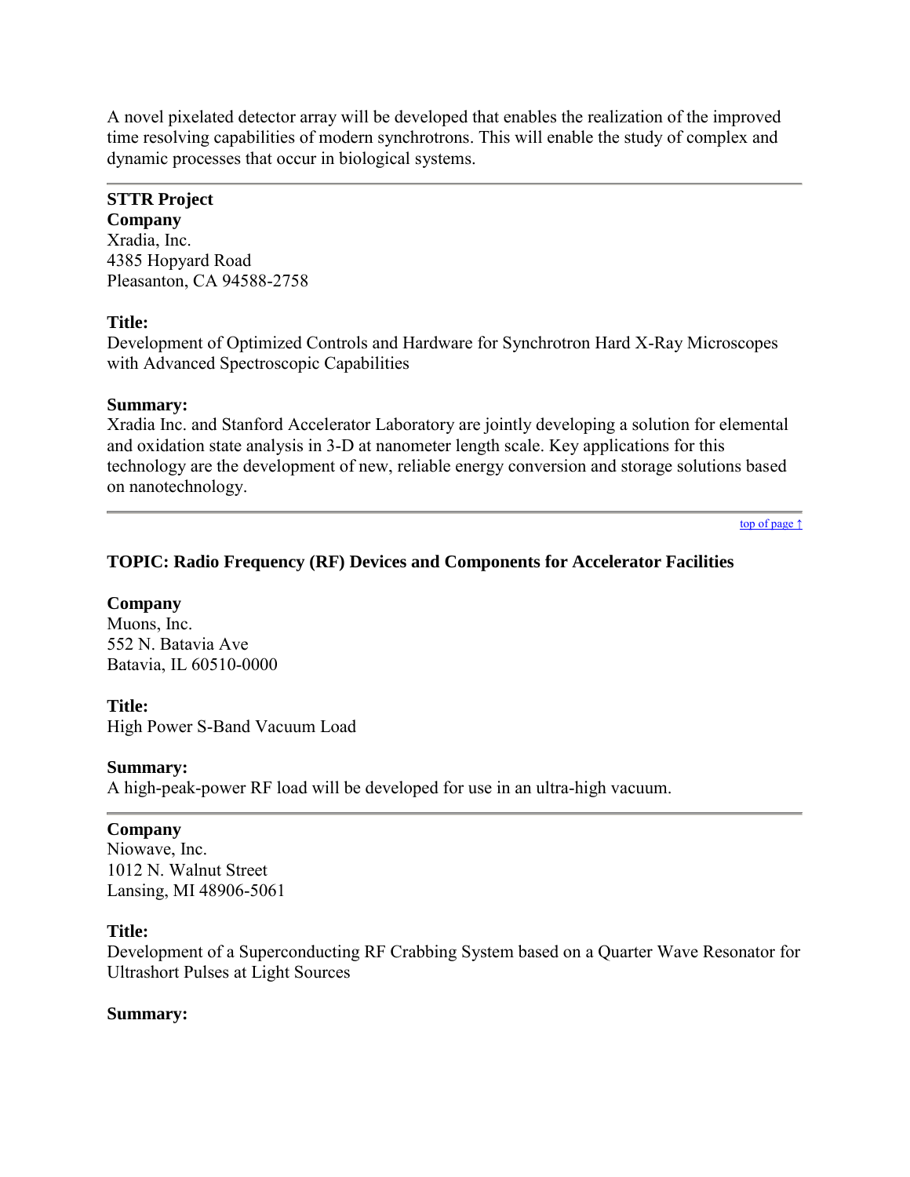A novel pixelated detector array will be developed that enables the realization of the improved time resolving capabilities of modern synchrotrons. This will enable the study of complex and dynamic processes that occur in biological systems.

---

**STTR Project**
**Company**
Xradia, Inc.
4385 Hopyard Road
Pleasanton, CA 94588-2758

**Title:**
Development of Optimized Controls and Hardware for Synchrotron Hard X-Ray Microscopes with Advanced Spectroscopic Capabilities

**Summary:**
Xradia Inc. and Stanford Accelerator Laboratory are jointly developing a solution for elemental and oxidation state analysis in 3-D at nanometer length scale. Key applications for this technology are the development of new, reliable energy conversion and storage solutions based on nanotechnology.

---

top of page ↑

### TOPIC: Radio Frequency (RF) Devices and Components for Accelerator Facilities

**Company**
Muons, Inc.
552 N. Batavia Ave
Batavia, IL 60510-0000

**Title:**
High Power S-Band Vacuum Load

**Summary:**
A high-peak-power RF load will be developed for use in an ultra-high vacuum.

---

**Company**
Niowave, Inc.
1012 N. Walnut Street
Lansing, MI 48906-5061

**Title:**
Development of a Superconducting RF Crabbing System based on a Quarter Wave Resonator for Ultrashort Pulses at Light Sources

**Summary:**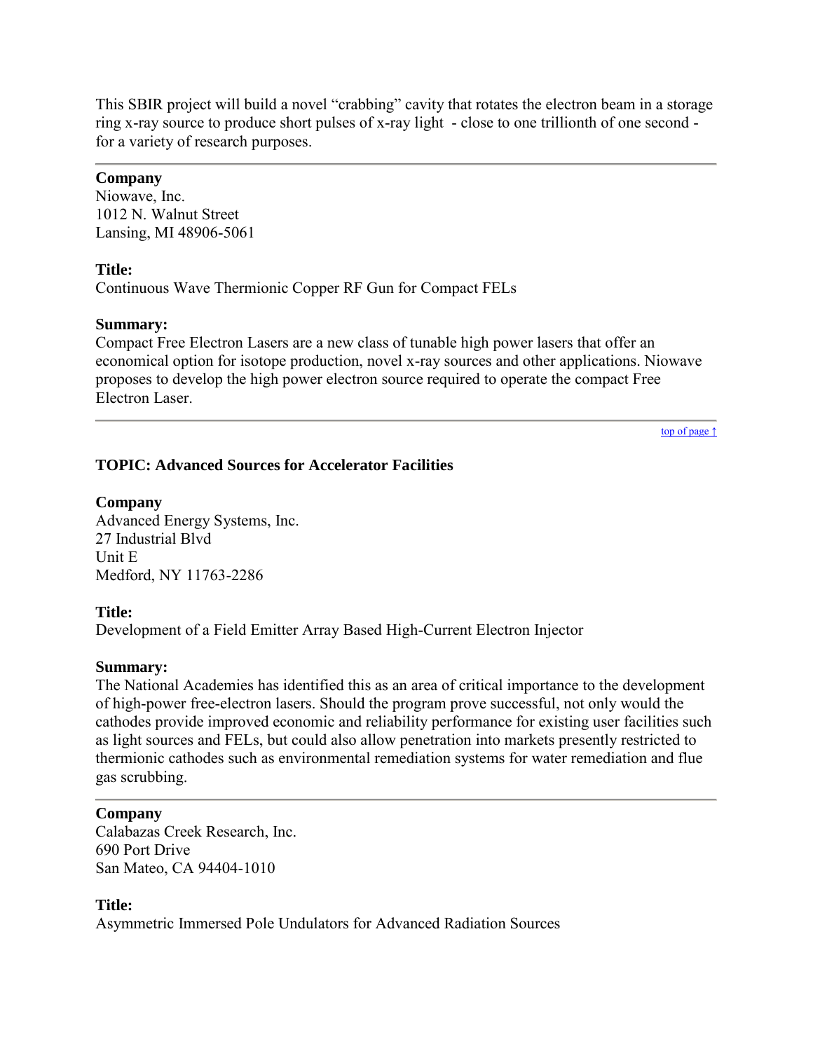This SBIR project will build a novel "crabbing" cavity that rotates the electron beam in a storage ring x-ray source to produce short pulses of x-ray light - close to one trillionth of one second - for a variety of research purposes.

---

**Company**
Niowave, Inc.
1012 N. Walnut Street
Lansing, MI 48906-5061

**Title:**
Continuous Wave Thermionic Copper RF Gun for Compact FELs

**Summary:**
Compact Free Electron Lasers are a new class of tunable high power lasers that offer an economical option for isotope production, novel x-ray sources and other applications. Niowave proposes to develop the high power electron source required to operate the compact Free Electron Laser.

---

top of page ↑

### TOPIC: Advanced Sources for Accelerator Facilities

**Company**
Advanced Energy Systems, Inc.
27 Industrial Blvd
Unit E
Medford, NY 11763-2286

**Title:**
Development of a Field Emitter Array Based High-Current Electron Injector

**Summary:**
The National Academies has identified this as an area of critical importance to the development of high-power free-electron lasers. Should the program prove successful, not only would the cathodes provide improved economic and reliability performance for existing user facilities such as light sources and FELs, but could also allow penetration into markets presently restricted to thermionic cathodes such as environmental remediation systems for water remediation and flue gas scrubbing.

---

**Company**
Calabazas Creek Research, Inc.
690 Port Drive
San Mateo, CA 94404-1010

**Title:**
Asymmetric Immersed Pole Undulators for Advanced Radiation Sources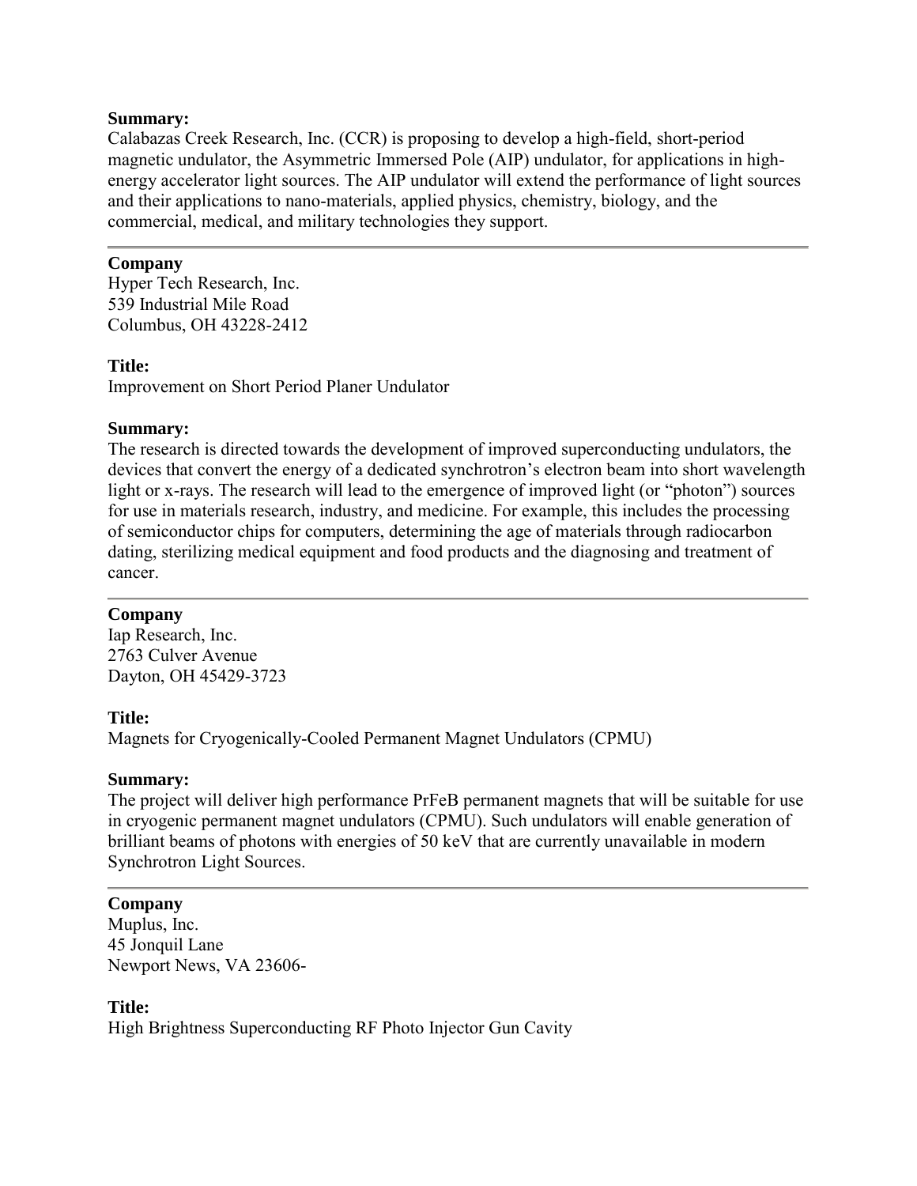**Summary:**
Calabazas Creek Research, Inc. (CCR) is proposing to develop a high-field, short-period magnetic undulator, the Asymmetric Immersed Pole (AIP) undulator, for applications in high-energy accelerator light sources. The AIP undulator will extend the performance of light sources and their applications to nano-materials, applied physics, chemistry, biology, and the commercial, medical, and military technologies they support.

---

**Company**
Hyper Tech Research, Inc.
539 Industrial Mile Road
Columbus, OH 43228-2412

**Title:**
Improvement on Short Period Planer Undulator

**Summary:**
The research is directed towards the development of improved superconducting undulators, the devices that convert the energy of a dedicated synchrotron's electron beam into short wavelength light or x-rays. The research will lead to the emergence of improved light (or "photon") sources for use in materials research, industry, and medicine. For example, this includes the processing of semiconductor chips for computers, determining the age of materials through radiocarbon dating, sterilizing medical equipment and food products and the diagnosing and treatment of cancer.

---

**Company**
Iap Research, Inc.
2763 Culver Avenue
Dayton, OH 45429-3723

**Title:**
Magnets for Cryogenically-Cooled Permanent Magnet Undulators (CPMU)

**Summary:**
The project will deliver high performance PrFeB permanent magnets that will be suitable for use in cryogenic permanent magnet undulators (CPMU). Such undulators will enable generation of brilliant beams of photons with energies of 50 keV that are currently unavailable in modern Synchrotron Light Sources.

---

**Company**
Muplus, Inc.
45 Jonquil Lane
Newport News, VA 23606-

**Title:**
High Brightness Superconducting RF Photo Injector Gun Cavity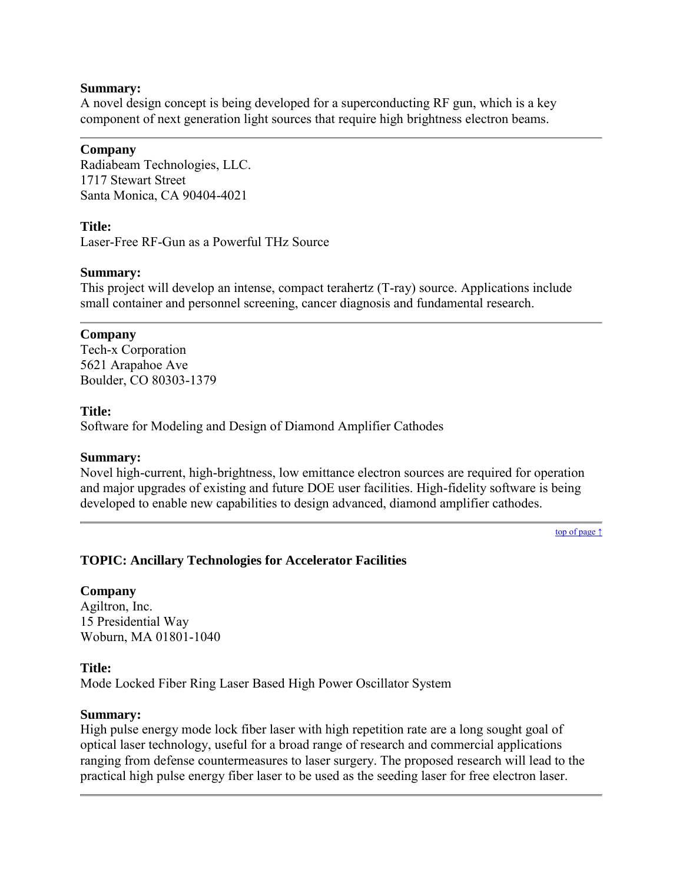**Summary:**
A novel design concept is being developed for a superconducting RF gun, which is a key component of next generation light sources that require high brightness electron beams.

---

**Company**
Radiabeam Technologies, LLC.
1717 Stewart Street
Santa Monica, CA 90404-4021

**Title:**
Laser-Free RF-Gun as a Powerful THz Source

**Summary:**
This project will develop an intense, compact terahertz (T-ray) source. Applications include small container and personnel screening, cancer diagnosis and fundamental research.

---

**Company**
Tech-x Corporation
5621 Arapahoe Ave
Boulder, CO 80303-1379

**Title:**
Software for Modeling and Design of Diamond Amplifier Cathodes

**Summary:**
Novel high-current, high-brightness, low emittance electron sources are required for operation and major upgrades of existing and future DOE user facilities. High-fidelity software is being developed to enable new capabilities to design advanced, diamond amplifier cathodes.

---

top of page ↑

### TOPIC: Ancillary Technologies for Accelerator Facilities

**Company**
Agiltron, Inc.
15 Presidential Way
Woburn, MA 01801-1040

**Title:**
Mode Locked Fiber Ring Laser Based High Power Oscillator System

**Summary:**
High pulse energy mode lock fiber laser with high repetition rate are a long sought goal of optical laser technology, useful for a broad range of research and commercial applications ranging from defense countermeasures to laser surgery. The proposed research will lead to the practical high pulse energy fiber laser to be used as the seeding laser for free electron laser.

---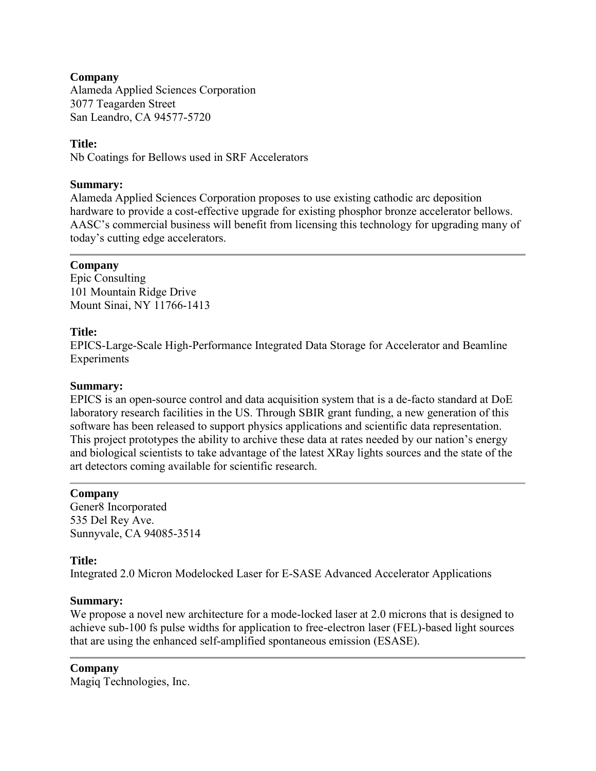**Company**
Alameda Applied Sciences Corporation
3077 Teagarden Street
San Leandro, CA 94577-5720

**Title:**
Nb Coatings for Bellows used in SRF Accelerators

**Summary:**
Alameda Applied Sciences Corporation proposes to use existing cathodic arc deposition hardware to provide a cost-effective upgrade for existing phosphor bronze accelerator bellows. AASC's commercial business will benefit from licensing this technology for upgrading many of today's cutting edge accelerators.

---

**Company**
Epic Consulting
101 Mountain Ridge Drive
Mount Sinai, NY 11766-1413

**Title:**
EPICS-Large-Scale High-Performance Integrated Data Storage for Accelerator and Beamline Experiments

**Summary:**
EPICS is an open-source control and data acquisition system that is a de-facto standard at DoE laboratory research facilities in the US. Through SBIR grant funding, a new generation of this software has been released to support physics applications and scientific data representation. This project prototypes the ability to archive these data at rates needed by our nation's energy and biological scientists to take advantage of the latest XRay lights sources and the state of the art detectors coming available for scientific research.

---

**Company**
Gener8 Incorporated
535 Del Rey Ave.
Sunnyvale, CA 94085-3514

**Title:**
Integrated 2.0 Micron Modelocked Laser for E-SASE Advanced Accelerator Applications

**Summary:**
We propose a novel new architecture for a mode-locked laser at 2.0 microns that is designed to achieve sub-100 fs pulse widths for application to free-electron laser (FEL)-based light sources that are using the enhanced self-amplified spontaneous emission (ESASE).

---

**Company**
Magiq Technologies, Inc.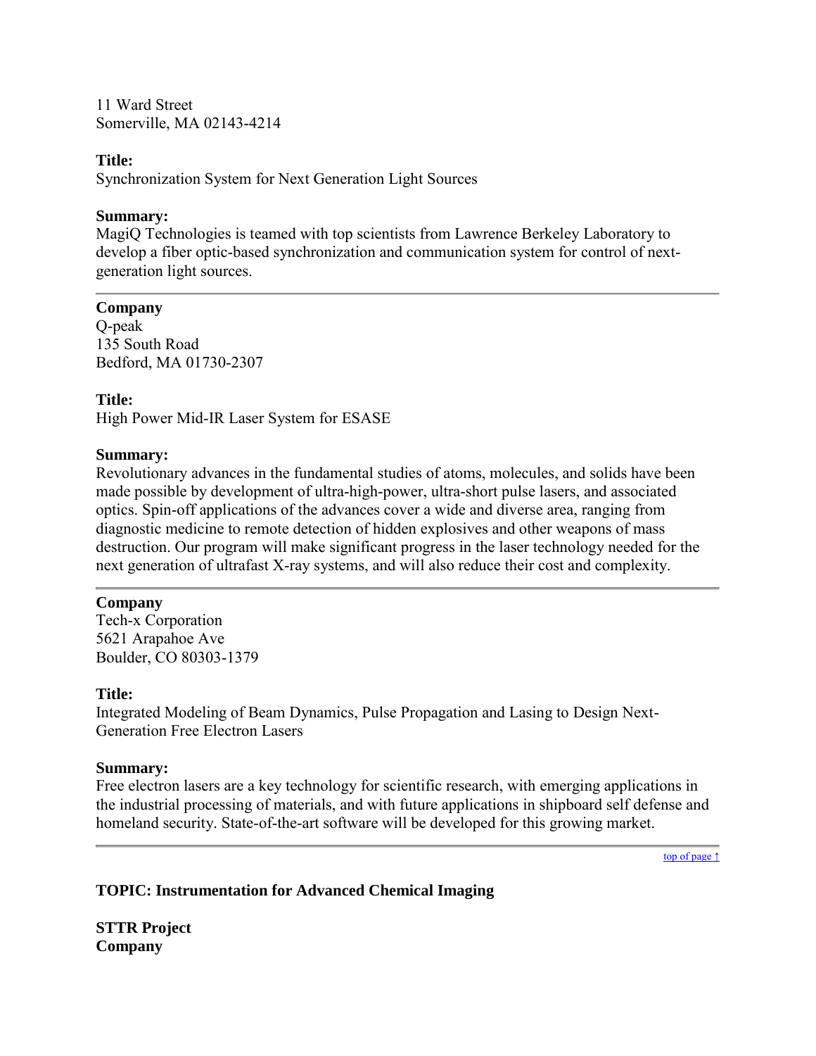11 Ward Street
Somerville, MA 02143-4214

**Title:**
Synchronization System for Next Generation Light Sources

**Summary:**
MagiQ Technologies is teamed with top scientists from Lawrence Berkeley Laboratory to develop a fiber optic-based synchronization and communication system for control of next-generation light sources.

---

**Company**
Q-peak
135 South Road
Bedford, MA 01730-2307

**Title:**
High Power Mid-IR Laser System for ESASE

**Summary:**
Revolutionary advances in the fundamental studies of atoms, molecules, and solids have been made possible by development of ultra-high-power, ultra-short pulse lasers, and associated optics. Spin-off applications of the advances cover a wide and diverse area, ranging from diagnostic medicine to remote detection of hidden explosives and other weapons of mass destruction. Our program will make significant progress in the laser technology needed for the next generation of ultrafast X-ray systems, and will also reduce their cost and complexity.

---

**Company**
Tech-x Corporation
5621 Arapahoe Ave
Boulder, CO 80303-1379

**Title:**
Integrated Modeling of Beam Dynamics, Pulse Propagation and Lasing to Design Next-Generation Free Electron Lasers

**Summary:**
Free electron lasers are a key technology for scientific research, with emerging applications in the industrial processing of materials, and with future applications in shipboard self defense and homeland security. State-of-the-art software will be developed for this growing market.

---

top of page ↑

**TOPIC: Instrumentation for Advanced Chemical Imaging**

**STTR Project**
**Company**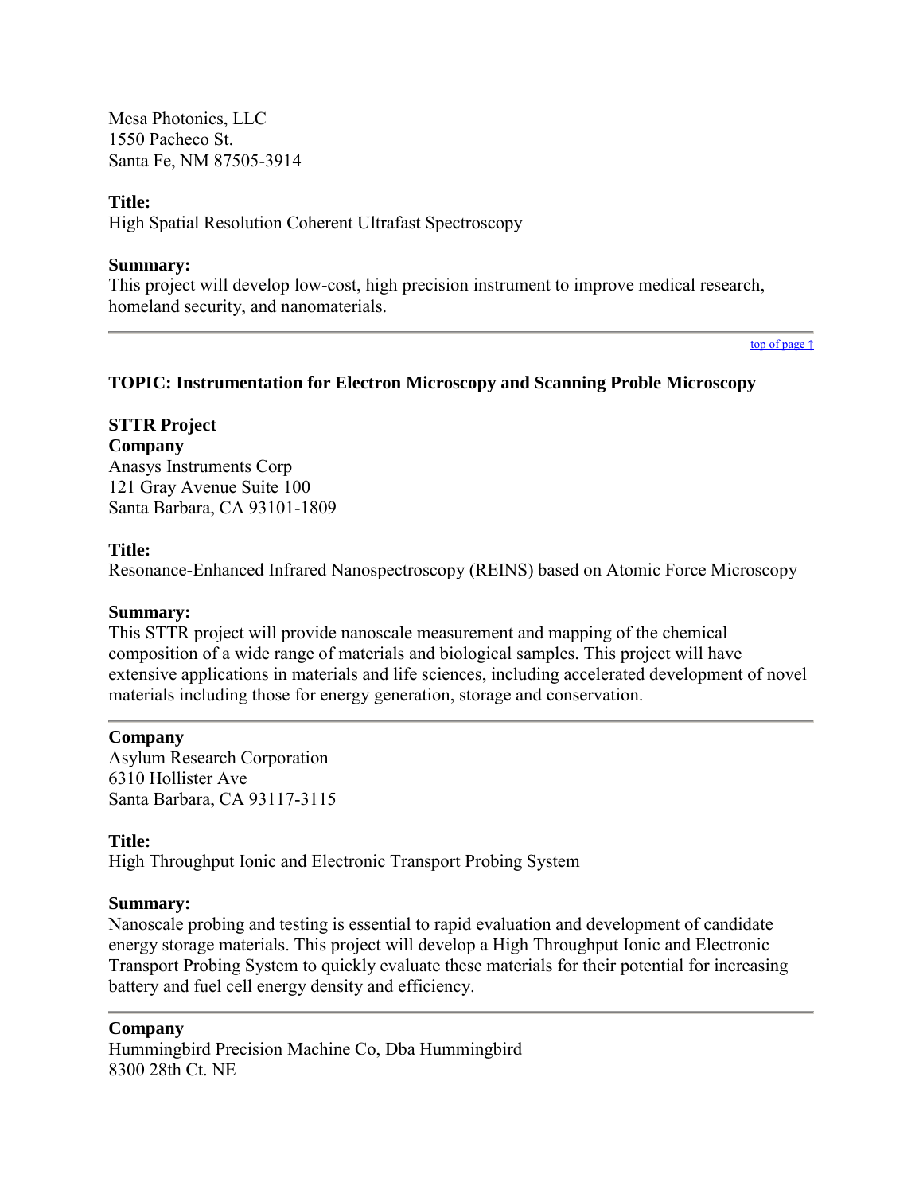Mesa Photonics, LLC
1550 Pacheco St.
Santa Fe, NM 87505-3914

**Title:**
High Spatial Resolution Coherent Ultrafast Spectroscopy

**Summary:**
This project will develop low-cost, high precision instrument to improve medical research, homeland security, and nanomaterials.

---

top of page ↑

### TOPIC: Instrumentation for Electron Microscopy and Scanning Proble Microscopy

**STTR Project**
**Company**
Anasys Instruments Corp
121 Gray Avenue Suite 100
Santa Barbara, CA 93101-1809

**Title:**
Resonance-Enhanced Infrared Nanospectroscopy (REINS) based on Atomic Force Microscopy

**Summary:**
This STTR project will provide nanoscale measurement and mapping of the chemical composition of a wide range of materials and biological samples. This project will have extensive applications in materials and life sciences, including accelerated development of novel materials including those for energy generation, storage and conservation.

---

**Company**
Asylum Research Corporation
6310 Hollister Ave
Santa Barbara, CA 93117-3115

**Title:**
High Throughput Ionic and Electronic Transport Probing System

**Summary:**
Nanoscale probing and testing is essential to rapid evaluation and development of candidate energy storage materials. This project will develop a High Throughput Ionic and Electronic Transport Probing System to quickly evaluate these materials for their potential for increasing battery and fuel cell energy density and efficiency.

---

**Company**
Hummingbird Precision Machine Co, Dba Hummingbird
8300 28th Ct. NE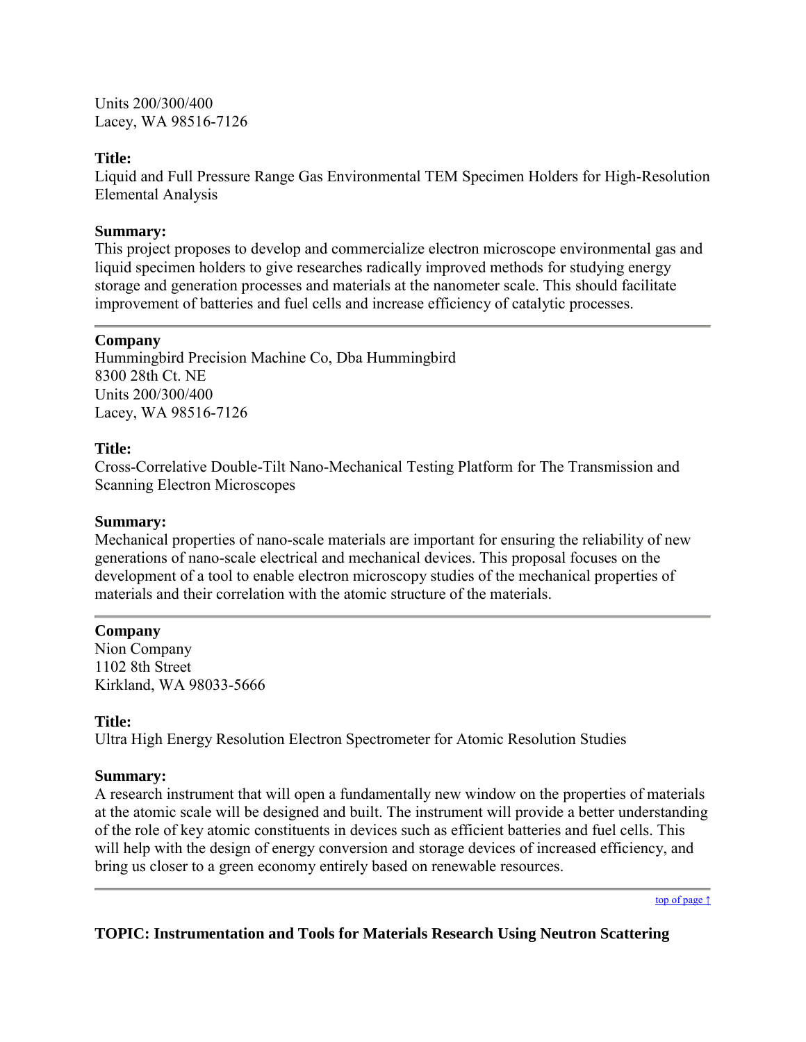Units 200/300/400
Lacey, WA 98516-7126

**Title:**
Liquid and Full Pressure Range Gas Environmental TEM Specimen Holders for High-Resolution Elemental Analysis

**Summary:**
This project proposes to develop and commercialize electron microscope environmental gas and liquid specimen holders to give researches radically improved methods for studying energy storage and generation processes and materials at the nanometer scale. This should facilitate improvement of batteries and fuel cells and increase efficiency of catalytic processes.

---

**Company**
Hummingbird Precision Machine Co, Dba Hummingbird
8300 28th Ct. NE
Units 200/300/400
Lacey, WA 98516-7126

**Title:**
Cross-Correlative Double-Tilt Nano-Mechanical Testing Platform for The Transmission and Scanning Electron Microscopes

**Summary:**
Mechanical properties of nano-scale materials are important for ensuring the reliability of new generations of nano-scale electrical and mechanical devices. This proposal focuses on the development of a tool to enable electron microscopy studies of the mechanical properties of materials and their correlation with the atomic structure of the materials.

---

**Company**
Nion Company
1102 8th Street
Kirkland, WA 98033-5666

**Title:**
Ultra High Energy Resolution Electron Spectrometer for Atomic Resolution Studies

**Summary:**
A research instrument that will open a fundamentally new window on the properties of materials at the atomic scale will be designed and built. The instrument will provide a better understanding of the role of key atomic constituents in devices such as efficient batteries and fuel cells. This will help with the design of energy conversion and storage devices of increased efficiency, and bring us closer to a green economy entirely based on renewable resources.

---

top of page ↑

**TOPIC: Instrumentation and Tools for Materials Research Using Neutron Scattering**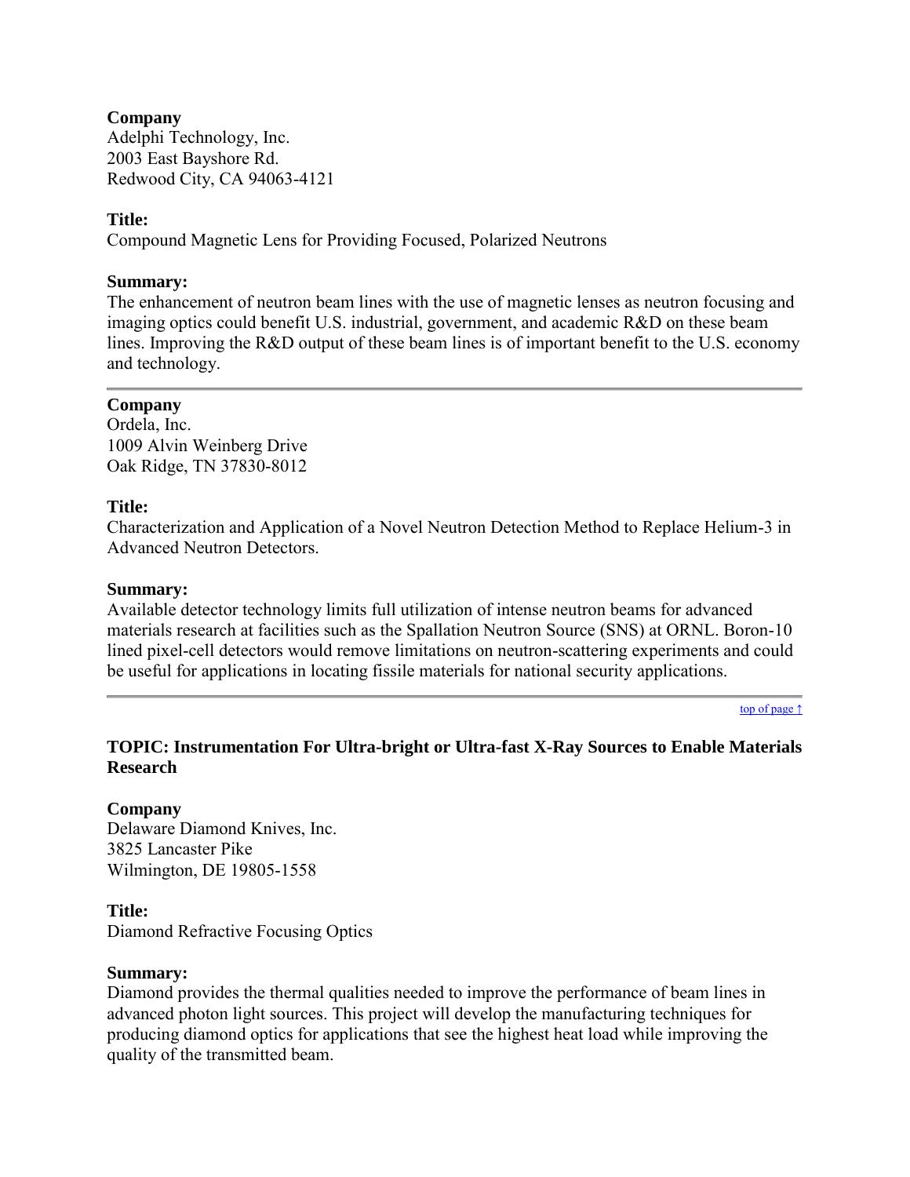**Company**
Adelphi Technology, Inc.
2003 East Bayshore Rd.
Redwood City, CA 94063-4121

**Title:**
Compound Magnetic Lens for Providing Focused, Polarized Neutrons

**Summary:**
The enhancement of neutron beam lines with the use of magnetic lenses as neutron focusing and imaging optics could benefit U.S. industrial, government, and academic R&D on these beam lines. Improving the R&D output of these beam lines is of important benefit to the U.S. economy and technology.

---

**Company**
Ordela, Inc.
1009 Alvin Weinberg Drive
Oak Ridge, TN 37830-8012

**Title:**
Characterization and Application of a Novel Neutron Detection Method to Replace Helium-3 in Advanced Neutron Detectors.

**Summary:**
Available detector technology limits full utilization of intense neutron beams for advanced materials research at facilities such as the Spallation Neutron Source (SNS) at ORNL. Boron-10 lined pixel-cell detectors would remove limitations on neutron-scattering experiments and could be useful for applications in locating fissile materials for national security applications.

---

top of page ↑

### TOPIC: Instrumentation For Ultra-bright or Ultra-fast X-Ray Sources to Enable Materials Research

**Company**
Delaware Diamond Knives, Inc.
3825 Lancaster Pike
Wilmington, DE 19805-1558

**Title:**
Diamond Refractive Focusing Optics

**Summary:**
Diamond provides the thermal qualities needed to improve the performance of beam lines in advanced photon light sources. This project will develop the manufacturing techniques for producing diamond optics for applications that see the highest heat load while improving the quality of the transmitted beam.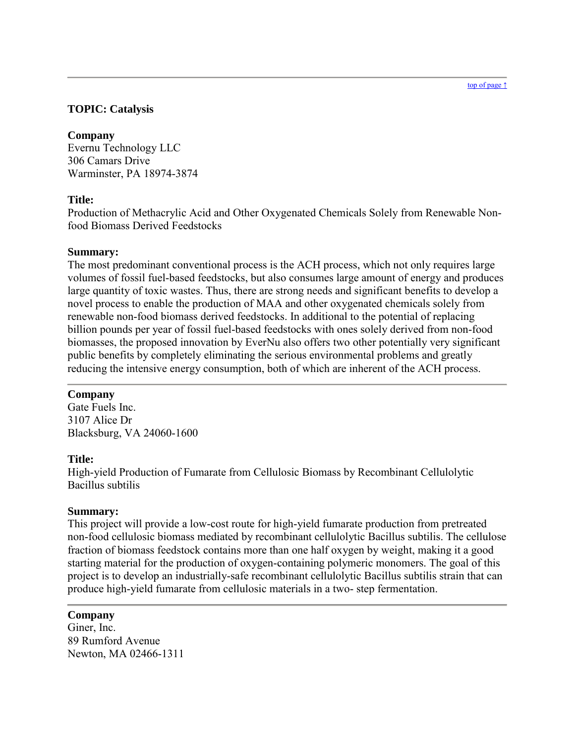---

top of page ↑

**TOPIC: Catalysis**

**Company**
Evernu Technology LLC
306 Camars Drive
Warminster, PA 18974-3874

**Title:**
Production of Methacrylic Acid and Other Oxygenated Chemicals Solely from Renewable Non-food Biomass Derived Feedstocks

**Summary:**
The most predominant conventional process is the ACH process, which not only requires large volumes of fossil fuel-based feedstocks, but also consumes large amount of energy and produces large quantity of toxic wastes. Thus, there are strong needs and significant benefits to develop a novel process to enable the production of MAA and other oxygenated chemicals solely from renewable non-food biomass derived feedstocks. In additional to the potential of replacing billion pounds per year of fossil fuel-based feedstocks with ones solely derived from non-food biomasses, the proposed innovation by EverNu also offers two other potentially very significant public benefits by completely eliminating the serious environmental problems and greatly reducing the intensive energy consumption, both of which are inherent of the ACH process.

---

**Company**
Gate Fuels Inc.
3107 Alice Dr
Blacksburg, VA 24060-1600

**Title:**
High-yield Production of Fumarate from Cellulosic Biomass by Recombinant Cellulolytic Bacillus subtilis

**Summary:**
This project will provide a low-cost route for high-yield fumarate production from pretreated non-food cellulosic biomass mediated by recombinant cellulolytic Bacillus subtilis. The cellulose fraction of biomass feedstock contains more than one half oxygen by weight, making it a good starting material for the production of oxygen-containing polymeric monomers. The goal of this project is to develop an industrially-safe recombinant cellulolytic Bacillus subtilis strain that can produce high-yield fumarate from cellulosic materials in a two- step fermentation.

---

**Company**
Giner, Inc.
89 Rumford Avenue
Newton, MA 02466-1311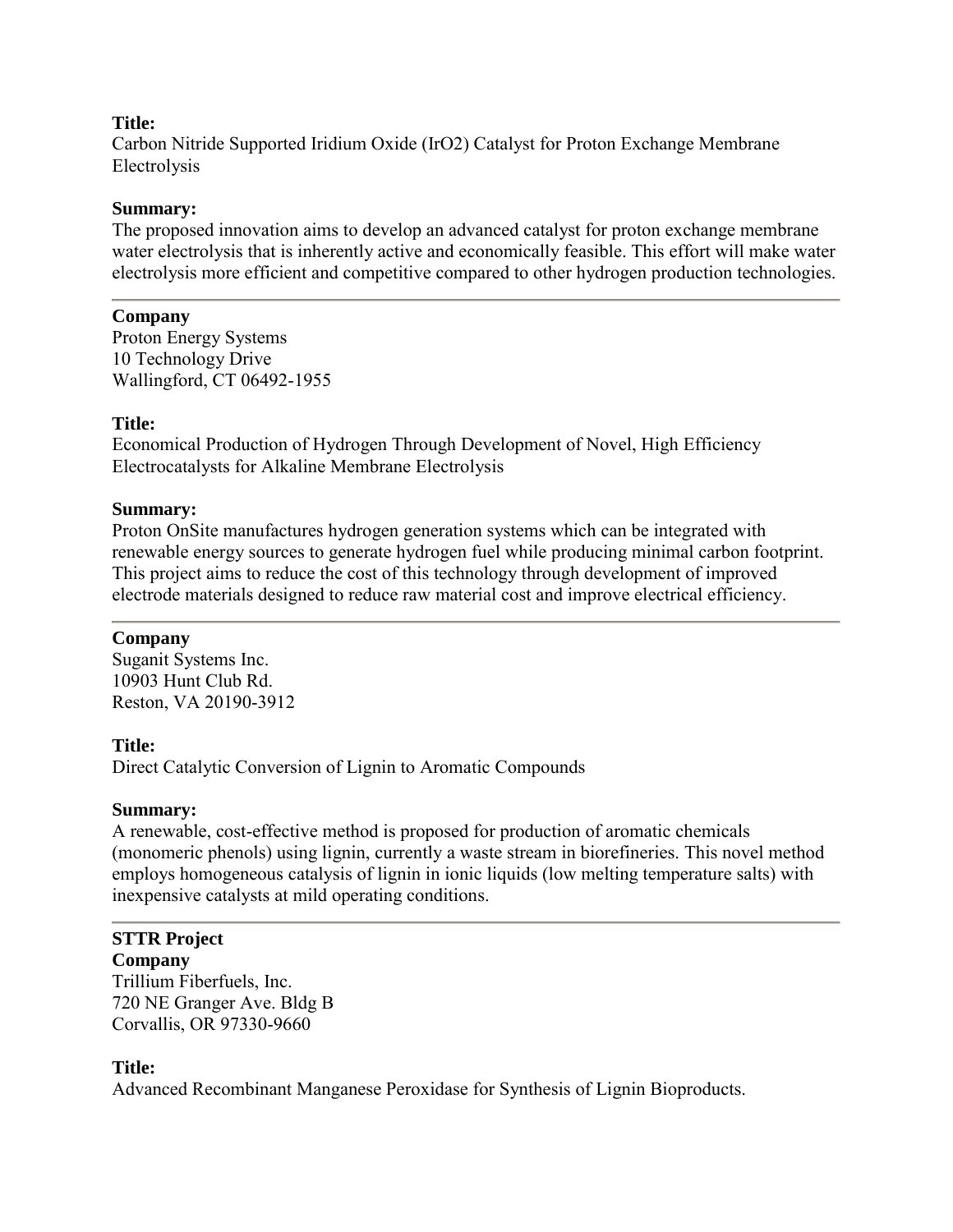**Title:**
Carbon Nitride Supported Iridium Oxide ($IrO_2$) Catalyst for Proton Exchange Membrane Electrolysis

**Summary:**
The proposed innovation aims to develop an advanced catalyst for proton exchange membrane water electrolysis that is inherently active and economically feasible. This effort will make water electrolysis more efficient and competitive compared to other hydrogen production technologies.

---

**Company**
Proton Energy Systems
10 Technology Drive
Wallingford, CT 06492-1955

**Title:**
Economical Production of Hydrogen Through Development of Novel, High Efficiency Electrocatalysts for Alkaline Membrane Electrolysis

**Summary:**
Proton OnSite manufactures hydrogen generation systems which can be integrated with renewable energy sources to generate hydrogen fuel while producing minimal carbon footprint. This project aims to reduce the cost of this technology through development of improved electrode materials designed to reduce raw material cost and improve electrical efficiency.

---

**Company**
Suganit Systems Inc.
10903 Hunt Club Rd.
Reston, VA 20190-3912

**Title:**
Direct Catalytic Conversion of Lignin to Aromatic Compounds

**Summary:**
A renewable, cost-effective method is proposed for production of aromatic chemicals (monomeric phenols) using lignin, currently a waste stream in biorefineries. This novel method employs homogeneous catalysis of lignin in ionic liquids (low melting temperature salts) with inexpensive catalysts at mild operating conditions.

---

**STTR Project**
**Company**
Trillium Fiberfuels, Inc.
720 NE Granger Ave. Bldg B
Corvallis, OR 97330-9660

**Title:**
Advanced Recombinant Manganese Peroxidase for Synthesis of Lignin Bioproducts.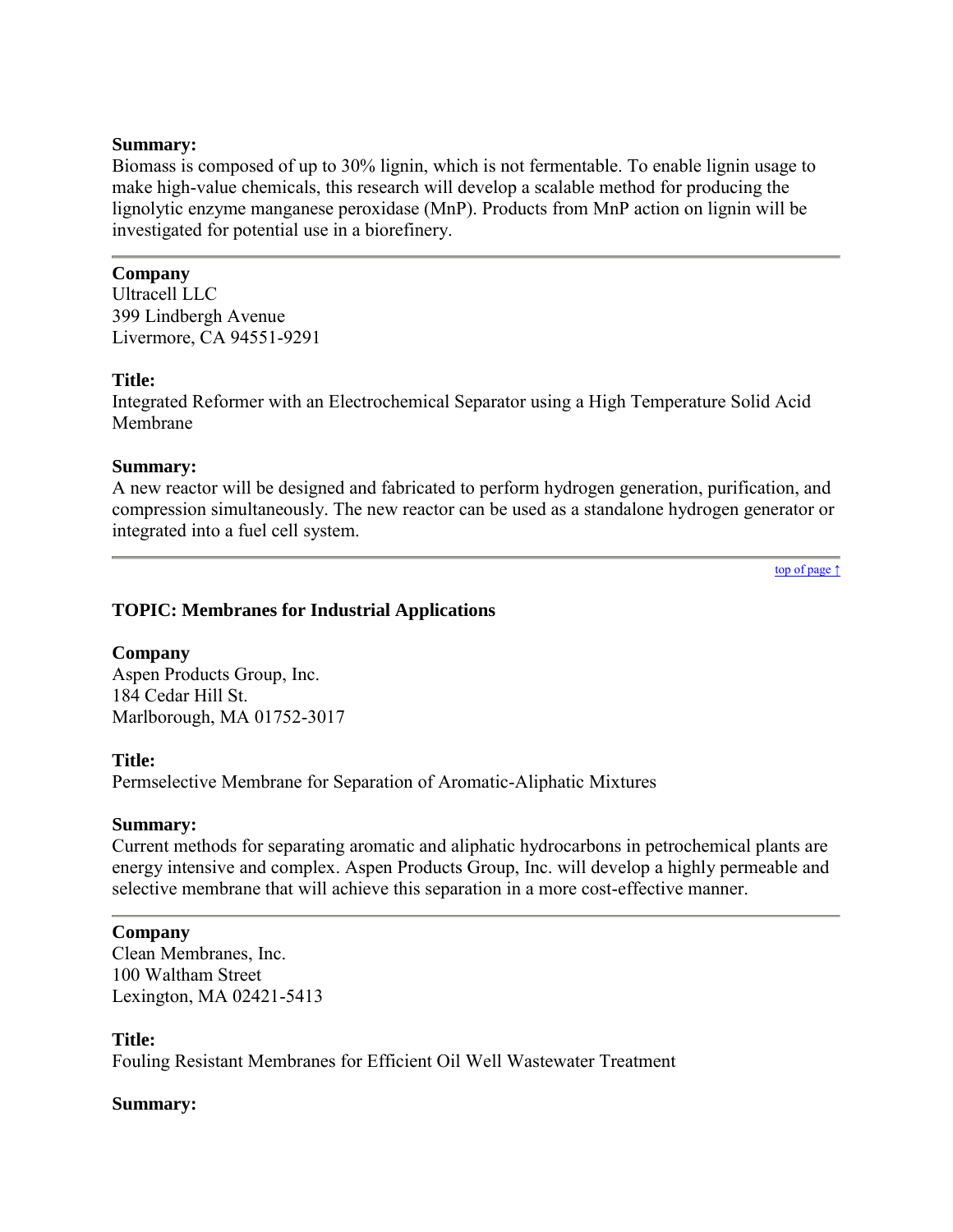**Summary:**
Biomass is composed of up to 30% lignin, which is not fermentable. To enable lignin usage to make high-value chemicals, this research will develop a scalable method for producing the lignolytic enzyme manganese peroxidase (MnP). Products from MnP action on lignin will be investigated for potential use in a biorefinery.

---

**Company**
Ultracell LLC
399 Lindbergh Avenue
Livermore, CA 94551-9291

**Title:**
Integrated Reformer with an Electrochemical Separator using a High Temperature Solid Acid Membrane

**Summary:**
A new reactor will be designed and fabricated to perform hydrogen generation, purification, and compression simultaneously. The new reactor can be used as a standalone hydrogen generator or integrated into a fuel cell system.

---

top of page ↑

### TOPIC: Membranes for Industrial Applications

**Company**
Aspen Products Group, Inc.
184 Cedar Hill St.
Marlborough, MA 01752-3017

**Title:**
Permselective Membrane for Separation of Aromatic-Aliphatic Mixtures

**Summary:**
Current methods for separating aromatic and aliphatic hydrocarbons in petrochemical plants are energy intensive and complex. Aspen Products Group, Inc. will develop a highly permeable and selective membrane that will achieve this separation in a more cost-effective manner.

---

**Company**
Clean Membranes, Inc.
100 Waltham Street
Lexington, MA 02421-5413

**Title:**
Fouling Resistant Membranes for Efficient Oil Well Wastewater Treatment

**Summary:**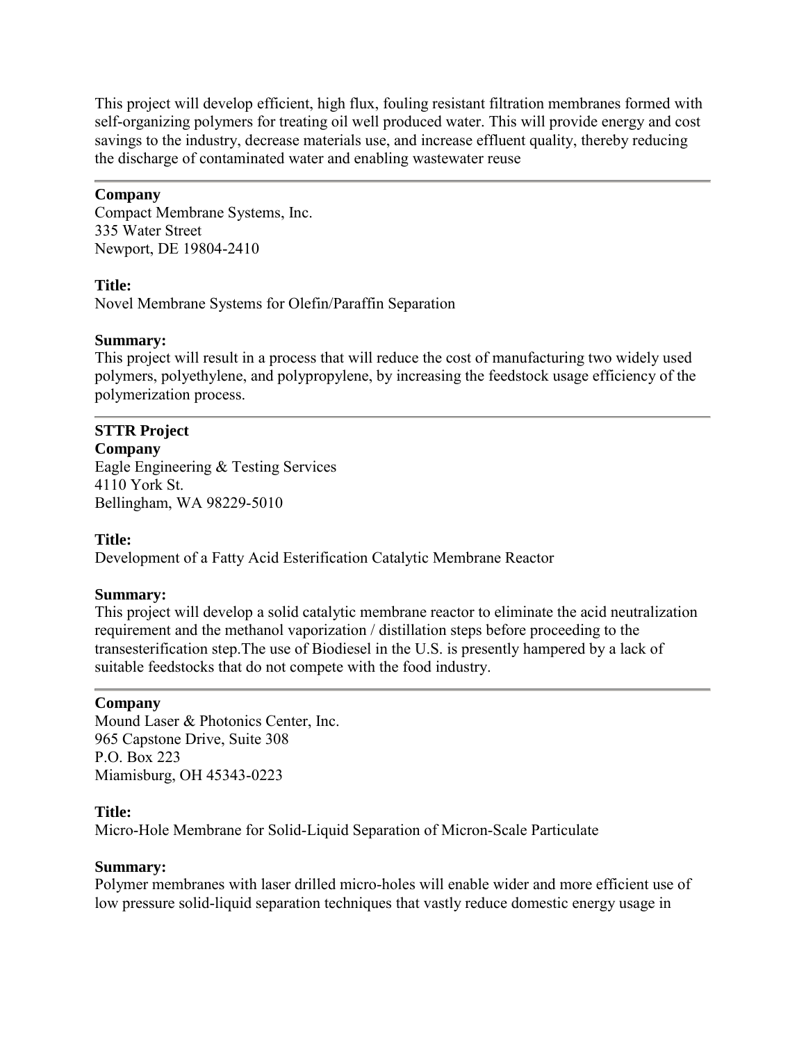This project will develop efficient, high flux, fouling resistant filtration membranes formed with self-organizing polymers for treating oil well produced water. This will provide energy and cost savings to the industry, decrease materials use, and increase effluent quality, thereby reducing the discharge of contaminated water and enabling wastewater reuse

---

**Company**
Compact Membrane Systems, Inc.
335 Water Street
Newport, DE 19804-2410

**Title:**
Novel Membrane Systems for Olefin/Paraffin Separation

**Summary:**
This project will result in a process that will reduce the cost of manufacturing two widely used polymers, polyethylene, and polypropylene, by increasing the feedstock usage efficiency of the polymerization process.

---

**STTR Project**
**Company**
Eagle Engineering & Testing Services
4110 York St.
Bellingham, WA 98229-5010

**Title:**
Development of a Fatty Acid Esterification Catalytic Membrane Reactor

**Summary:**
This project will develop a solid catalytic membrane reactor to eliminate the acid neutralization requirement and the methanol vaporization / distillation steps before proceeding to the transesterification step.The use of Biodiesel in the U.S. is presently hampered by a lack of suitable feedstocks that do not compete with the food industry.

---

**Company**
Mound Laser & Photonics Center, Inc.
965 Capstone Drive, Suite 308
P.O. Box 223
Miamisburg, OH 45343-0223

**Title:**
Micro-Hole Membrane for Solid-Liquid Separation of Micron-Scale Particulate

**Summary:**
Polymer membranes with laser drilled micro-holes will enable wider and more efficient use of low pressure solid-liquid separation techniques that vastly reduce domestic energy usage in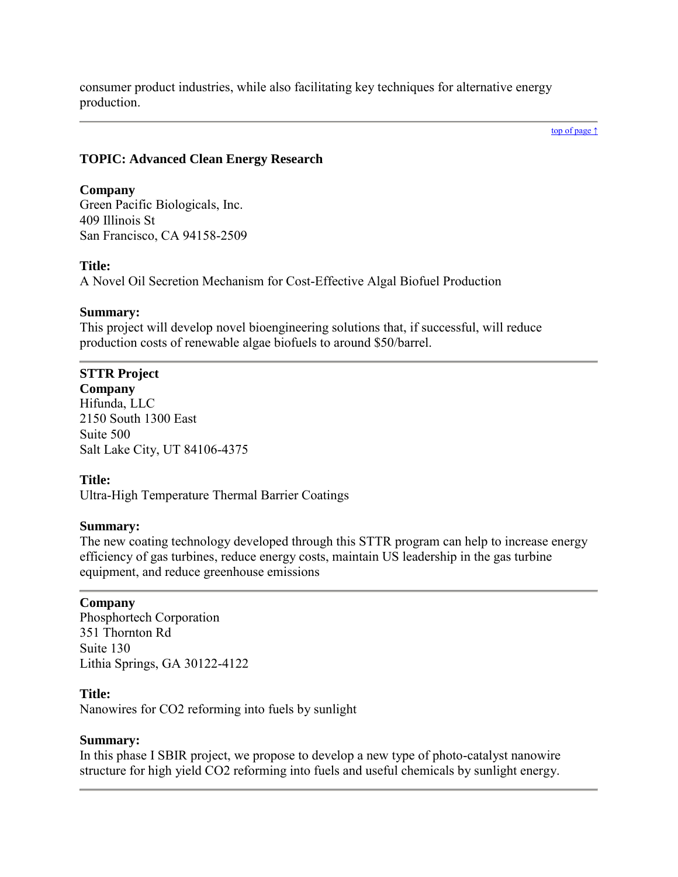consumer product industries, while also facilitating key techniques for alternative energy production.

---

top of page ↑

### TOPIC: Advanced Clean Energy Research

**Company**
Green Pacific Biologicals, Inc.
409 Illinois St
San Francisco, CA 94158-2509

**Title:**
A Novel Oil Secretion Mechanism for Cost-Effective Algal Biofuel Production

**Summary:**
This project will develop novel bioengineering solutions that, if successful, will reduce production costs of renewable algae biofuels to around $50/barrel.

---

**STTR Project**
**Company**
Hifunda, LLC
2150 South 1300 East
Suite 500
Salt Lake City, UT 84106-4375

**Title:**
Ultra-High Temperature Thermal Barrier Coatings

**Summary:**
The new coating technology developed through this STTR program can help to increase energy efficiency of gas turbines, reduce energy costs, maintain US leadership in the gas turbine equipment, and reduce greenhouse emissions

---

**Company**
Phosphortech Corporation
351 Thornton Rd
Suite 130
Lithia Springs, GA 30122-4122

**Title:**
Nanowires for $CO_2$ reforming into fuels by sunlight

**Summary:**
In this phase I SBIR project, we propose to develop a new type of photo-catalyst nanowire structure for high yield $CO_2$ reforming into fuels and useful chemicals by sunlight energy.

---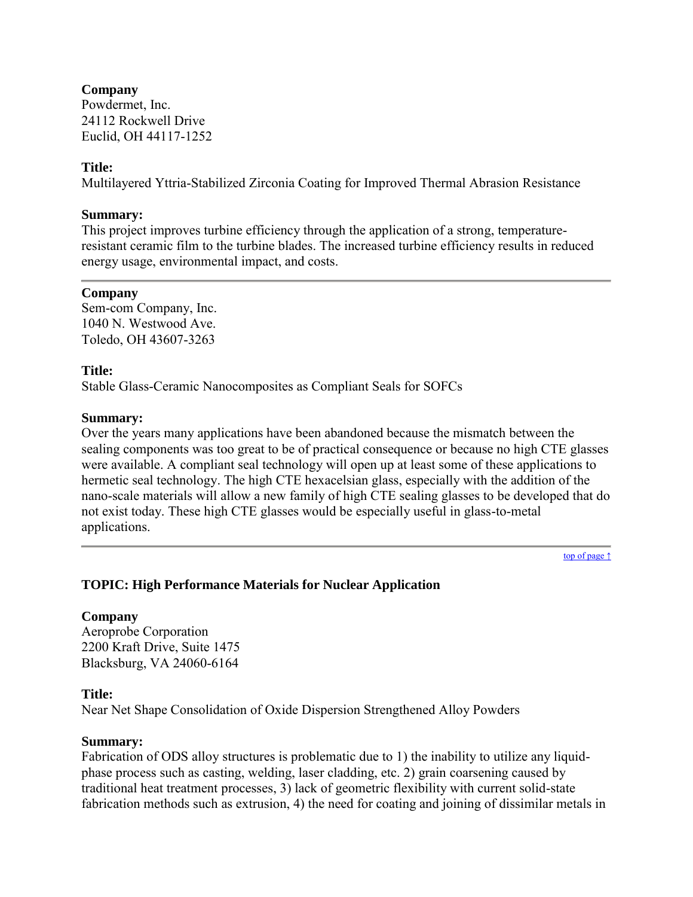**Company**
Powdermet, Inc.
24112 Rockwell Drive
Euclid, OH 44117-1252

**Title:**
Multilayered Yttria-Stabilized Zirconia Coating for Improved Thermal Abrasion Resistance

**Summary:**
This project improves turbine efficiency through the application of a strong, temperature-resistant ceramic film to the turbine blades. The increased turbine efficiency results in reduced energy usage, environmental impact, and costs.

---

**Company**
Sem-com Company, Inc.
1040 N. Westwood Ave.
Toledo, OH 43607-3263

**Title:**
Stable Glass-Ceramic Nanocomposites as Compliant Seals for SOFCs

**Summary:**
Over the years many applications have been abandoned because the mismatch between the sealing components was too great to be of practical consequence or because no high CTE glasses were available. A compliant seal technology will open up at least some of these applications to hermetic seal technology. The high CTE hexacelsian glass, especially with the addition of the nano-scale materials will allow a new family of high CTE sealing glasses to be developed that do not exist today. These high CTE glasses would be especially useful in glass-to-metal applications.

---

top of page ↑

### TOPIC: High Performance Materials for Nuclear Application

**Company**
Aeroprobe Corporation
2200 Kraft Drive, Suite 1475
Blacksburg, VA 24060-6164

**Title:**
Near Net Shape Consolidation of Oxide Dispersion Strengthened Alloy Powders

**Summary:**
Fabrication of ODS alloy structures is problematic due to 1) the inability to utilize any liquid-phase process such as casting, welding, laser cladding, etc. 2) grain coarsening caused by traditional heat treatment processes, 3) lack of geometric flexibility with current solid-state fabrication methods such as extrusion, 4) the need for coating and joining of dissimilar metals in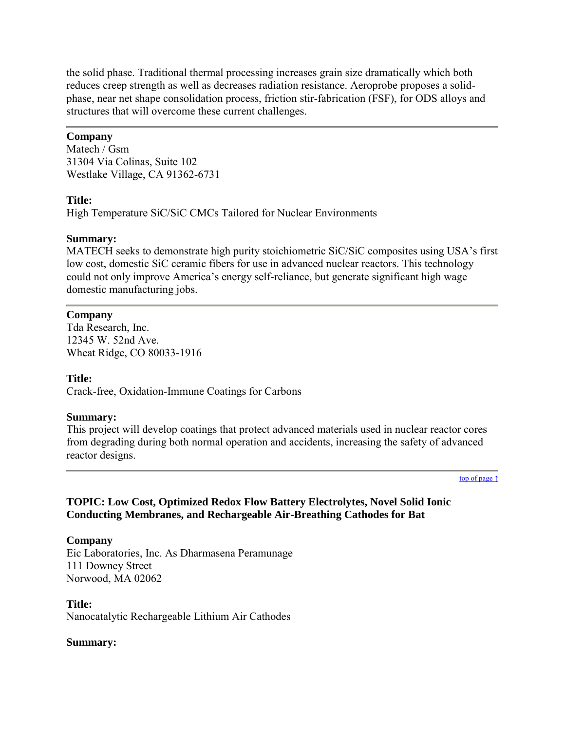the solid phase. Traditional thermal processing increases grain size dramatically which both reduces creep strength as well as decreases radiation resistance. Aeroprobe proposes a solid-phase, near net shape consolidation process, friction stir-fabrication (FSF), for ODS alloys and structures that will overcome these current challenges.

---

**Company**
Matech / Gsm
31304 Via Colinas, Suite 102
Westlake Village, CA 91362-6731

**Title:**
High Temperature SiC/SiC CMCs Tailored for Nuclear Environments

**Summary:**
MATECH seeks to demonstrate high purity stoichiometric SiC/SiC composites using USA's first low cost, domestic SiC ceramic fibers for use in advanced nuclear reactors. This technology could not only improve America's energy self-reliance, but generate significant high wage domestic manufacturing jobs.

---

**Company**
Tda Research, Inc.
12345 W. 52nd Ave.
Wheat Ridge, CO 80033-1916

**Title:**
Crack-free, Oxidation-Immune Coatings for Carbons

**Summary:**
This project will develop coatings that protect advanced materials used in nuclear reactor cores from degrading during both normal operation and accidents, increasing the safety of advanced reactor designs.

---

top of page ↑

### TOPIC: Low Cost, Optimized Redox Flow Battery Electrolytes, Novel Solid Ionic Conducting Membranes, and Rechargeable Air-Breathing Cathodes for Bat

**Company**
Eic Laboratories, Inc. As Dharmasena Peramunage
111 Downey Street
Norwood, MA 02062

**Title:**
Nanocatalytic Rechargeable Lithium Air Cathodes

**Summary:**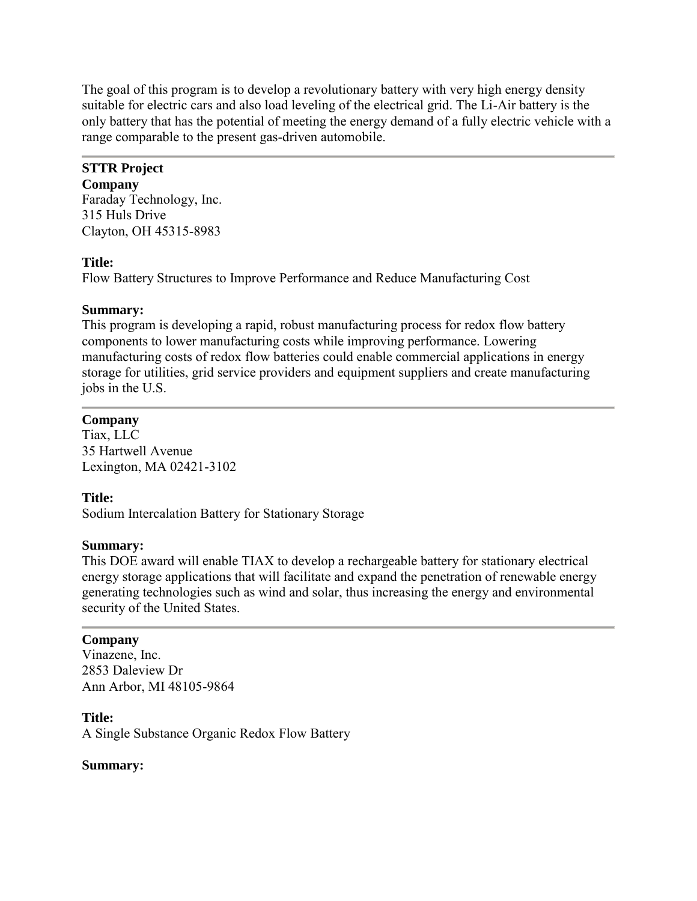The goal of this program is to develop a revolutionary battery with very high energy density suitable for electric cars and also load leveling of the electrical grid. The Li-Air battery is the only battery that has the potential of meeting the energy demand of a fully electric vehicle with a range comparable to the present gas-driven automobile.

---

**STTR Project**

**Company**
Faraday Technology, Inc.
315 Huls Drive
Clayton, OH 45315-8983

**Title:**
Flow Battery Structures to Improve Performance and Reduce Manufacturing Cost

**Summary:**
This program is developing a rapid, robust manufacturing process for redox flow battery components to lower manufacturing costs while improving performance. Lowering manufacturing costs of redox flow batteries could enable commercial applications in energy storage for utilities, grid service providers and equipment suppliers and create manufacturing jobs in the U.S.

---

**Company**
Tiax, LLC
35 Hartwell Avenue
Lexington, MA 02421-3102

**Title:**
Sodium Intercalation Battery for Stationary Storage

**Summary:**
This DOE award will enable TIAX to develop a rechargeable battery for stationary electrical energy storage applications that will facilitate and expand the penetration of renewable energy generating technologies such as wind and solar, thus increasing the energy and environmental security of the United States.

---

**Company**
Vinazene, Inc.
2853 Daleview Dr
Ann Arbor, MI 48105-9864

**Title:**
A Single Substance Organic Redox Flow Battery

**Summary:**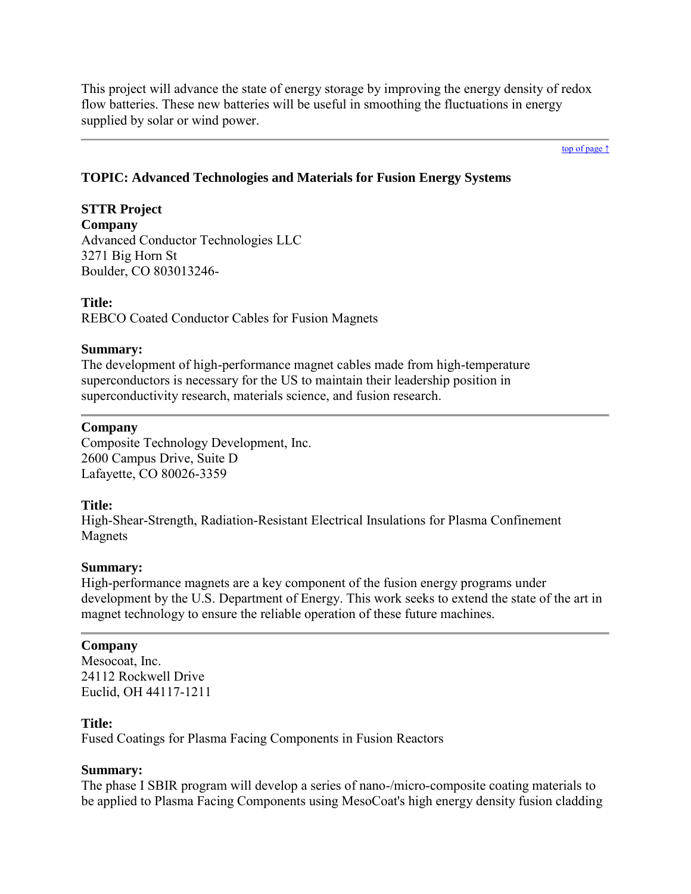This project will advance the state of energy storage by improving the energy density of redox flow batteries. These new batteries will be useful in smoothing the fluctuations in energy supplied by solar or wind power.

---

top of page ↑

### TOPIC: Advanced Technologies and Materials for Fusion Energy Systems

**STTR Project**

**Company**
Advanced Conductor Technologies LLC
3271 Big Horn St
Boulder, CO 803013246-

**Title:**
REBCO Coated Conductor Cables for Fusion Magnets

**Summary:**
The development of high-performance magnet cables made from high-temperature superconductors is necessary for the US to maintain their leadership position in superconductivity research, materials science, and fusion research.

---

**Company**
Composite Technology Development, Inc.
2600 Campus Drive, Suite D
Lafayette, CO 80026-3359

**Title:**
High-Shear-Strength, Radiation-Resistant Electrical Insulations for Plasma Confinement Magnets

**Summary:**
High-performance magnets are a key component of the fusion energy programs under development by the U.S. Department of Energy. This work seeks to extend the state of the art in magnet technology to ensure the reliable operation of these future machines.

---

**Company**
Mesocoat, Inc.
24112 Rockwell Drive
Euclid, OH 44117-1211

**Title:**
Fused Coatings for Plasma Facing Components in Fusion Reactors

**Summary:**
The phase I SBIR program will develop a series of nano-/micro-composite coating materials to be applied to Plasma Facing Components using MesoCoat's high energy density fusion cladding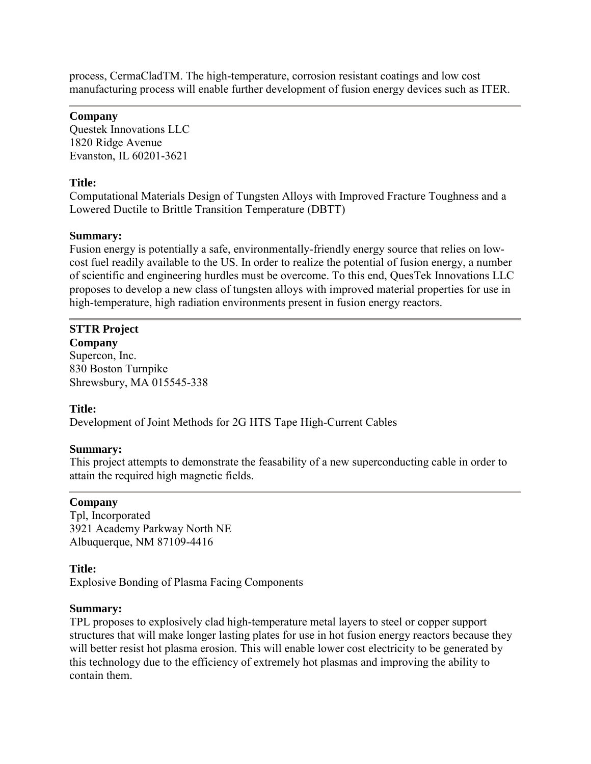process, CermaCladTM. The high-temperature, corrosion resistant coatings and low cost manufacturing process will enable further development of fusion energy devices such as ITER.

---

**Company**
Questek Innovations LLC
1820 Ridge Avenue
Evanston, IL 60201-3621

**Title:**
Computational Materials Design of Tungsten Alloys with Improved Fracture Toughness and a Lowered Ductile to Brittle Transition Temperature (DBTT)

**Summary:**
Fusion energy is potentially a safe, environmentally-friendly energy source that relies on low-cost fuel readily available to the US. In order to realize the potential of fusion energy, a number of scientific and engineering hurdles must be overcome. To this end, QuesTek Innovations LLC proposes to develop a new class of tungsten alloys with improved material properties for use in high-temperature, high radiation environments present in fusion energy reactors.

---

**STTR Project**
**Company**
Supercon, Inc.
830 Boston Turnpike
Shrewsbury, MA 015545-338

**Title:**
Development of Joint Methods for 2G HTS Tape High-Current Cables

**Summary:**
This project attempts to demonstrate the feasability of a new superconducting cable in order to attain the required high magnetic fields.

---

**Company**
Tpl, Incorporated
3921 Academy Parkway North NE
Albuquerque, NM 87109-4416

**Title:**
Explosive Bonding of Plasma Facing Components

**Summary:**
TPL proposes to explosively clad high-temperature metal layers to steel or copper support structures that will make longer lasting plates for use in hot fusion energy reactors because they will better resist hot plasma erosion. This will enable lower cost electricity to be generated by this technology due to the efficiency of extremely hot plasmas and improving the ability to contain them.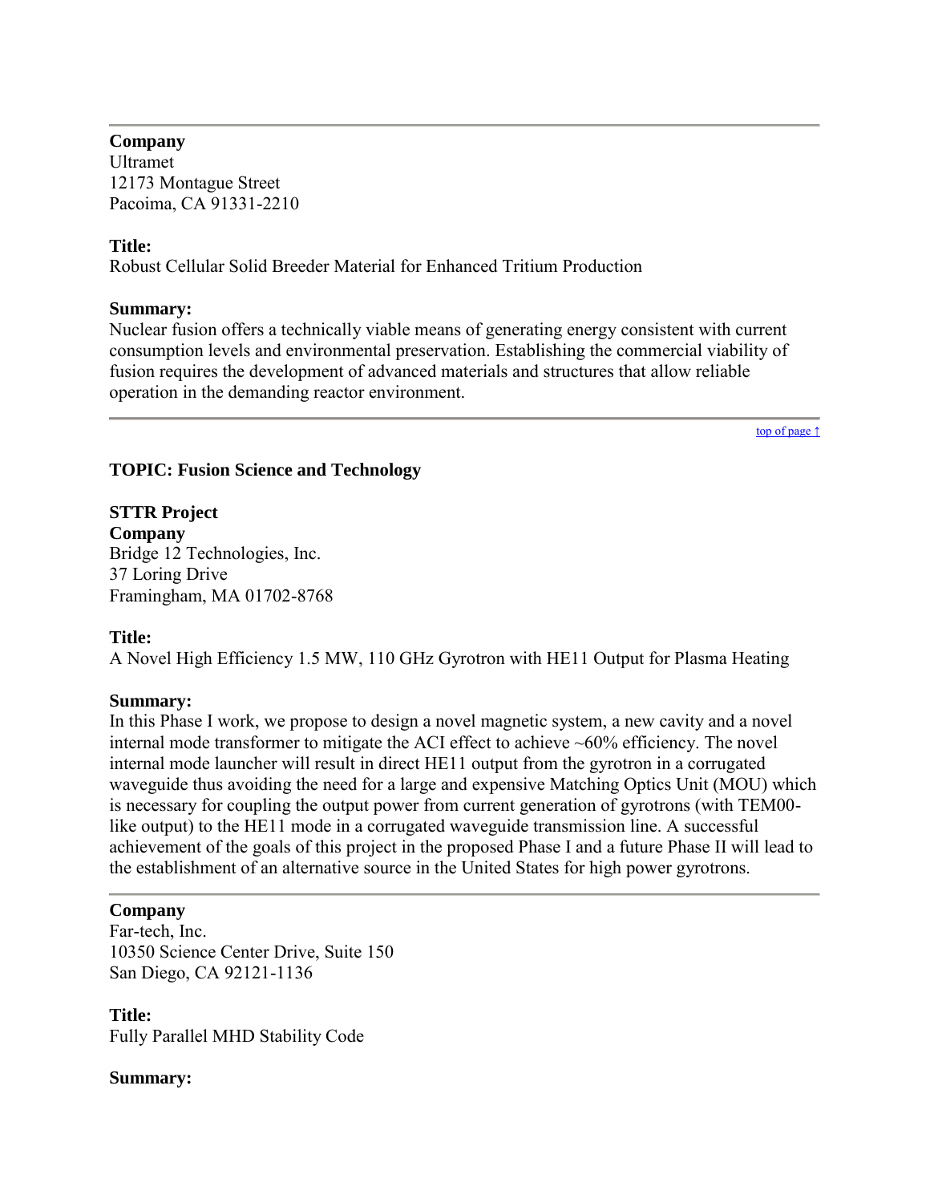---

**Company**
Ultramet
12173 Montague Street
Pacoima, CA 91331-2210

**Title:**
Robust Cellular Solid Breeder Material for Enhanced Tritium Production

**Summary:**
Nuclear fusion offers a technically viable means of generating energy consistent with current consumption levels and environmental preservation. Establishing the commercial viability of fusion requires the development of advanced materials and structures that allow reliable operation in the demanding reactor environment.

---

top of page ↑

**TOPIC: Fusion Science and Technology**

**STTR Project**
**Company**
Bridge 12 Technologies, Inc.
37 Loring Drive
Framingham, MA 01702-8768

**Title:**
A Novel High Efficiency 1.5 MW, 110 GHz Gyrotron with HE11 Output for Plasma Heating

**Summary:**
In this Phase I work, we propose to design a novel magnetic system, a new cavity and a novel internal mode transformer to mitigate the ACI effect to achieve ~60% efficiency. The novel internal mode launcher will result in direct HE11 output from the gyrotron in a corrugated waveguide thus avoiding the need for a large and expensive Matching Optics Unit (MOU) which is necessary for coupling the output power from current generation of gyrotrons (with TEM00-like output) to the HE11 mode in a corrugated waveguide transmission line. A successful achievement of the goals of this project in the proposed Phase I and a future Phase II will lead to the establishment of an alternative source in the United States for high power gyrotrons.

---

**Company**
Far-tech, Inc.
10350 Science Center Drive, Suite 150
San Diego, CA 92121-1136

**Title:**
Fully Parallel MHD Stability Code

**Summary:**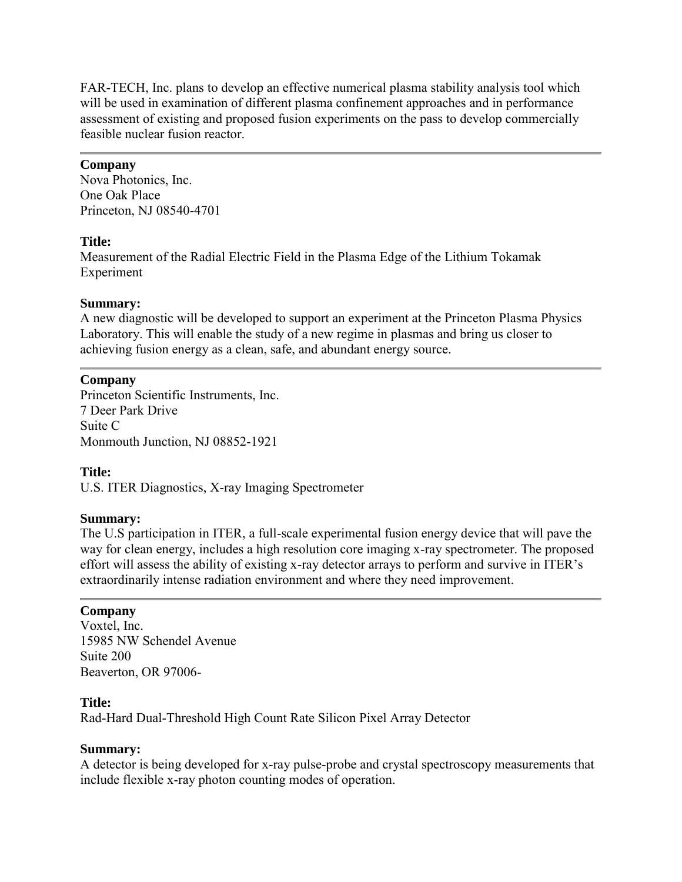FAR-TECH, Inc. plans to develop an effective numerical plasma stability analysis tool which will be used in examination of different plasma confinement approaches and in performance assessment of existing and proposed fusion experiments on the pass to develop commercially feasible nuclear fusion reactor.

---

**Company**
Nova Photonics, Inc.
One Oak Place
Princeton, NJ 08540-4701

**Title:**
Measurement of the Radial Electric Field in the Plasma Edge of the Lithium Tokamak Experiment

**Summary:**
A new diagnostic will be developed to support an experiment at the Princeton Plasma Physics Laboratory. This will enable the study of a new regime in plasmas and bring us closer to achieving fusion energy as a clean, safe, and abundant energy source.

---

**Company**
Princeton Scientific Instruments, Inc.
7 Deer Park Drive
Suite C
Monmouth Junction, NJ 08852-1921

**Title:**
U.S. ITER Diagnostics, X-ray Imaging Spectrometer

**Summary:**
The U.S participation in ITER, a full-scale experimental fusion energy device that will pave the way for clean energy, includes a high resolution core imaging x-ray spectrometer. The proposed effort will assess the ability of existing x-ray detector arrays to perform and survive in ITER's extraordinarily intense radiation environment and where they need improvement.

---

**Company**
Voxtel, Inc.
15985 NW Schendel Avenue
Suite 200
Beaverton, OR 97006-

**Title:**
Rad-Hard Dual-Threshold High Count Rate Silicon Pixel Array Detector

**Summary:**
A detector is being developed for x-ray pulse-probe and crystal spectroscopy measurements that include flexible x-ray photon counting modes of operation.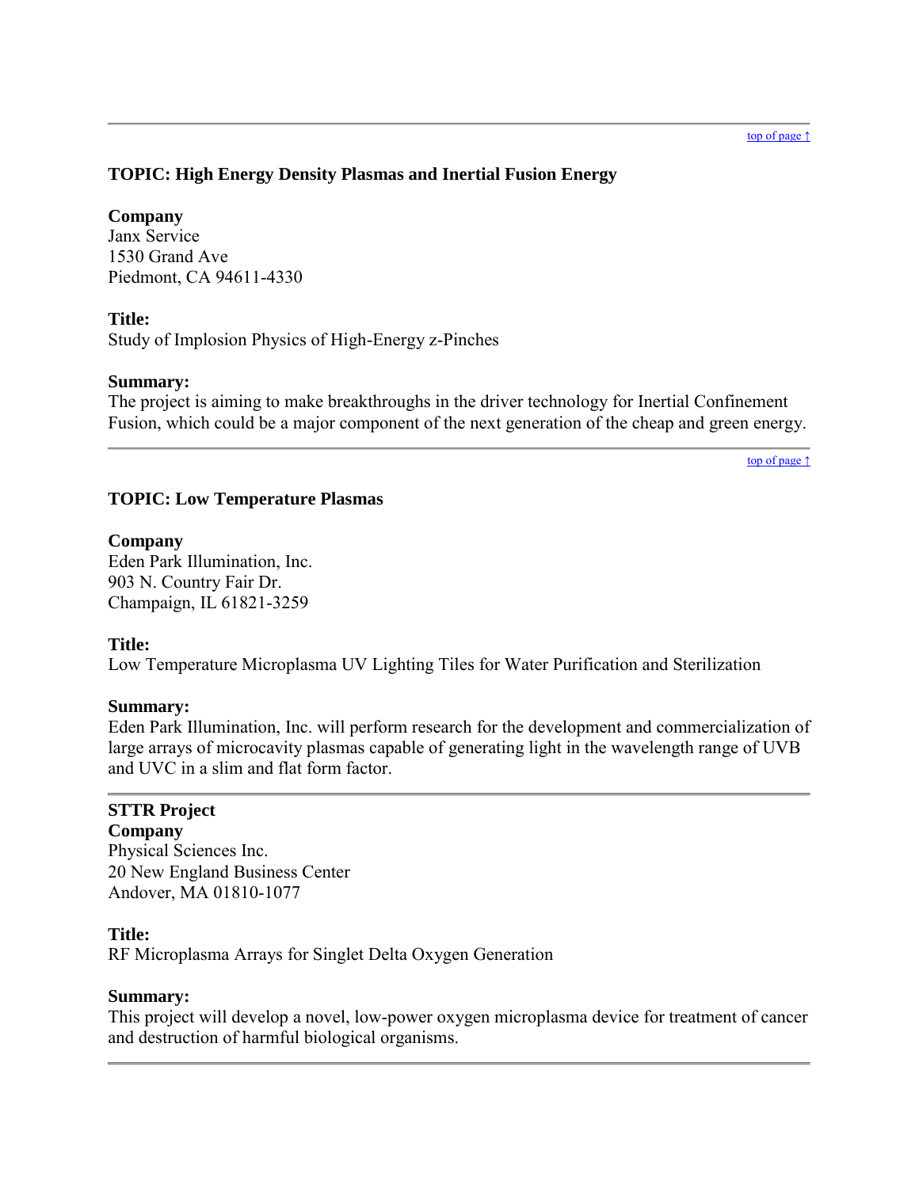---

top of page ↑

### TOPIC: High Energy Density Plasmas and Inertial Fusion Energy

**Company**
Janx Service
1530 Grand Ave
Piedmont, CA 94611-4330

**Title:**
Study of Implosion Physics of High-Energy z-Pinches

**Summary:**
The project is aiming to make breakthroughs in the driver technology for Inertial Confinement Fusion, which could be a major component of the next generation of the cheap and green energy.

---

top of page ↑

### TOPIC: Low Temperature Plasmas

**Company**
Eden Park Illumination, Inc.
903 N. Country Fair Dr.
Champaign, IL 61821-3259

**Title:**
Low Temperature Microplasma UV Lighting Tiles for Water Purification and Sterilization

**Summary:**
Eden Park Illumination, Inc. will perform research for the development and commercialization of large arrays of microcavity plasmas capable of generating light in the wavelength range of UVB and UVC in a slim and flat form factor.

---

**STTR Project**
**Company**
Physical Sciences Inc.
20 New England Business Center
Andover, MA 01810-1077

**Title:**
RF Microplasma Arrays for Singlet Delta Oxygen Generation

**Summary:**
This project will develop a novel, low-power oxygen microplasma device for treatment of cancer and destruction of harmful biological organisms.

---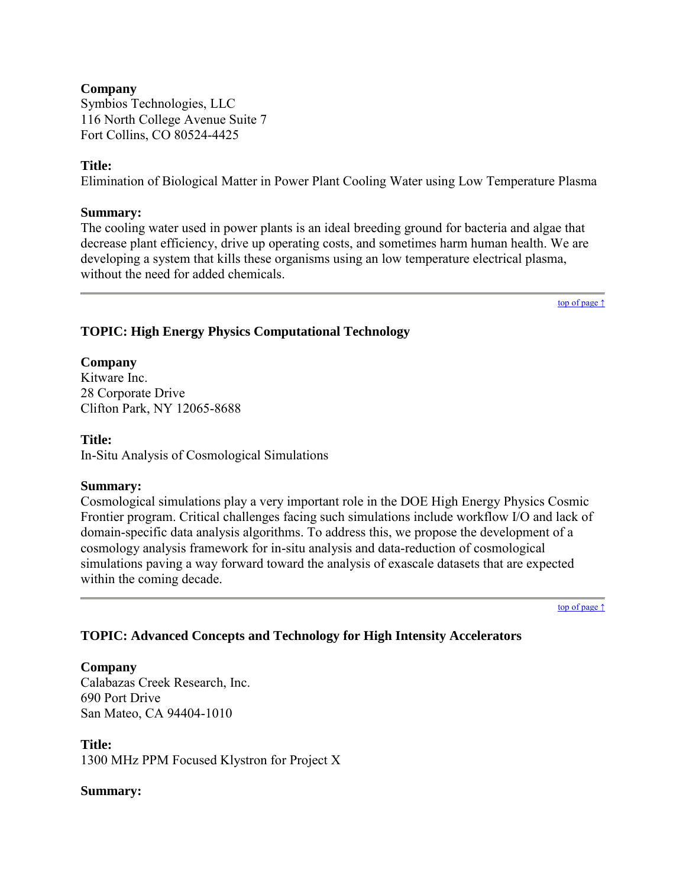**Company**
Symbios Technologies, LLC
116 North College Avenue Suite 7
Fort Collins, CO 80524-4425

**Title:**
Elimination of Biological Matter in Power Plant Cooling Water using Low Temperature Plasma

**Summary:**
The cooling water used in power plants is an ideal breeding ground for bacteria and algae that decrease plant efficiency, drive up operating costs, and sometimes harm human health. We are developing a system that kills these organisms using an low temperature electrical plasma, without the need for added chemicals.

---

top of page ↑

### TOPIC: High Energy Physics Computational Technology

**Company**
Kitware Inc.
28 Corporate Drive
Clifton Park, NY 12065-8688

**Title:**
In-Situ Analysis of Cosmological Simulations

**Summary:**
Cosmological simulations play a very important role in the DOE High Energy Physics Cosmic Frontier program. Critical challenges facing such simulations include workflow I/O and lack of domain-specific data analysis algorithms. To address this, we propose the development of a cosmology analysis framework for in-situ analysis and data-reduction of cosmological simulations paving a way forward toward the analysis of exascale datasets that are expected within the coming decade.

---

top of page ↑

### TOPIC: Advanced Concepts and Technology for High Intensity Accelerators

**Company**
Calabazas Creek Research, Inc.
690 Port Drive
San Mateo, CA 94404-1010

**Title:**
1300 MHz PPM Focused Klystron for Project X

**Summary:**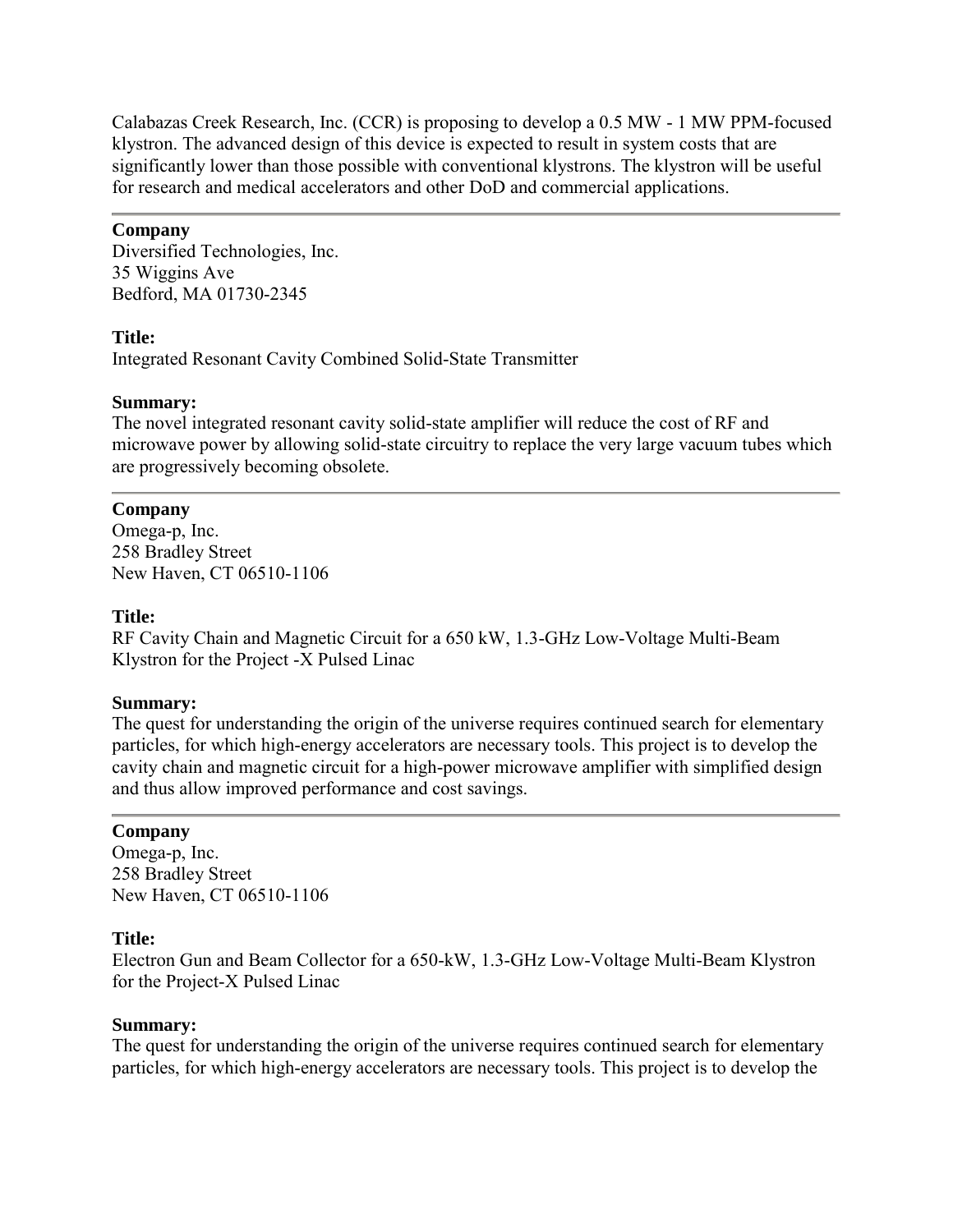Calabazas Creek Research, Inc. (CCR) is proposing to develop a 0.5 MW - 1 MW PPM-focused klystron. The advanced design of this device is expected to result in system costs that are significantly lower than those possible with conventional klystrons. The klystron will be useful for research and medical accelerators and other DoD and commercial applications.

---

**Company**
Diversified Technologies, Inc.
35 Wiggins Ave
Bedford, MA 01730-2345

**Title:**
Integrated Resonant Cavity Combined Solid-State Transmitter

**Summary:**
The novel integrated resonant cavity solid-state amplifier will reduce the cost of RF and microwave power by allowing solid-state circuitry to replace the very large vacuum tubes which are progressively becoming obsolete.

---

**Company**
Omega-p, Inc.
258 Bradley Street
New Haven, CT 06510-1106

**Title:**
RF Cavity Chain and Magnetic Circuit for a 650 kW, 1.3-GHz Low-Voltage Multi-Beam Klystron for the Project -X Pulsed Linac

**Summary:**
The quest for understanding the origin of the universe requires continued search for elementary particles, for which high-energy accelerators are necessary tools. This project is to develop the cavity chain and magnetic circuit for a high-power microwave amplifier with simplified design and thus allow improved performance and cost savings.

---

**Company**
Omega-p, Inc.
258 Bradley Street
New Haven, CT 06510-1106

**Title:**
Electron Gun and Beam Collector for a 650-kW, 1.3-GHz Low-Voltage Multi-Beam Klystron for the Project-X Pulsed Linac

**Summary:**
The quest for understanding the origin of the universe requires continued search for elementary particles, for which high-energy accelerators are necessary tools. This project is to develop the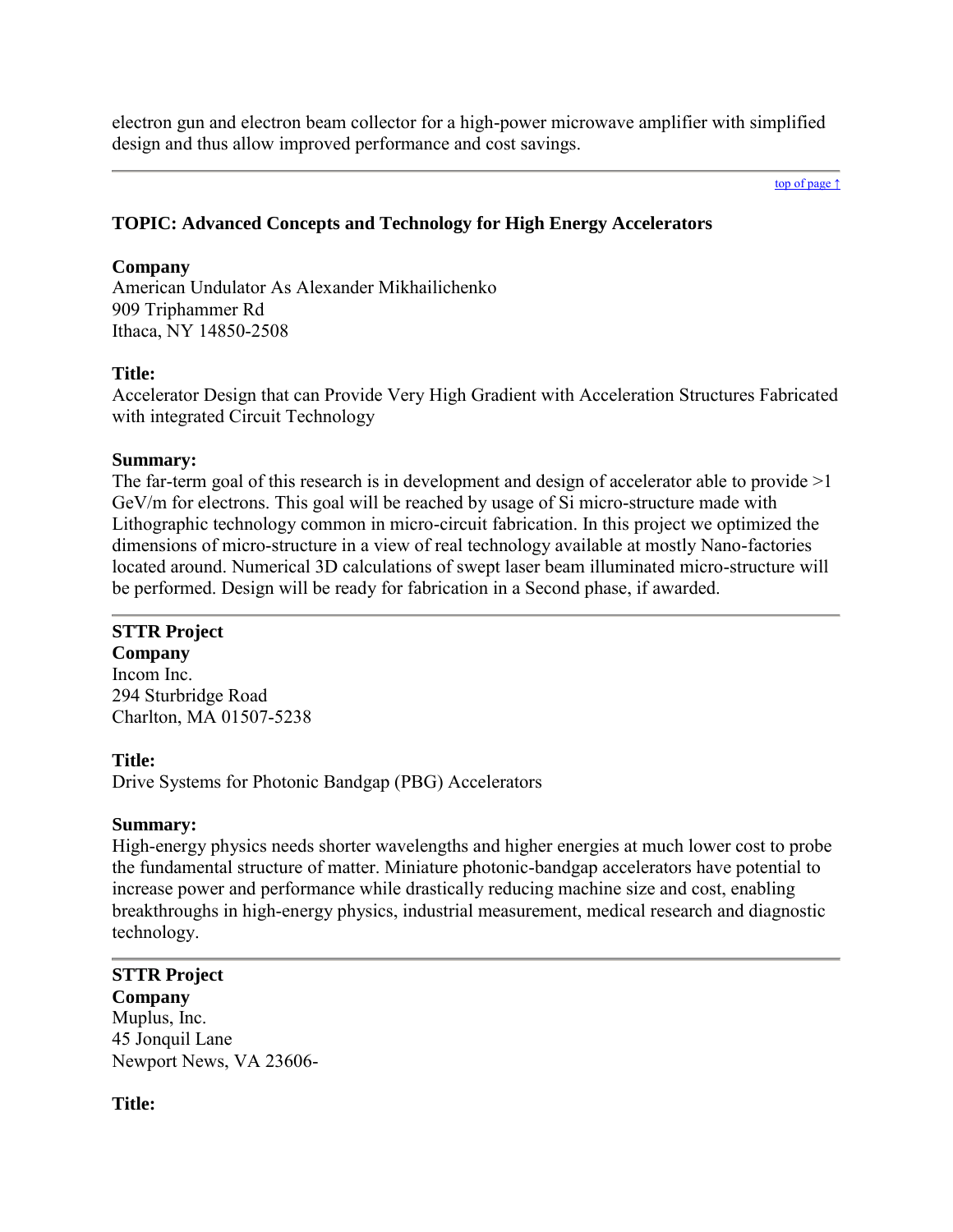electron gun and electron beam collector for a high-power microwave amplifier with simplified design and thus allow improved performance and cost savings.

---

### TOPIC: Advanced Concepts and Technology for High Energy Accelerators

**Company**
American Undulator As Alexander Mikhailichenko
909 Triphammer Rd
Ithaca, NY 14850-2508

**Title:**
Accelerator Design that can Provide Very High Gradient with Acceleration Structures Fabricated with integrated Circuit Technology

**Summary:**
The far-term goal of this research is in development and design of accelerator able to provide >1 GeV/m for electrons. This goal will be reached by usage of Si micro-structure made with Lithographic technology common in micro-circuit fabrication. In this project we optimized the dimensions of micro-structure in a view of real technology available at mostly Nano-factories located around. Numerical 3D calculations of swept laser beam illuminated micro-structure will be performed. Design will be ready for fabrication in a Second phase, if awarded.

---

**STTR Project**
**Company**
Incom Inc.
294 Sturbridge Road
Charlton, MA 01507-5238

**Title:**
Drive Systems for Photonic Bandgap (PBG) Accelerators

**Summary:**
High-energy physics needs shorter wavelengths and higher energies at much lower cost to probe the fundamental structure of matter. Miniature photonic-bandgap accelerators have potential to increase power and performance while drastically reducing machine size and cost, enabling breakthroughs in high-energy physics, industrial measurement, medical research and diagnostic technology.

---

**STTR Project**
**Company**
Muplus, Inc.
45 Jonquil Lane
Newport News, VA 23606-

**Title:**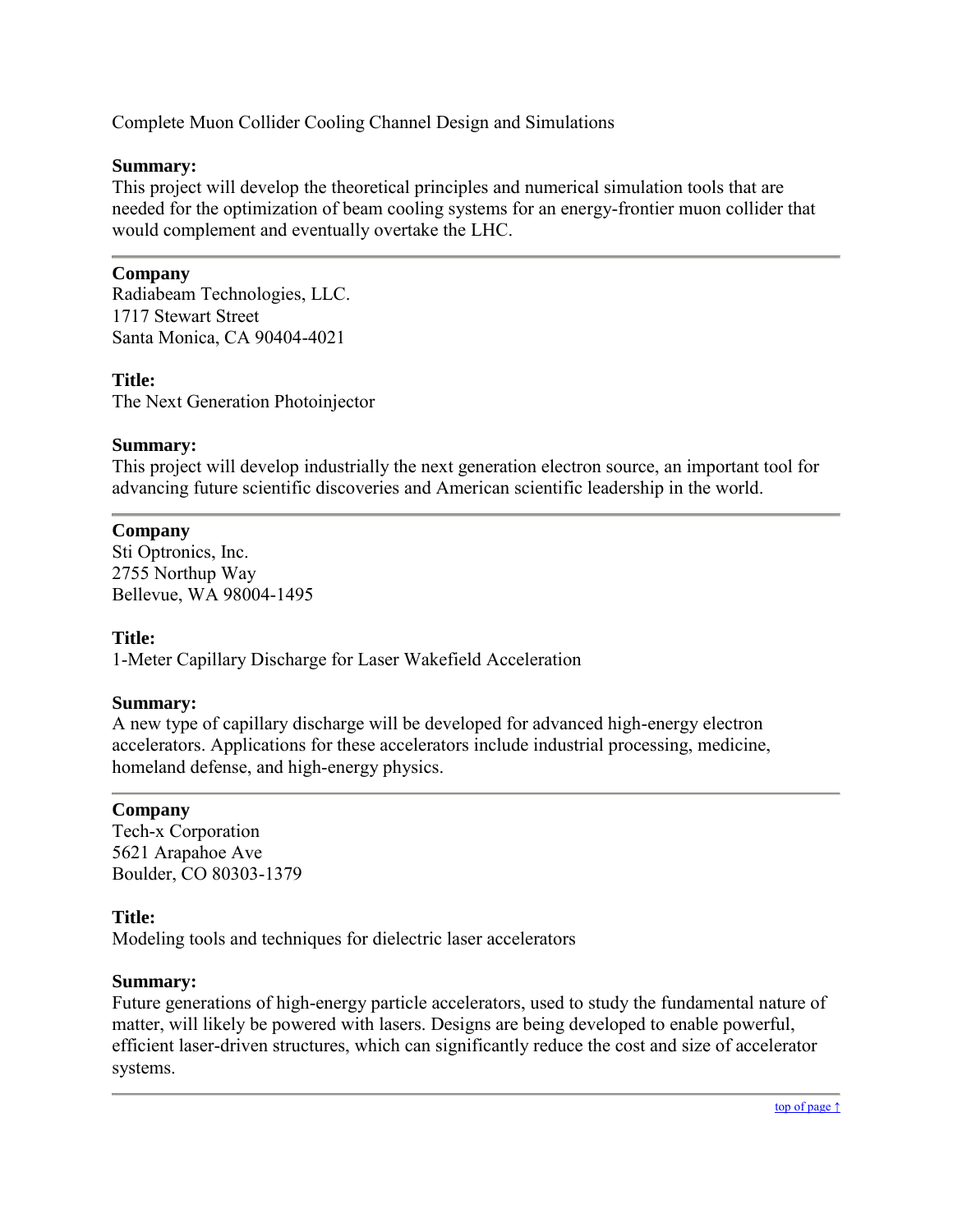Complete Muon Collider Cooling Channel Design and Simulations

**Summary:**
This project will develop the theoretical principles and numerical simulation tools that are needed for the optimization of beam cooling systems for an energy-frontier muon collider that would complement and eventually overtake the LHC.

---

**Company**
Radiabeam Technologies, LLC.
1717 Stewart Street
Santa Monica, CA 90404-4021

**Title:**
The Next Generation Photoinjector

**Summary:**
This project will develop industrially the next generation electron source, an important tool for advancing future scientific discoveries and American scientific leadership in the world.

---

**Company**
Sti Optronics, Inc.
2755 Northup Way
Bellevue, WA 98004-1495

**Title:**
1-Meter Capillary Discharge for Laser Wakefield Acceleration

**Summary:**
A new type of capillary discharge will be developed for advanced high-energy electron accelerators. Applications for these accelerators include industrial processing, medicine, homeland defense, and high-energy physics.

---

**Company**
Tech-x Corporation
5621 Arapahoe Ave
Boulder, CO 80303-1379

**Title:**
Modeling tools and techniques for dielectric laser accelerators

**Summary:**
Future generations of high-energy particle accelerators, used to study the fundamental nature of matter, will likely be powered with lasers. Designs are being developed to enable powerful, efficient laser-driven structures, which can significantly reduce the cost and size of accelerator systems.

---

top of page ↑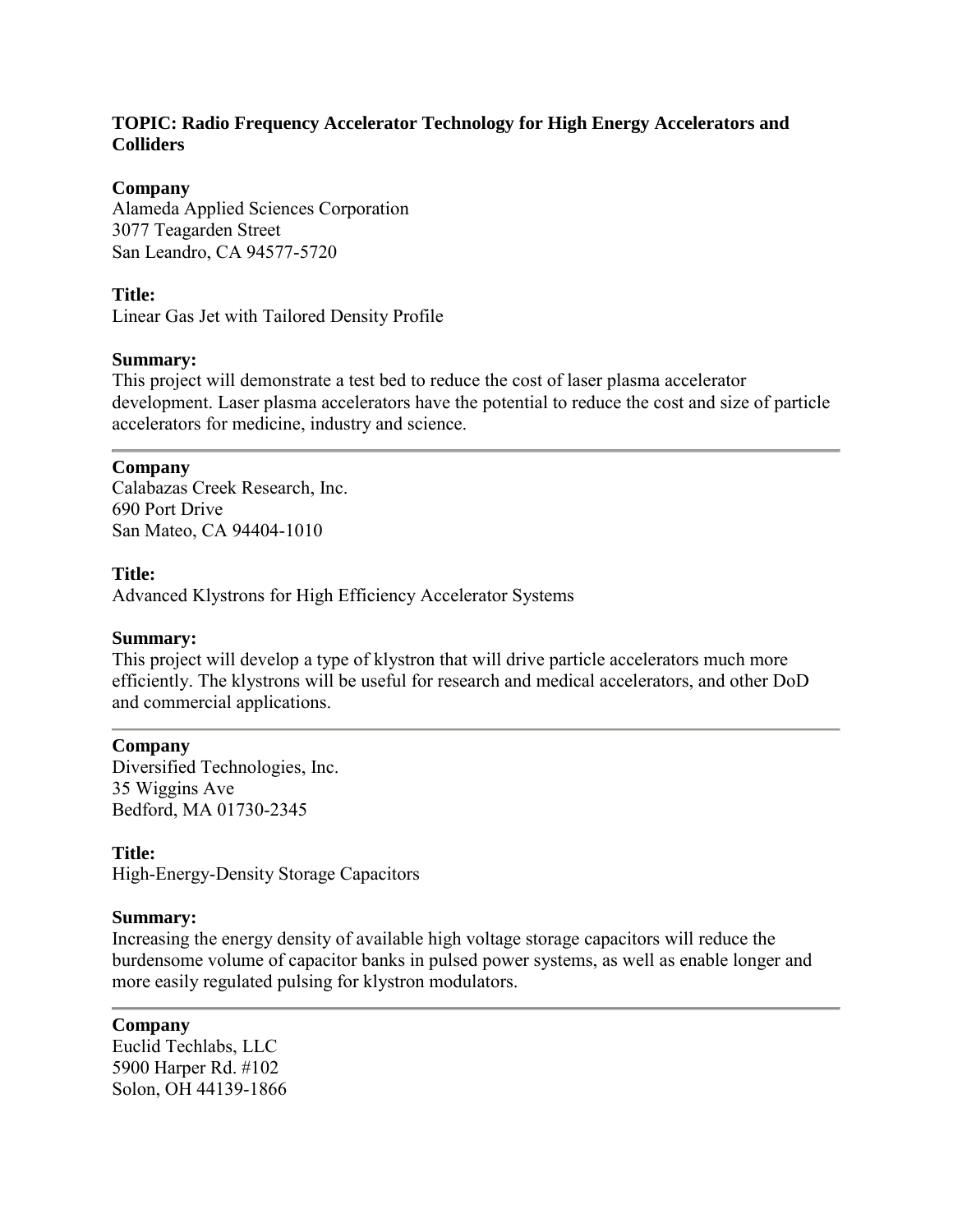**TOPIC: Radio Frequency Accelerator Technology for High Energy Accelerators and Colliders**

**Company**
Alameda Applied Sciences Corporation
3077 Teagarden Street
San Leandro, CA 94577-5720

**Title:**
Linear Gas Jet with Tailored Density Profile

**Summary:**
This project will demonstrate a test bed to reduce the cost of laser plasma accelerator development. Laser plasma accelerators have the potential to reduce the cost and size of particle accelerators for medicine, industry and science.

---

**Company**
Calabazas Creek Research, Inc.
690 Port Drive
San Mateo, CA 94404-1010

**Title:**
Advanced Klystrons for High Efficiency Accelerator Systems

**Summary:**
This project will develop a type of klystron that will drive particle accelerators much more efficiently. The klystrons will be useful for research and medical accelerators, and other DoD and commercial applications.

---

**Company**
Diversified Technologies, Inc.
35 Wiggins Ave
Bedford, MA 01730-2345

**Title:**
High-Energy-Density Storage Capacitors

**Summary:**
Increasing the energy density of available high voltage storage capacitors will reduce the burdensome volume of capacitor banks in pulsed power systems, as well as enable longer and more easily regulated pulsing for klystron modulators.

---

**Company**
Euclid Techlabs, LLC
5900 Harper Rd. #102
Solon, OH 44139-1866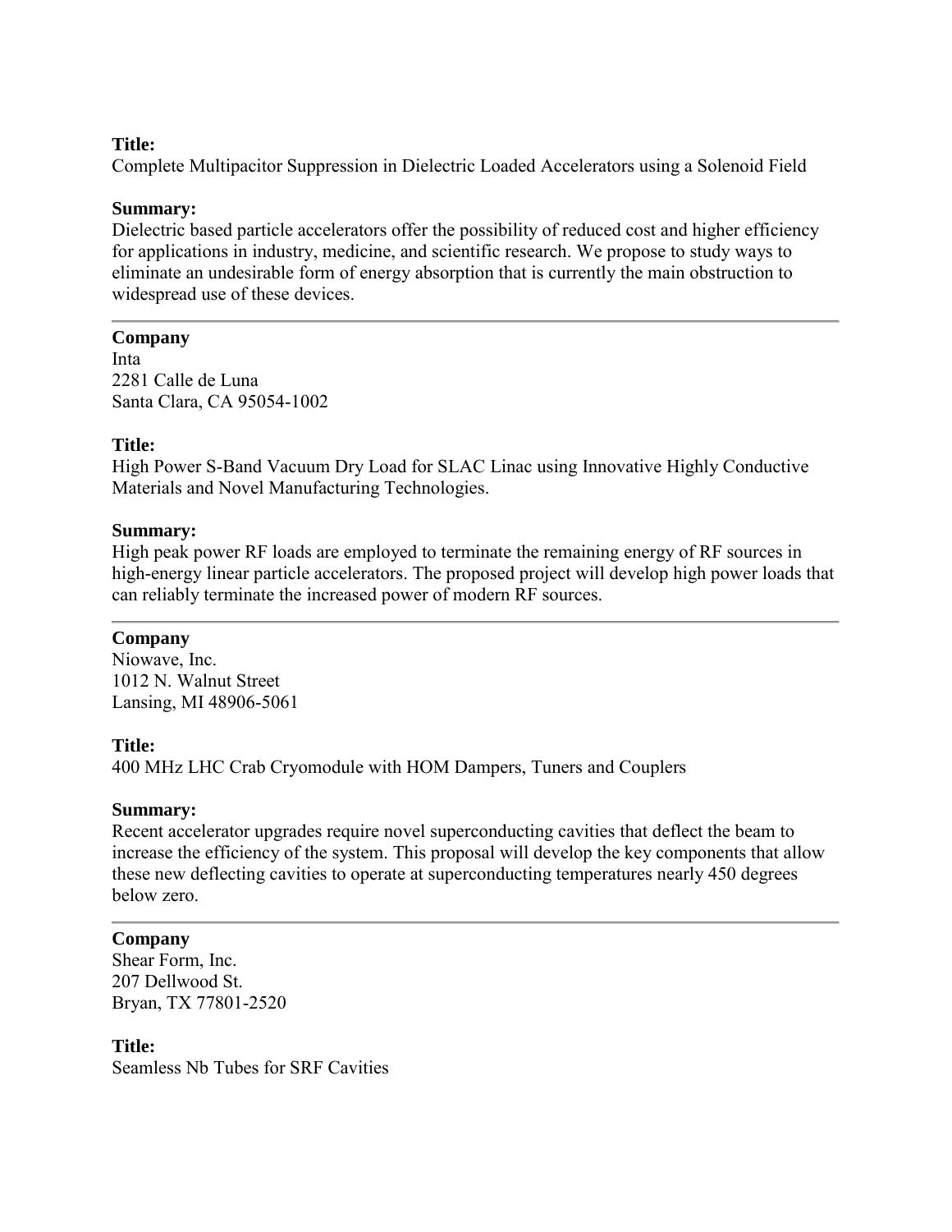**Title:**
Complete Multipacitor Suppression in Dielectric Loaded Accelerators using a Solenoid Field

**Summary:**
Dielectric based particle accelerators offer the possibility of reduced cost and higher efficiency for applications in industry, medicine, and scientific research. We propose to study ways to eliminate an undesirable form of energy absorption that is currently the main obstruction to widespread use of these devices.

---

**Company**
Inta
2281 Calle de Luna
Santa Clara, CA 95054-1002

**Title:**
High Power S-Band Vacuum Dry Load for SLAC Linac using Innovative Highly Conductive Materials and Novel Manufacturing Technologies.

**Summary:**
High peak power RF loads are employed to terminate the remaining energy of RF sources in high-energy linear particle accelerators. The proposed project will develop high power loads that can reliably terminate the increased power of modern RF sources.

---

**Company**
Niowave, Inc.
1012 N. Walnut Street
Lansing, MI 48906-5061

**Title:**
400 MHz LHC Crab Cryomodule with HOM Dampers, Tuners and Couplers

**Summary:**
Recent accelerator upgrades require novel superconducting cavities that deflect the beam to increase the efficiency of the system. This proposal will develop the key components that allow these new deflecting cavities to operate at superconducting temperatures nearly 450 degrees below zero.

---

**Company**
Shear Form, Inc.
207 Dellwood St.
Bryan, TX 77801-2520

**Title:**
Seamless Nb Tubes for SRF Cavities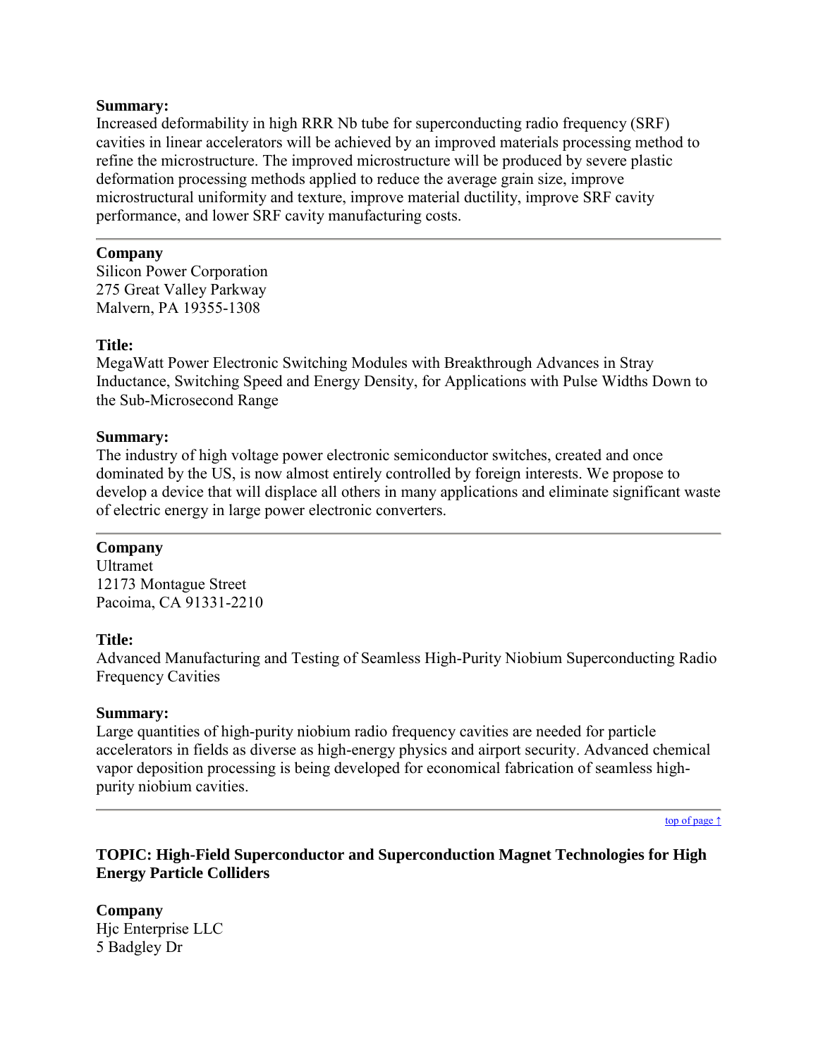**Summary:**
Increased deformability in high RRR Nb tube for superconducting radio frequency (SRF) cavities in linear accelerators will be achieved by an improved materials processing method to refine the microstructure. The improved microstructure will be produced by severe plastic deformation processing methods applied to reduce the average grain size, improve microstructural uniformity and texture, improve material ductility, improve SRF cavity performance, and lower SRF cavity manufacturing costs.

---

**Company**
Silicon Power Corporation
275 Great Valley Parkway
Malvern, PA 19355-1308

**Title:**
MegaWatt Power Electronic Switching Modules with Breakthrough Advances in Stray Inductance, Switching Speed and Energy Density, for Applications with Pulse Widths Down to the Sub-Microsecond Range

**Summary:**
The industry of high voltage power electronic semiconductor switches, created and once dominated by the US, is now almost entirely controlled by foreign interests. We propose to develop a device that will displace all others in many applications and eliminate significant waste of electric energy in large power electronic converters.

---

**Company**
Ultramet
12173 Montague Street
Pacoima, CA 91331-2210

**Title:**
Advanced Manufacturing and Testing of Seamless High-Purity Niobium Superconducting Radio Frequency Cavities

**Summary:**
Large quantities of high-purity niobium radio frequency cavities are needed for particle accelerators in fields as diverse as high-energy physics and airport security. Advanced chemical vapor deposition processing is being developed for economical fabrication of seamless high-purity niobium cavities.

---

top of page ↑

### TOPIC: High-Field Superconductor and Superconduction Magnet Technologies for High Energy Particle Colliders

**Company**
Hjc Enterprise LLC
5 Badgley Dr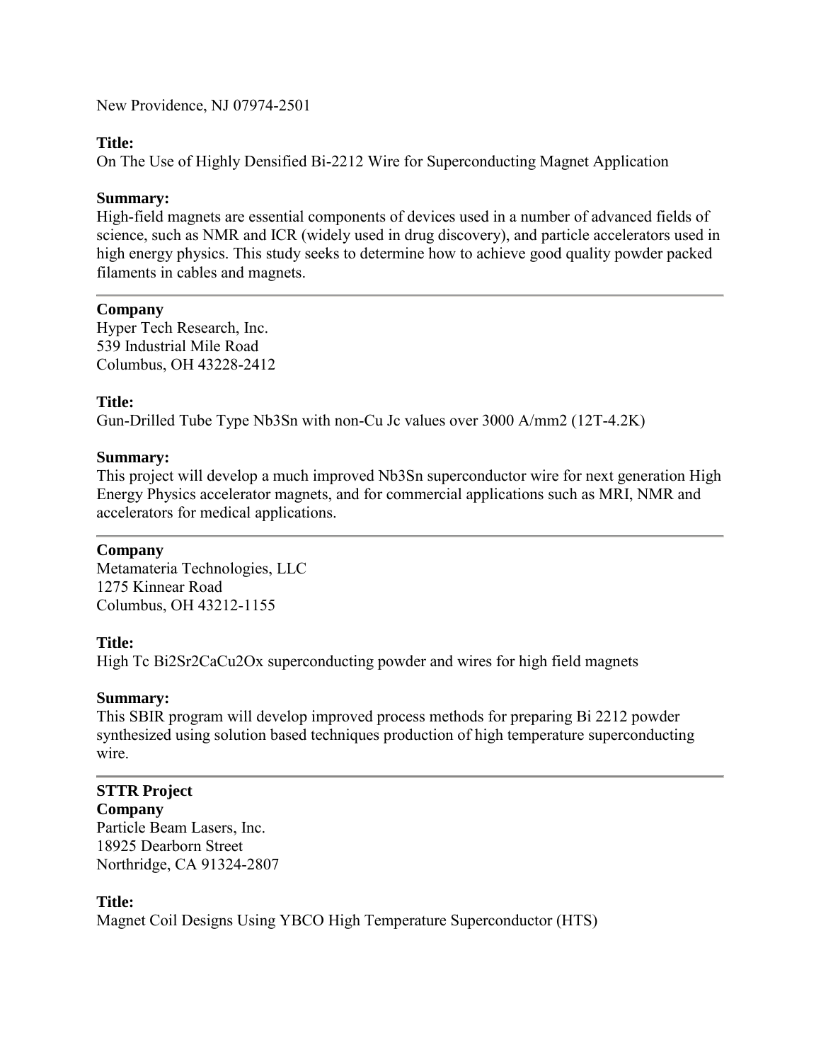New Providence, NJ 07974-2501

**Title:**
On The Use of Highly Densified Bi-2212 Wire for Superconducting Magnet Application

**Summary:**
High-field magnets are essential components of devices used in a number of advanced fields of science, such as NMR and ICR (widely used in drug discovery), and particle accelerators used in high energy physics. This study seeks to determine how to achieve good quality powder packed filaments in cables and magnets.

---

**Company**
Hyper Tech Research, Inc.
539 Industrial Mile Road
Columbus, OH 43228-2412

**Title:**
Gun-Drilled Tube Type $Nb_3Sn$ with non-Cu Jc values over 3000 A/mm2 (12T-4.2K)

**Summary:**
This project will develop a much improved $Nb_3Sn$ superconductor wire for next generation High Energy Physics accelerator magnets, and for commercial applications such as MRI, NMR and accelerators for medical applications.

---

**Company**
Metamateria Technologies, LLC
1275 Kinnear Road
Columbus, OH 43212-1155

**Title:**
High Tc $Bi_2Sr_2CaCu_2O_x$ superconducting powder and wires for high field magnets

**Summary:**
This SBIR program will develop improved process methods for preparing Bi 2212 powder synthesized using solution based techniques production of high temperature superconducting wire.

---

**STTR Project**
**Company**
Particle Beam Lasers, Inc.
18925 Dearborn Street
Northridge, CA 91324-2807

**Title:**
Magnet Coil Designs Using YBCO High Temperature Superconductor (HTS)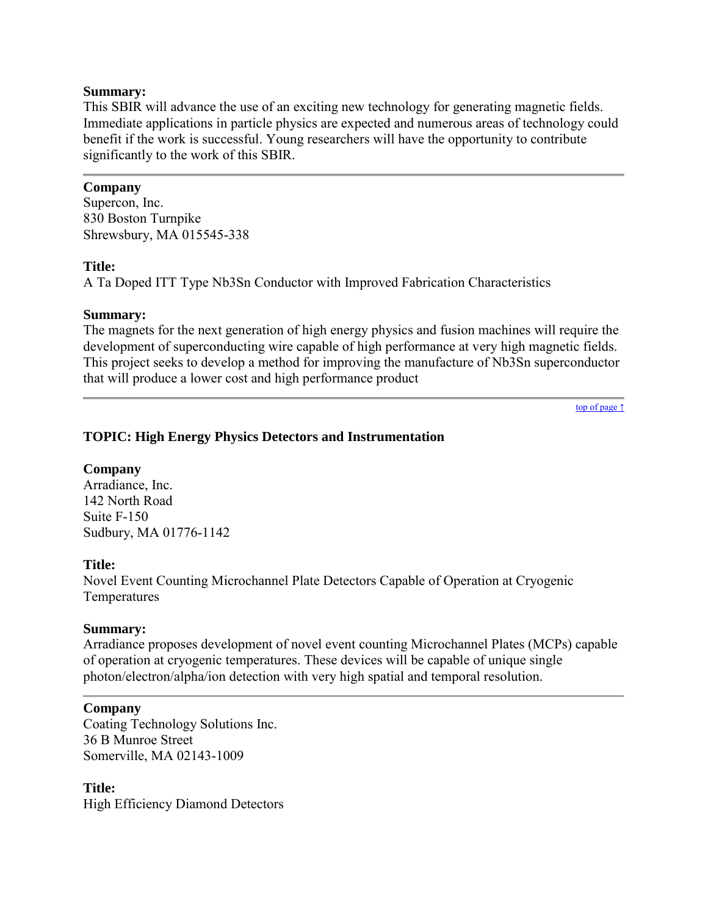**Summary:**
This SBIR will advance the use of an exciting new technology for generating magnetic fields. Immediate applications in particle physics are expected and numerous areas of technology could benefit if the work is successful. Young researchers will have the opportunity to contribute significantly to the work of this SBIR.

---

**Company**
Supercon, Inc.
830 Boston Turnpike
Shrewsbury, MA 015545-338

**Title:**
A Ta Doped ITT Type Nb3Sn Conductor with Improved Fabrication Characteristics

**Summary:**
The magnets for the next generation of high energy physics and fusion machines will require the development of superconducting wire capable of high performance at very high magnetic fields. This project seeks to develop a method for improving the manufacture of Nb3Sn superconductor that will produce a lower cost and high performance product

---

top of page ↑

### TOPIC: High Energy Physics Detectors and Instrumentation

**Company**
Arradiance, Inc.
142 North Road
Suite F-150
Sudbury, MA 01776-1142

**Title:**
Novel Event Counting Microchannel Plate Detectors Capable of Operation at Cryogenic Temperatures

**Summary:**
Arradiance proposes development of novel event counting Microchannel Plates (MCPs) capable of operation at cryogenic temperatures. These devices will be capable of unique single photon/electron/alpha/ion detection with very high spatial and temporal resolution.

---

**Company**
Coating Technology Solutions Inc.
36 B Munroe Street
Somerville, MA 02143-1009

**Title:**
High Efficiency Diamond Detectors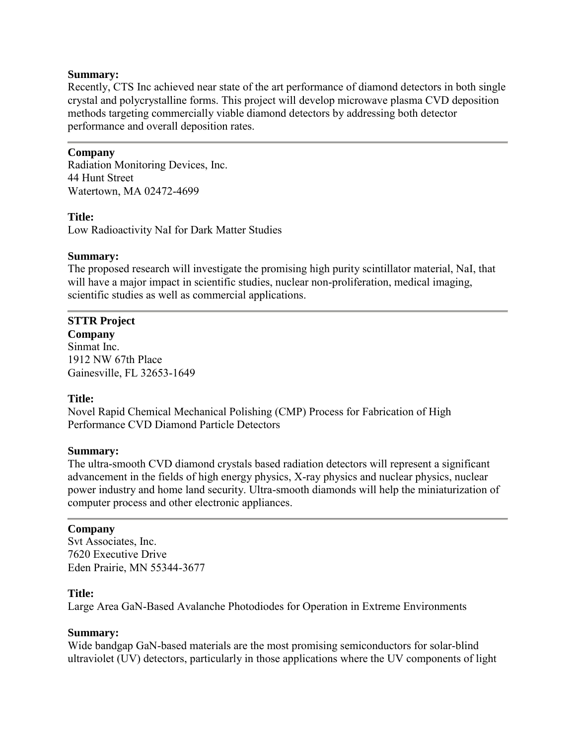**Summary:**
Recently, CTS Inc achieved near state of the art performance of diamond detectors in both single crystal and polycrystalline forms. This project will develop microwave plasma CVD deposition methods targeting commercially viable diamond detectors by addressing both detector performance and overall deposition rates.

---

**Company**
Radiation Monitoring Devices, Inc.
44 Hunt Street
Watertown, MA 02472-4699

**Title:**
Low Radioactivity NaI for Dark Matter Studies

**Summary:**
The proposed research will investigate the promising high purity scintillator material, NaI, that will have a major impact in scientific studies, nuclear non-proliferation, medical imaging, scientific studies as well as commercial applications.

---

**STTR Project**
**Company**
Sinmat Inc.
1912 NW 67th Place
Gainesville, FL 32653-1649

**Title:**
Novel Rapid Chemical Mechanical Polishing (CMP) Process for Fabrication of High Performance CVD Diamond Particle Detectors

**Summary:**
The ultra-smooth CVD diamond crystals based radiation detectors will represent a significant advancement in the fields of high energy physics, X-ray physics and nuclear physics, nuclear power industry and home land security. Ultra-smooth diamonds will help the miniaturization of computer process and other electronic appliances.

---

**Company**
Svt Associates, Inc.
7620 Executive Drive
Eden Prairie, MN 55344-3677

**Title:**
Large Area GaN-Based Avalanche Photodiodes for Operation in Extreme Environments

**Summary:**
Wide bandgap GaN-based materials are the most promising semiconductors for solar-blind ultraviolet (UV) detectors, particularly in those applications where the UV components of light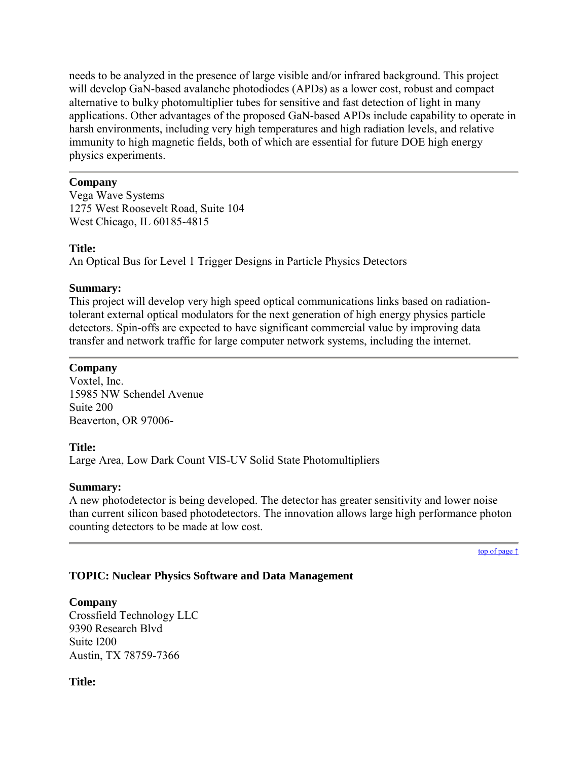needs to be analyzed in the presence of large visible and/or infrared background. This project will develop GaN-based avalanche photodiodes (APDs) as a lower cost, robust and compact alternative to bulky photomultiplier tubes for sensitive and fast detection of light in many applications. Other advantages of the proposed GaN-based APDs include capability to operate in harsh environments, including very high temperatures and high radiation levels, and relative immunity to high magnetic fields, both of which are essential for future DOE high energy physics experiments.

---

**Company**
Vega Wave Systems
1275 West Roosevelt Road, Suite 104
West Chicago, IL 60185-4815

**Title:**
An Optical Bus for Level 1 Trigger Designs in Particle Physics Detectors

**Summary:**
This project will develop very high speed optical communications links based on radiation-tolerant external optical modulators for the next generation of high energy physics particle detectors. Spin-offs are expected to have significant commercial value by improving data transfer and network traffic for large computer network systems, including the internet.

---

**Company**
Voxtel, Inc.
15985 NW Schendel Avenue
Suite 200
Beaverton, OR 97006-

**Title:**
Large Area, Low Dark Count VIS-UV Solid State Photomultipliers

**Summary:**
A new photodetector is being developed. The detector has greater sensitivity and lower noise than current silicon based photodetectors. The innovation allows large high performance photon counting detectors to be made at low cost.

---

top of page ↑

**TOPIC: Nuclear Physics Software and Data Management**

**Company**
Crossfield Technology LLC
9390 Research Blvd
Suite I200
Austin, TX 78759-7366

**Title:**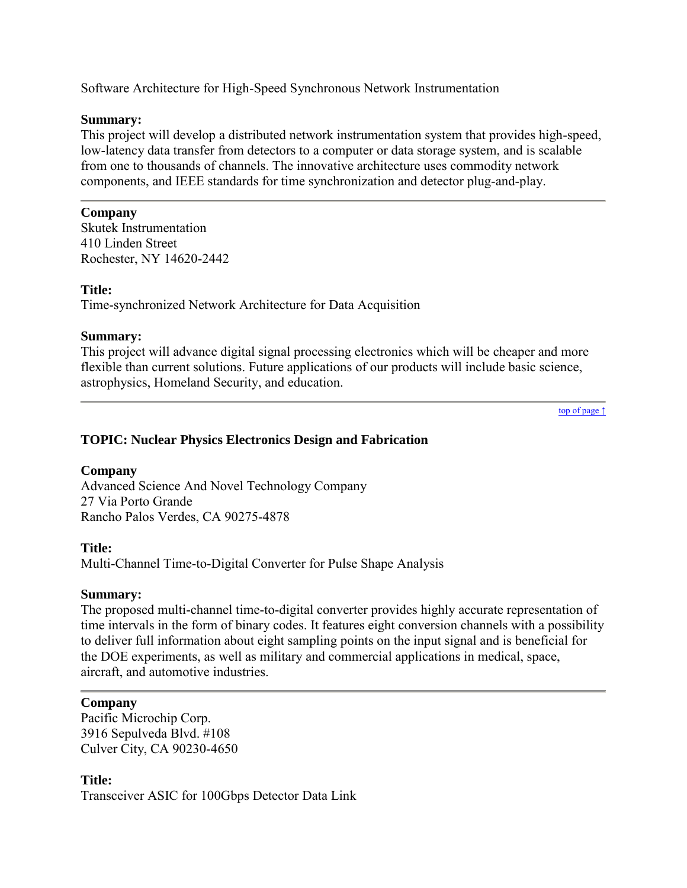Software Architecture for High-Speed Synchronous Network Instrumentation

**Summary:**
This project will develop a distributed network instrumentation system that provides high-speed, low-latency data transfer from detectors to a computer or data storage system, and is scalable from one to thousands of channels. The innovative architecture uses commodity network components, and IEEE standards for time synchronization and detector plug-and-play.

---

**Company**
Skutek Instrumentation
410 Linden Street
Rochester, NY 14620-2442

**Title:**
Time-synchronized Network Architecture for Data Acquisition

**Summary:**
This project will advance digital signal processing electronics which will be cheaper and more flexible than current solutions. Future applications of our products will include basic science, astrophysics, Homeland Security, and education.

---

top of page ↑

### TOPIC: Nuclear Physics Electronics Design and Fabrication

**Company**
Advanced Science And Novel Technology Company
27 Via Porto Grande
Rancho Palos Verdes, CA 90275-4878

**Title:**
Multi-Channel Time-to-Digital Converter for Pulse Shape Analysis

**Summary:**
The proposed multi-channel time-to-digital converter provides highly accurate representation of time intervals in the form of binary codes. It features eight conversion channels with a possibility to deliver full information about eight sampling points on the input signal and is beneficial for the DOE experiments, as well as military and commercial applications in medical, space, aircraft, and automotive industries.

---

**Company**
Pacific Microchip Corp.
3916 Sepulveda Blvd. #108
Culver City, CA 90230-4650

**Title:**
Transceiver ASIC for 100Gbps Detector Data Link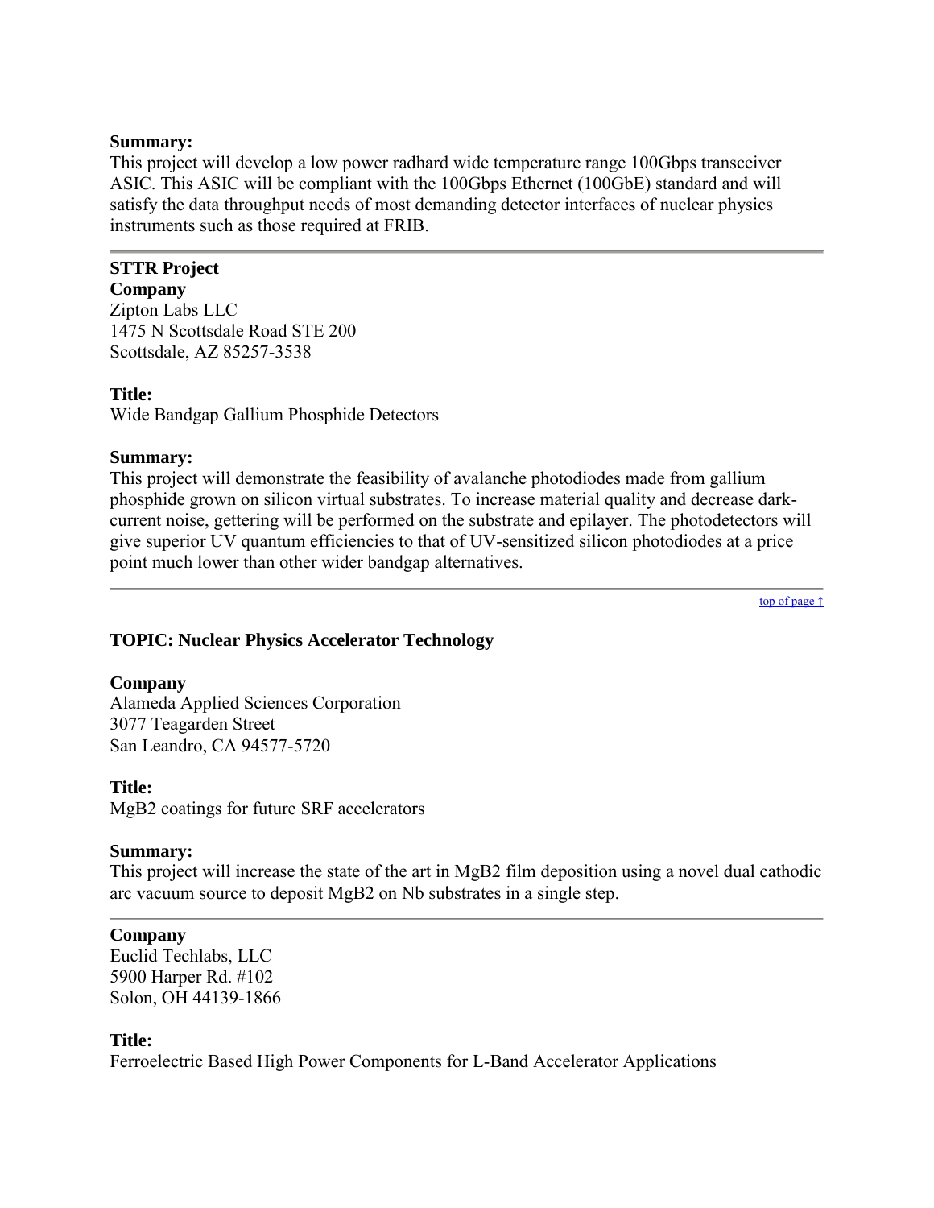**Summary:**
This project will develop a low power radhard wide temperature range 100Gbps transceiver ASIC. This ASIC will be compliant with the 100Gbps Ethernet (100GbE) standard and will satisfy the data throughput needs of most demanding detector interfaces of nuclear physics instruments such as those required at FRIB.

---

**STTR Project**
**Company**
Zipton Labs LLC
1475 N Scottsdale Road STE 200
Scottsdale, AZ 85257-3538

**Title:**
Wide Bandgap Gallium Phosphide Detectors

**Summary:**
This project will demonstrate the feasibility of avalanche photodiodes made from gallium phosphide grown on silicon virtual substrates. To increase material quality and decrease dark-current noise, gettering will be performed on the substrate and epilayer. The photodetectors will give superior UV quantum efficiencies to that of UV-sensitized silicon photodiodes at a price point much lower than other wider bandgap alternatives.

---

top of page ↑

### TOPIC: Nuclear Physics Accelerator Technology

**Company**
Alameda Applied Sciences Corporation
3077 Teagarden Street
San Leandro, CA 94577-5720

**Title:**
$MgB_2$ coatings for future SRF accelerators

**Summary:**
This project will increase the state of the art in $MgB_2$ film deposition using a novel dual cathodic arc vacuum source to deposit $MgB_2$ on Nb substrates in a single step.

---

**Company**
Euclid Techlabs, LLC
5900 Harper Rd. #102
Solon, OH 44139-1866

**Title:**
Ferroelectric Based High Power Components for L-Band Accelerator Applications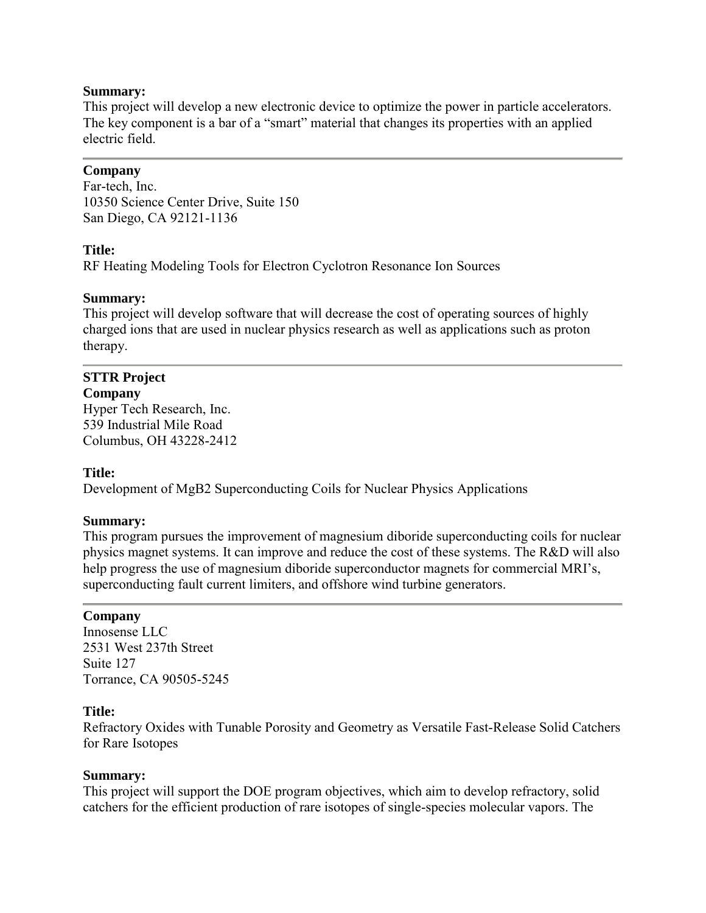**Summary:**
This project will develop a new electronic device to optimize the power in particle accelerators. The key component is a bar of a “smart” material that changes its properties with an applied electric field.

---

**Company**
Far-tech, Inc.
10350 Science Center Drive, Suite 150
San Diego, CA 92121-1136

**Title:**
RF Heating Modeling Tools for Electron Cyclotron Resonance Ion Sources

**Summary:**
This project will develop software that will decrease the cost of operating sources of highly charged ions that are used in nuclear physics research as well as applications such as proton therapy.

---

**STTR Project**
**Company**
Hyper Tech Research, Inc.
539 Industrial Mile Road
Columbus, OH 43228-2412

**Title:**
Development of MgB2 Superconducting Coils for Nuclear Physics Applications

**Summary:**
This program pursues the improvement of magnesium diboride superconducting coils for nuclear physics magnet systems. It can improve and reduce the cost of these systems. The R&D will also help progress the use of magnesium diboride superconductor magnets for commercial MRI’s, superconducting fault current limiters, and offshore wind turbine generators.

---

**Company**
Innosense LLC
2531 West 237th Street
Suite 127
Torrance, CA 90505-5245

**Title:**
Refractory Oxides with Tunable Porosity and Geometry as Versatile Fast-Release Solid Catchers for Rare Isotopes

**Summary:**
This project will support the DOE program objectives, which aim to develop refractory, solid catchers for the efficient production of rare isotopes of single-species molecular vapors. The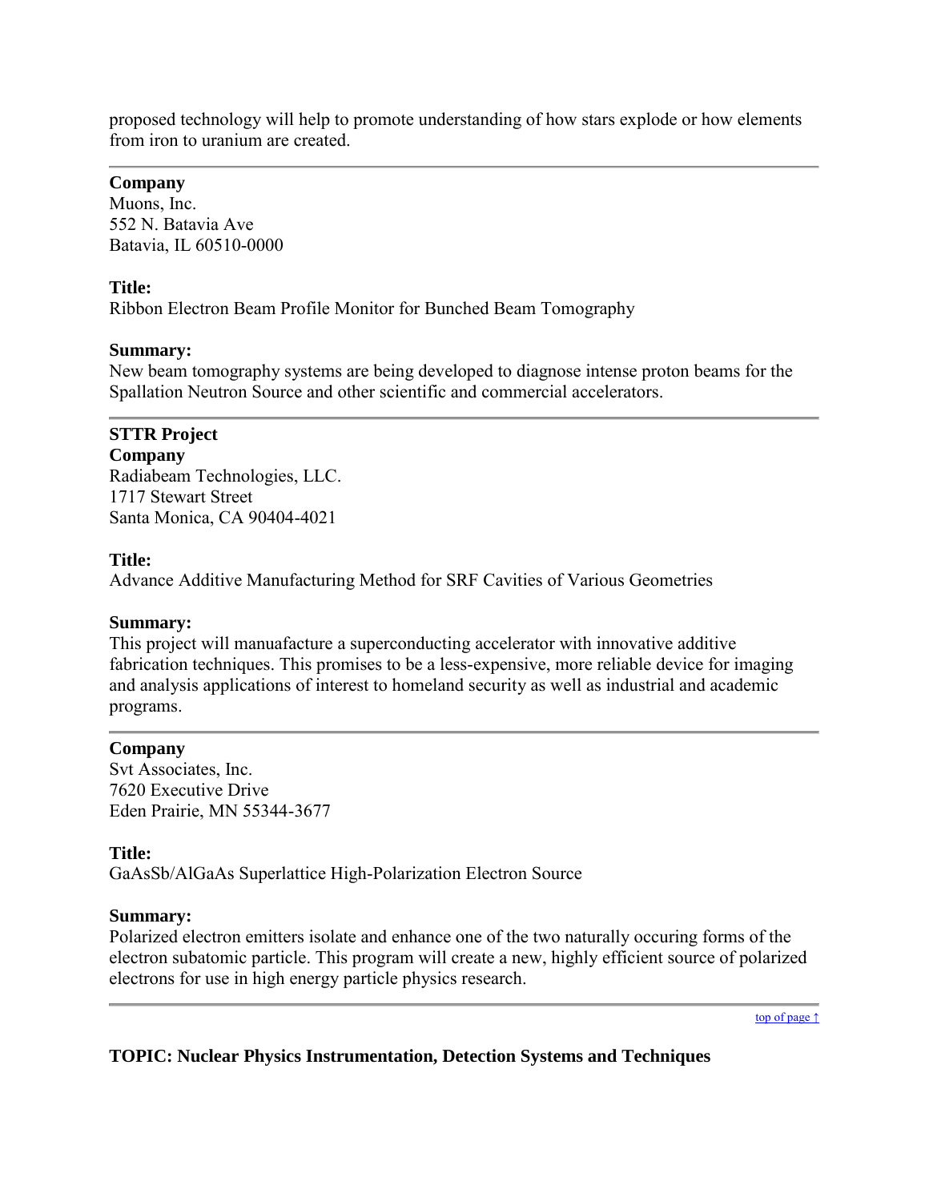proposed technology will help to promote understanding of how stars explode or how elements from iron to uranium are created.

---

**Company**
Muons, Inc.
552 N. Batavia Ave
Batavia, IL 60510-0000

**Title:**
Ribbon Electron Beam Profile Monitor for Bunched Beam Tomography

**Summary:**
New beam tomography systems are being developed to diagnose intense proton beams for the Spallation Neutron Source and other scientific and commercial accelerators.

---

**STTR Project**
**Company**
Radiabeam Technologies, LLC.
1717 Stewart Street
Santa Monica, CA 90404-4021

**Title:**
Advance Additive Manufacturing Method for SRF Cavities of Various Geometries

**Summary:**
This project will manuafacture a superconducting accelerator with innovative additive fabrication techniques. This promises to be a less-expensive, more reliable device for imaging and analysis applications of interest to homeland security as well as industrial and academic programs.

---

**Company**
Svt Associates, Inc.
7620 Executive Drive
Eden Prairie, MN 55344-3677

**Title:**
GaAsSb/AlGaAs Superlattice High-Polarization Electron Source

**Summary:**
Polarized electron emitters isolate and enhance one of the two naturally occuring forms of the electron subatomic particle. This program will create a new, highly efficient source of polarized electrons for use in high energy particle physics research.

---

top of page ↑

**TOPIC: Nuclear Physics Instrumentation, Detection Systems and Techniques**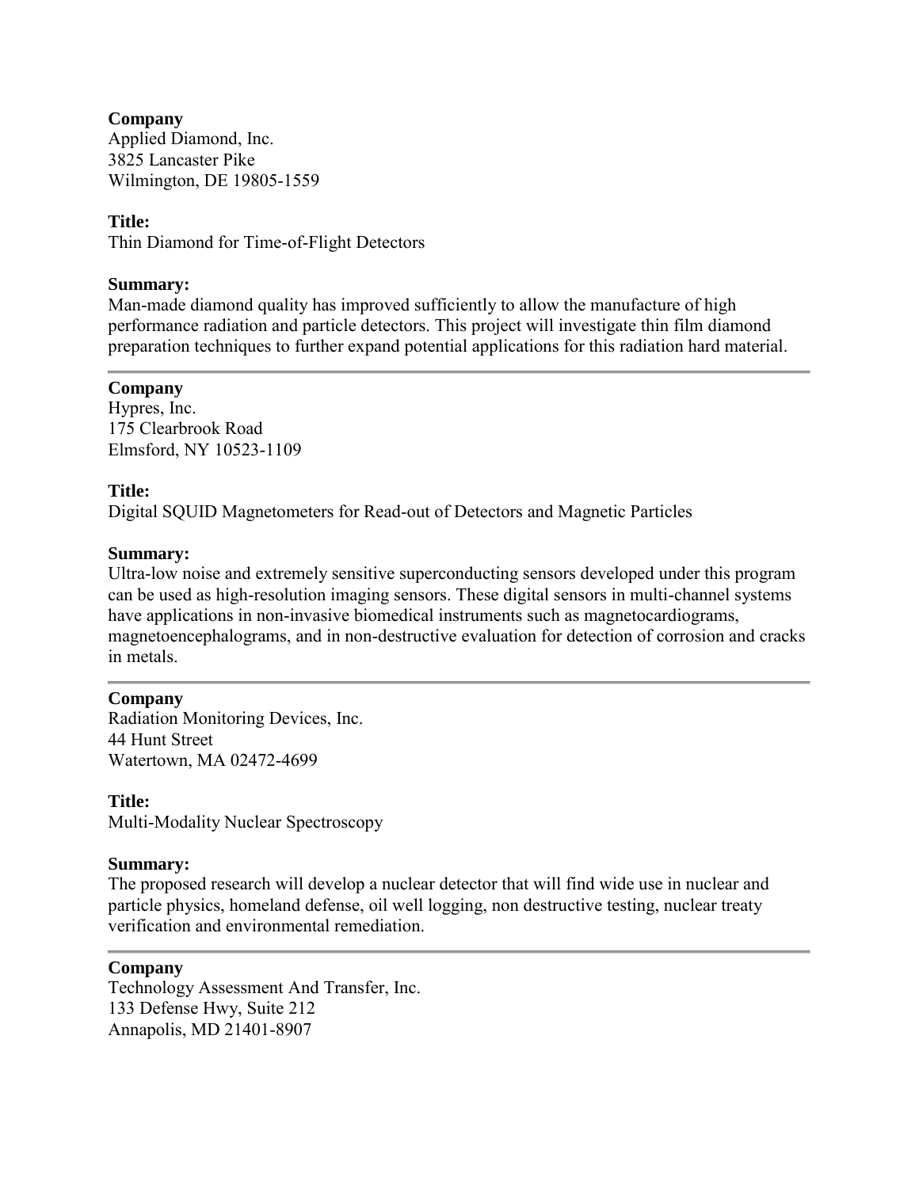**Company**
Applied Diamond, Inc.
3825 Lancaster Pike
Wilmington, DE 19805-1559

**Title:**
Thin Diamond for Time-of-Flight Detectors

**Summary:**
Man-made diamond quality has improved sufficiently to allow the manufacture of high performance radiation and particle detectors. This project will investigate thin film diamond preparation techniques to further expand potential applications for this radiation hard material.

---

**Company**
Hypres, Inc.
175 Clearbrook Road
Elmsford, NY 10523-1109

**Title:**
Digital SQUID Magnetometers for Read-out of Detectors and Magnetic Particles

**Summary:**
Ultra-low noise and extremely sensitive superconducting sensors developed under this program can be used as high-resolution imaging sensors. These digital sensors in multi-channel systems have applications in non-invasive biomedical instruments such as magnetocardiograms, magnetoencephalograms, and in non-destructive evaluation for detection of corrosion and cracks in metals.

---

**Company**
Radiation Monitoring Devices, Inc.
44 Hunt Street
Watertown, MA 02472-4699

**Title:**
Multi-Modality Nuclear Spectroscopy

**Summary:**
The proposed research will develop a nuclear detector that will find wide use in nuclear and particle physics, homeland defense, oil well logging, non destructive testing, nuclear treaty verification and environmental remediation.

---

**Company**
Technology Assessment And Transfer, Inc.
133 Defense Hwy, Suite 212
Annapolis, MD 21401-8907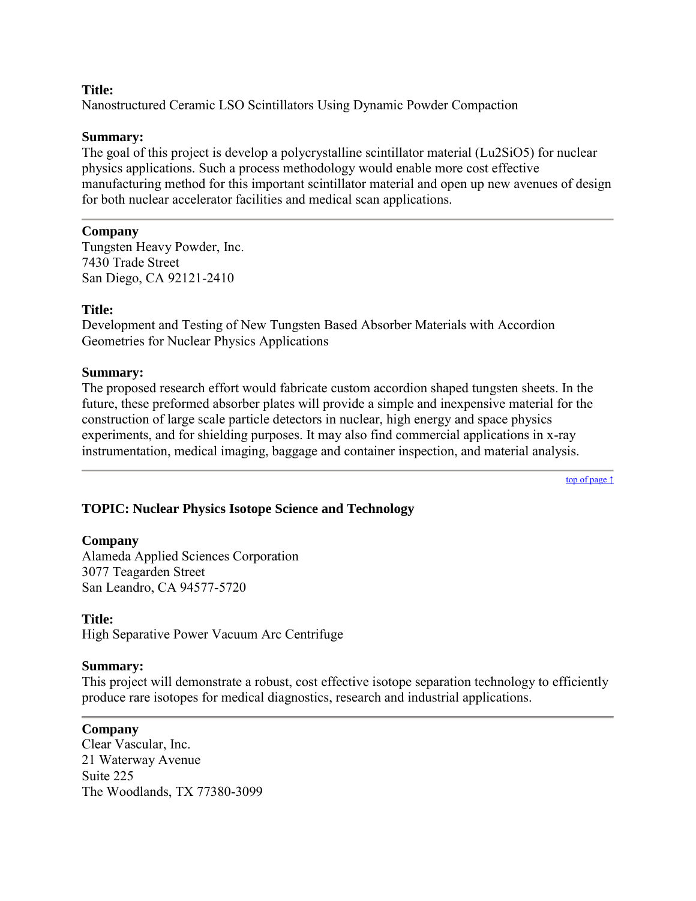**Title:**
Nanostructured Ceramic LSO Scintillators Using Dynamic Powder Compaction

**Summary:**
The goal of this project is develop a polycrystalline scintillator material ($Lu_2SiO_5$) for nuclear physics applications. Such a process methodology would enable more cost effective manufacturing method for this important scintillator material and open up new avenues of design for both nuclear accelerator facilities and medical scan applications.

---

**Company**
Tungsten Heavy Powder, Inc.
7430 Trade Street
San Diego, CA 92121-2410

**Title:**
Development and Testing of New Tungsten Based Absorber Materials with Accordion Geometries for Nuclear Physics Applications

**Summary:**
The proposed research effort would fabricate custom accordion shaped tungsten sheets. In the future, these preformed absorber plates will provide a simple and inexpensive material for the construction of large scale particle detectors in nuclear, high energy and space physics experiments, and for shielding purposes. It may also find commercial applications in x-ray instrumentation, medical imaging, baggage and container inspection, and material analysis.

---

top of page ↑

### TOPIC: Nuclear Physics Isotope Science and Technology

**Company**
Alameda Applied Sciences Corporation
3077 Teagarden Street
San Leandro, CA 94577-5720

**Title:**
High Separative Power Vacuum Arc Centrifuge

**Summary:**
This project will demonstrate a robust, cost effective isotope separation technology to efficiently produce rare isotopes for medical diagnostics, research and industrial applications.

---

**Company**
Clear Vascular, Inc.
21 Waterway Avenue
Suite 225
The Woodlands, TX 77380-3099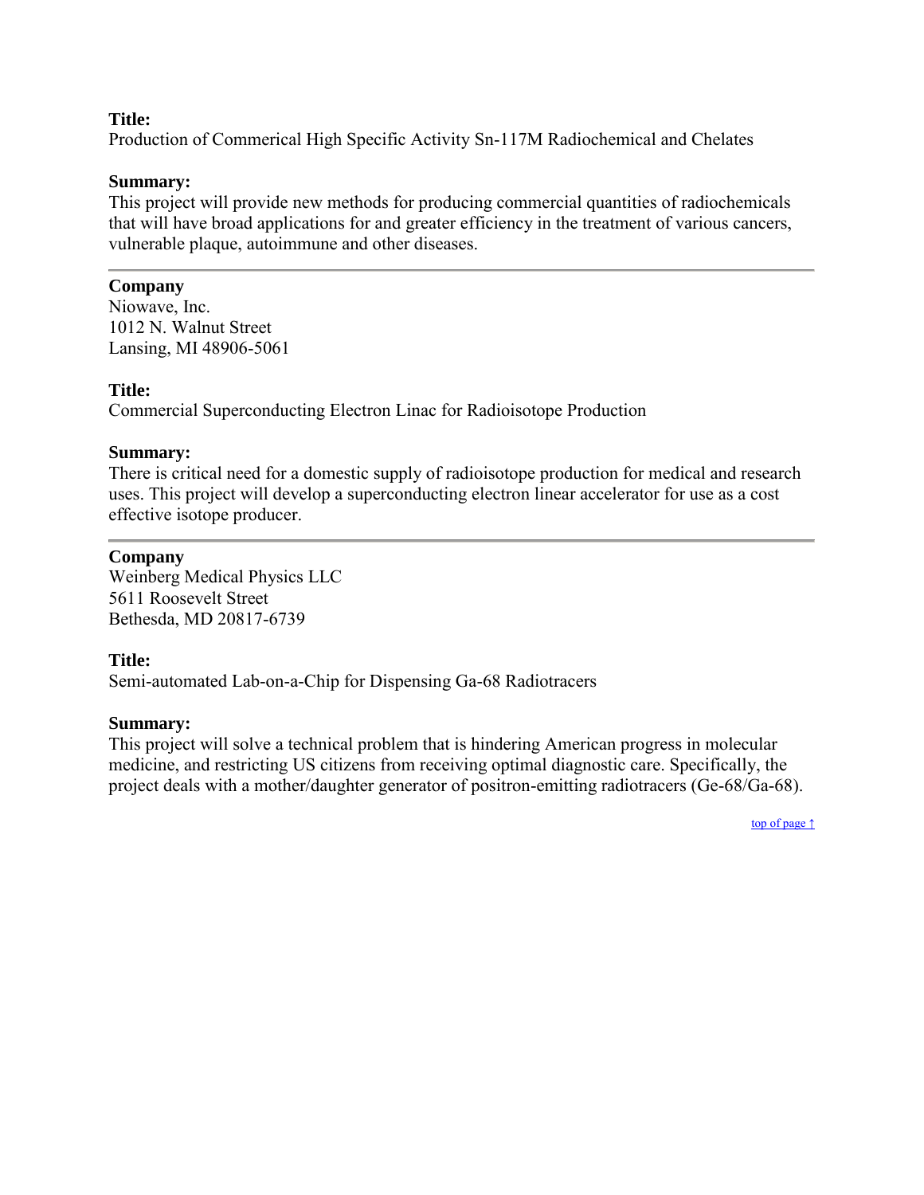**Title:**
Production of Commerical High Specific Activity Sn-117M Radiochemical and Chelates

**Summary:**
This project will provide new methods for producing commercial quantities of radiochemicals that will have broad applications for and greater efficiency in the treatment of various cancers, vulnerable plaque, autoimmune and other diseases.

---

**Company**
Niowave, Inc.
1012 N. Walnut Street
Lansing, MI 48906-5061

**Title:**
Commercial Superconducting Electron Linac for Radioisotope Production

**Summary:**
There is critical need for a domestic supply of radioisotope production for medical and research uses. This project will develop a superconducting electron linear accelerator for use as a cost effective isotope producer.

---

**Company**
Weinberg Medical Physics LLC
5611 Roosevelt Street
Bethesda, MD 20817-6739

**Title:**
Semi-automated Lab-on-a-Chip for Dispensing Ga-68 Radiotracers

**Summary:**
This project will solve a technical problem that is hindering American progress in molecular medicine, and restricting US citizens from receiving optimal diagnostic care. Specifically, the project deals with a mother/daughter generator of positron-emitting radiotracers (Ge-68/Ga-68).

top of page ↑